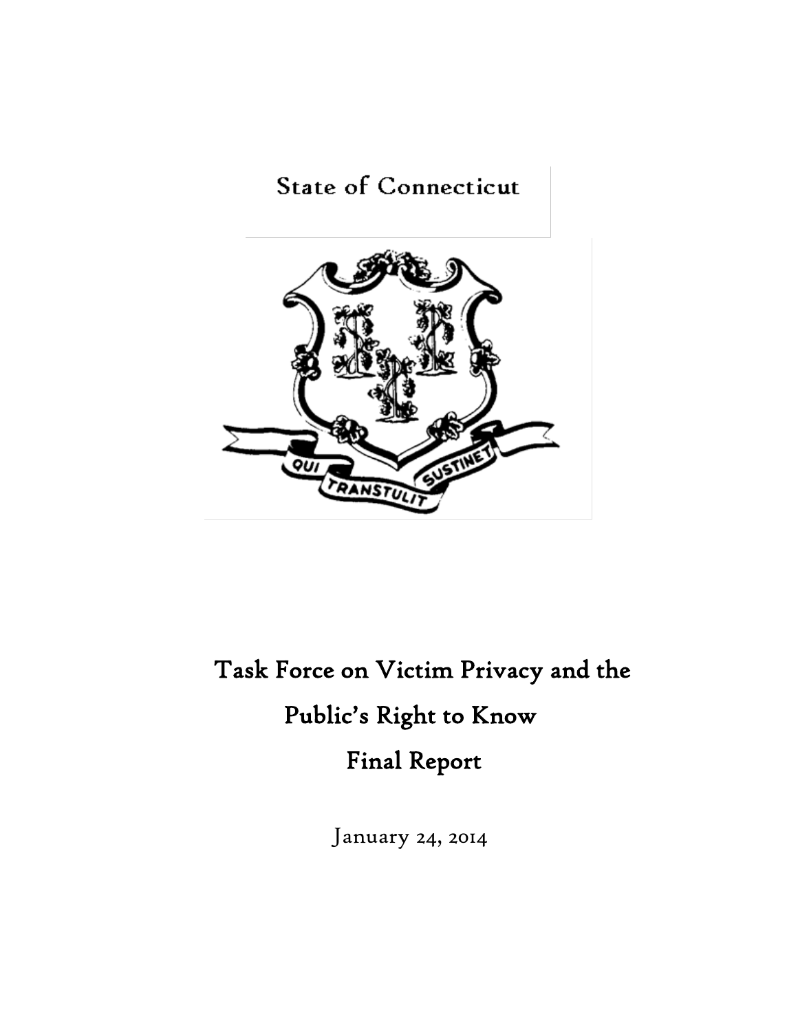State of Connecticut

QUI TRANSTULIT SUSTINET

# Task Force on Victim Privacy and the Public's Right to Know Final Report

January 24, 2014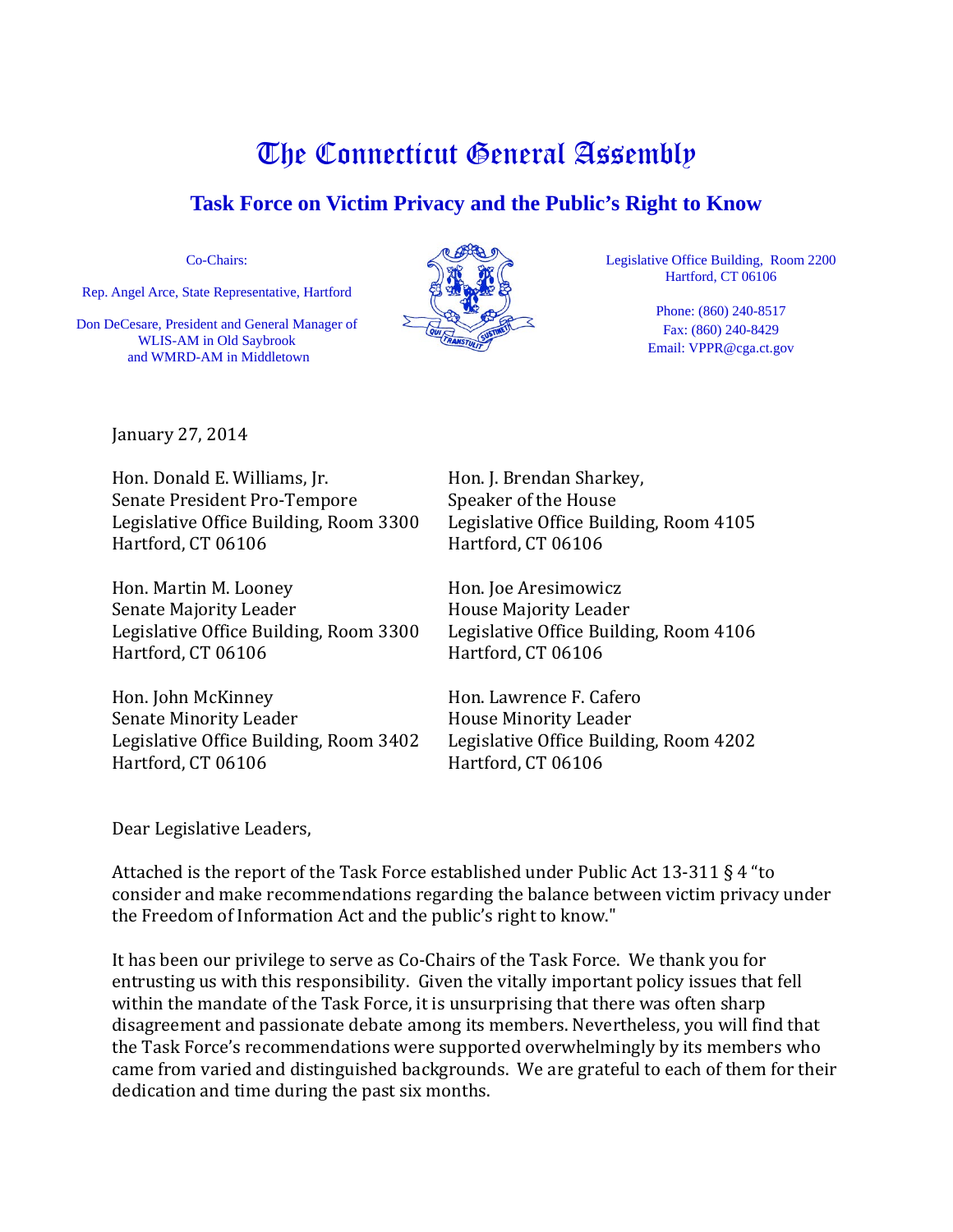# The Connecticut General Assembly

## Task Force on Victim Privacy and the Public's Right to Know

Co-Chairs:

Rep. Angel Arce, State Representative, Hartford

Don DeCesare, President and General Manager of WLIS-AM in Old Saybrook and WMRD-AM in Middletown

Legislative Office Building, Room 2200
Hartford, CT 06106

Phone: (860) 240-8517
Fax: (860) 240-8429
Email: VPPR@cga.ct.gov

January 27, 2014

Hon. Donald E. Williams, Jr.
Senate President Pro-Tempore
Legislative Office Building, Room 3300
Hartford, CT 06106

Hon. J. Brendan Sharkey,
Speaker of the House
Legislative Office Building, Room 4105
Hartford, CT 06106

Hon. Martin M. Looney
Senate Majority Leader
Legislative Office Building, Room 3300
Hartford, CT 06106

Hon. Joe Aresimowicz
House Majority Leader
Legislative Office Building, Room 4106
Hartford, CT 06106

Hon. John McKinney
Senate Minority Leader
Legislative Office Building, Room 3402
Hartford, CT 06106

Hon. Lawrence F. Cafero
House Minority Leader
Legislative Office Building, Room 4202
Hartford, CT 06106

Dear Legislative Leaders,

Attached is the report of the Task Force established under Public Act 13-311 § 4 "to consider and make recommendations regarding the balance between victim privacy under the Freedom of Information Act and the public's right to know."

It has been our privilege to serve as Co-Chairs of the Task Force. We thank you for entrusting us with this responsibility. Given the vitally important policy issues that fell within the mandate of the Task Force, it is unsurprising that there was often sharp disagreement and passionate debate among its members. Nevertheless, you will find that the Task Force's recommendations were supported overwhelmingly by its members who came from varied and distinguished backgrounds. We are grateful to each of them for their dedication and time during the past six months.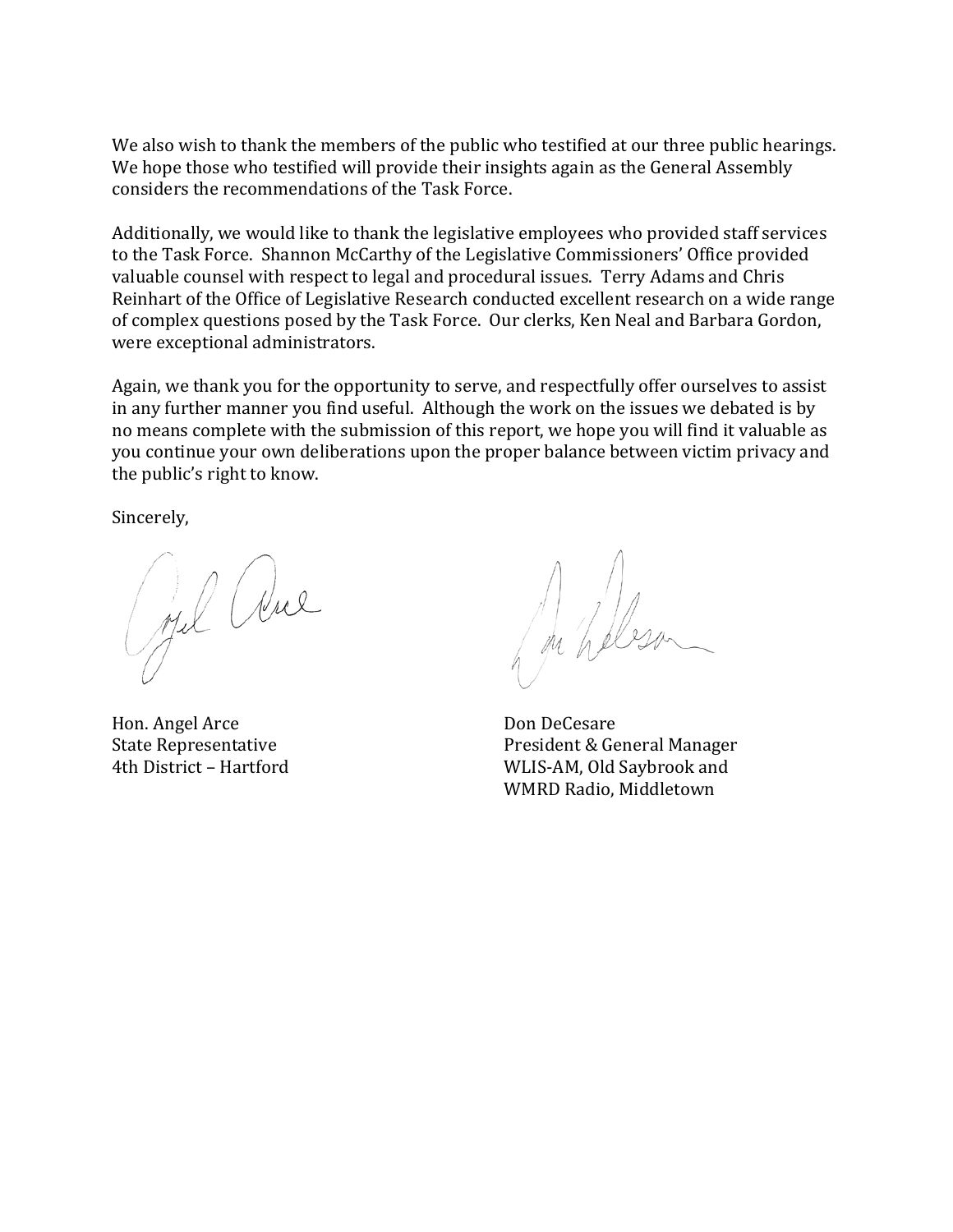We also wish to thank the members of the public who testified at our three public hearings. We hope those who testified will provide their insights again as the General Assembly considers the recommendations of the Task Force.

Additionally, we would like to thank the legislative employees who provided staff services to the Task Force. Shannon McCarthy of the Legislative Commissioners' Office provided valuable counsel with respect to legal and procedural issues. Terry Adams and Chris Reinhart of the Office of Legislative Research conducted excellent research on a wide range of complex questions posed by the Task Force. Our clerks, Ken Neal and Barbara Gordon, were exceptional administrators.

Again, we thank you for the opportunity to serve, and respectfully offer ourselves to assist in any further manner you find useful. Although the work on the issues we debated is by no means complete with the submission of this report, we hope you will find it valuable as you continue your own deliberations upon the proper balance between victim privacy and the public's right to know.

Sincerely,

Hon. Angel Arce
State Representative
4th District – Hartford

Don DeCesare
President & General Manager
WLIS-AM, Old Saybrook and
WMRD Radio, Middletown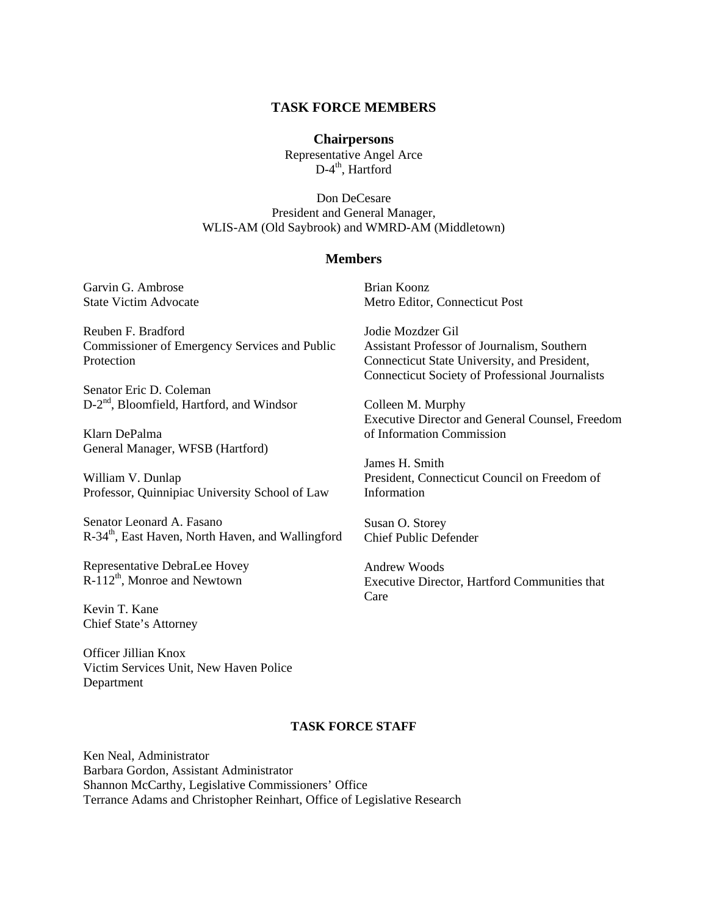## TASK FORCE MEMBERS

### Chairpersons

Representative Angel Arce
D-4th, Hartford

Don DeCesare
President and General Manager,
WLIS-AM (Old Saybrook) and WMRD-AM (Middletown)

### Members

Garvin G. Ambrose
State Victim Advocate

Reuben F. Bradford
Commissioner of Emergency Services and Public Protection

Senator Eric D. Coleman
D-2nd, Bloomfield, Hartford, and Windsor

Klarn DePalma
General Manager, WFSB (Hartford)

William V. Dunlap
Professor, Quinnipiac University School of Law

Senator Leonard A. Fasano
R-34th, East Haven, North Haven, and Wallingford

Representative DebraLee Hovey
R-112th, Monroe and Newtown

Kevin T. Kane
Chief State's Attorney

Officer Jillian Knox
Victim Services Unit, New Haven Police Department

Brian Koonz
Metro Editor, Connecticut Post

Jodie Mozdzer Gil
Assistant Professor of Journalism, Southern Connecticut State University, and President, Connecticut Society of Professional Journalists

Colleen M. Murphy
Executive Director and General Counsel, Freedom of Information Commission

James H. Smith
President, Connecticut Council on Freedom of Information

Susan O. Storey
Chief Public Defender

Andrew Woods
Executive Director, Hartford Communities that Care

## TASK FORCE STAFF

Ken Neal, Administrator
Barbara Gordon, Assistant Administrator
Shannon McCarthy, Legislative Commissioners' Office
Terrance Adams and Christopher Reinhart, Office of Legislative Research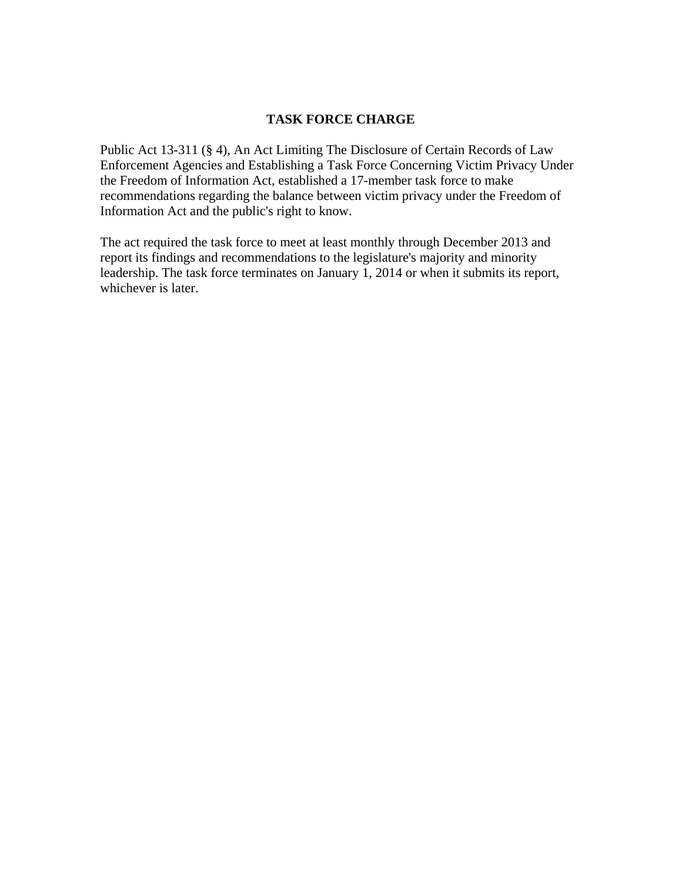## TASK FORCE CHARGE

Public Act 13-311 (§ 4), An Act Limiting The Disclosure of Certain Records of Law Enforcement Agencies and Establishing a Task Force Concerning Victim Privacy Under the Freedom of Information Act, established a 17-member task force to make recommendations regarding the balance between victim privacy under the Freedom of Information Act and the public's right to know.

The act required the task force to meet at least monthly through December 2013 and report its findings and recommendations to the legislature's majority and minority leadership. The task force terminates on January 1, 2014 or when it submits its report, whichever is later.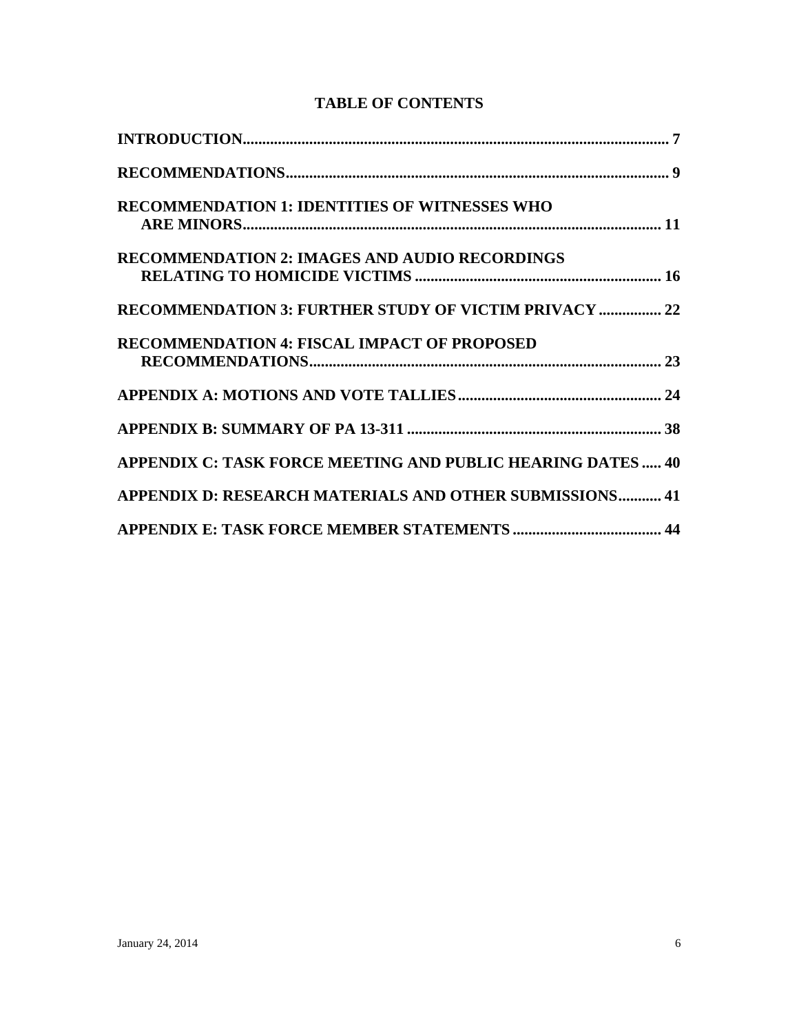# TABLE OF CONTENTS

**INTRODUCTION** ........................................................................ 7

**RECOMMENDATIONS** ........................................................................ 9

**RECOMMENDATION 1: IDENTITIES OF WITNESSES WHO ARE MINORS** ........................................................................ 11

**RECOMMENDATION 2: IMAGES AND AUDIO RECORDINGS RELATING TO HOMICIDE VICTIMS** ........................................................................ 16

**RECOMMENDATION 3: FURTHER STUDY OF VICTIM PRIVACY** ........................................................................ 22

**RECOMMENDATION 4: FISCAL IMPACT OF PROPOSED RECOMMENDATIONS** ........................................................................ 23

**APPENDIX A: MOTIONS AND VOTE TALLIES** ........................................................................ 24

**APPENDIX B: SUMMARY OF PA 13-311** ........................................................................ 38

**APPENDIX C: TASK FORCE MEETING AND PUBLIC HEARING DATES** ........................................................................ 40

**APPENDIX D: RESEARCH MATERIALS AND OTHER SUBMISSIONS** ........................................................................ 41

**APPENDIX E: TASK FORCE MEMBER STATEMENTS** ........................................................................ 44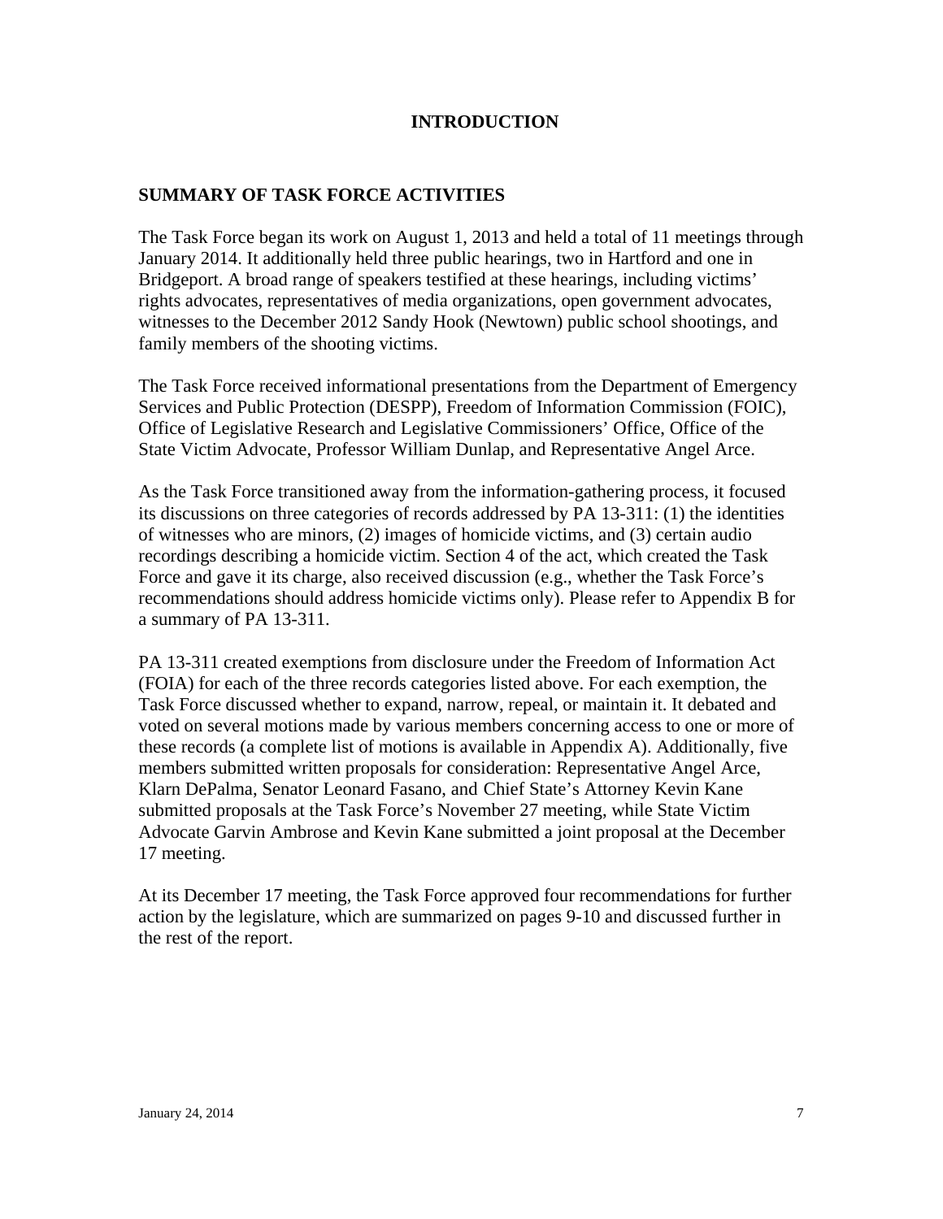# INTRODUCTION

## SUMMARY OF TASK FORCE ACTIVITIES

The Task Force began its work on August 1, 2013 and held a total of 11 meetings through January 2014. It additionally held three public hearings, two in Hartford and one in Bridgeport. A broad range of speakers testified at these hearings, including victims' rights advocates, representatives of media organizations, open government advocates, witnesses to the December 2012 Sandy Hook (Newtown) public school shootings, and family members of the shooting victims.

The Task Force received informational presentations from the Department of Emergency Services and Public Protection (DESPP), Freedom of Information Commission (FOIC), Office of Legislative Research and Legislative Commissioners' Office, Office of the State Victim Advocate, Professor William Dunlap, and Representative Angel Arce.

As the Task Force transitioned away from the information-gathering process, it focused its discussions on three categories of records addressed by PA 13-311: (1) the identities of witnesses who are minors, (2) images of homicide victims, and (3) certain audio recordings describing a homicide victim. Section 4 of the act, which created the Task Force and gave it its charge, also received discussion (e.g., whether the Task Force's recommendations should address homicide victims only). Please refer to Appendix B for a summary of PA 13-311.

PA 13-311 created exemptions from disclosure under the Freedom of Information Act (FOIA) for each of the three records categories listed above. For each exemption, the Task Force discussed whether to expand, narrow, repeal, or maintain it. It debated and voted on several motions made by various members concerning access to one or more of these records (a complete list of motions is available in Appendix A). Additionally, five members submitted written proposals for consideration: Representative Angel Arce, Klarn DePalma, Senator Leonard Fasano, and Chief State's Attorney Kevin Kane submitted proposals at the Task Force's November 27 meeting, while State Victim Advocate Garvin Ambrose and Kevin Kane submitted a joint proposal at the December 17 meeting.

At its December 17 meeting, the Task Force approved four recommendations for further action by the legislature, which are summarized on pages 9-10 and discussed further in the rest of the report.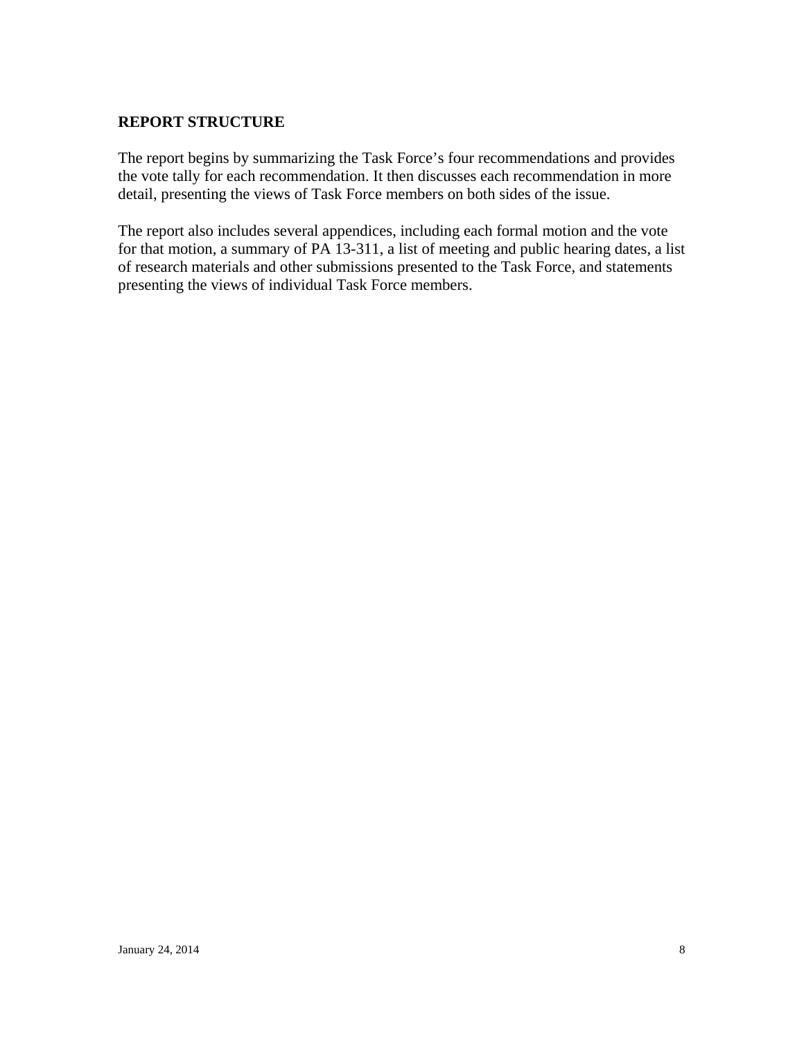## REPORT STRUCTURE

The report begins by summarizing the Task Force's four recommendations and provides the vote tally for each recommendation. It then discusses each recommendation in more detail, presenting the views of Task Force members on both sides of the issue.

The report also includes several appendices, including each formal motion and the vote for that motion, a summary of PA 13-311, a list of meeting and public hearing dates, a list of research materials and other submissions presented to the Task Force, and statements presenting the views of individual Task Force members.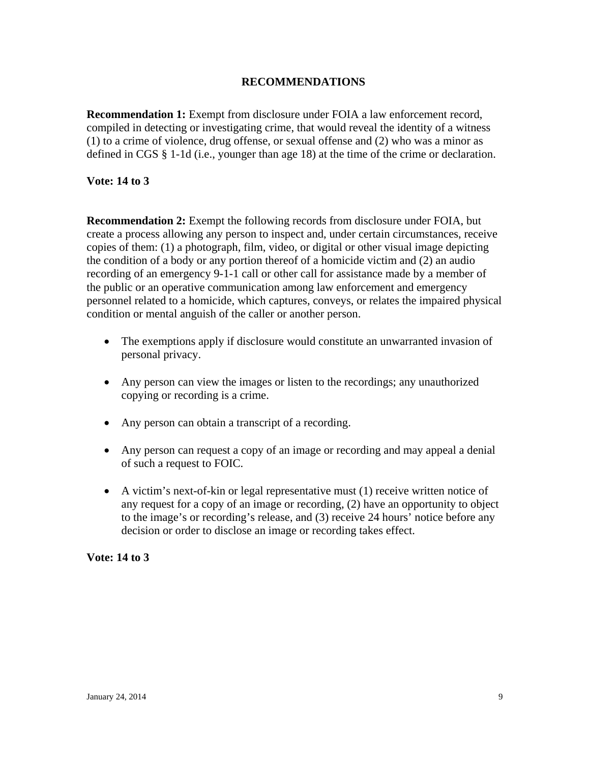## RECOMMENDATIONS

**Recommendation 1:** Exempt from disclosure under FOIA a law enforcement record, compiled in detecting or investigating crime, that would reveal the identity of a witness (1) to a crime of violence, drug offense, or sexual offense and (2) who was a minor as defined in CGS § 1-1d (i.e., younger than age 18) at the time of the crime or declaration.

**Vote: 14 to 3**

**Recommendation 2:** Exempt the following records from disclosure under FOIA, but create a process allowing any person to inspect and, under certain circumstances, receive copies of them: (1) a photograph, film, video, or digital or other visual image depicting the condition of a body or any portion thereof of a homicide victim and (2) an audio recording of an emergency 9-1-1 call or other call for assistance made by a member of the public or an operative communication among law enforcement and emergency personnel related to a homicide, which captures, conveys, or relates the impaired physical condition or mental anguish of the caller or another person.

- The exemptions apply if disclosure would constitute an unwarranted invasion of personal privacy.
- Any person can view the images or listen to the recordings; any unauthorized copying or recording is a crime.
- Any person can obtain a transcript of a recording.
- Any person can request a copy of an image or recording and may appeal a denial of such a request to FOIC.
- A victim's next-of-kin or legal representative must (1) receive written notice of any request for a copy of an image or recording, (2) have an opportunity to object to the image's or recording's release, and (3) receive 24 hours' notice before any decision or order to disclose an image or recording takes effect.

**Vote: 14 to 3**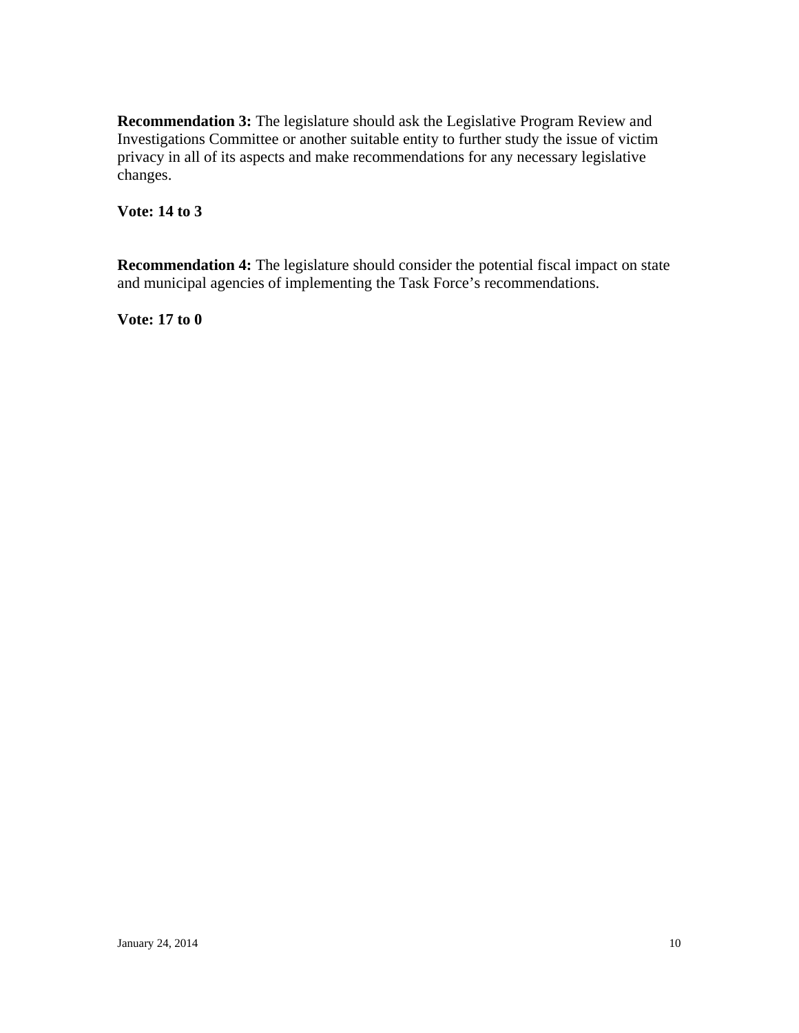**Recommendation 3:** The legislature should ask the Legislative Program Review and Investigations Committee or another suitable entity to further study the issue of victim privacy in all of its aspects and make recommendations for any necessary legislative changes.

**Vote: 14 to 3**

**Recommendation 4:** The legislature should consider the potential fiscal impact on state and municipal agencies of implementing the Task Force's recommendations.

**Vote: 17 to 0**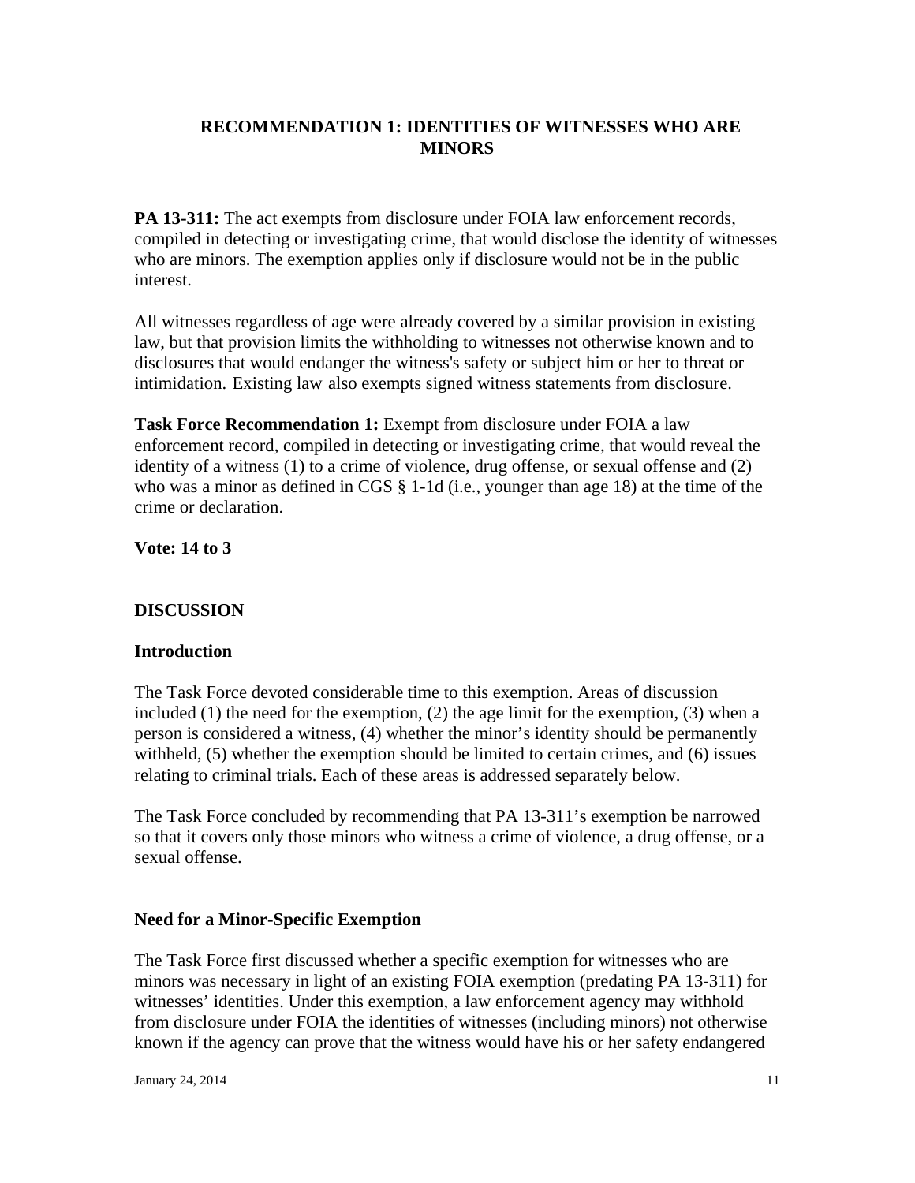## RECOMMENDATION 1: IDENTITIES OF WITNESSES WHO ARE MINORS

**PA 13-311:** The act exempts from disclosure under FOIA law enforcement records, compiled in detecting or investigating crime, that would disclose the identity of witnesses who are minors. The exemption applies only if disclosure would not be in the public interest.

All witnesses regardless of age were already covered by a similar provision in existing law, but that provision limits the withholding to witnesses not otherwise known and to disclosures that would endanger the witness's safety or subject him or her to threat or intimidation. Existing law also exempts signed witness statements from disclosure.

**Task Force Recommendation 1:** Exempt from disclosure under FOIA a law enforcement record, compiled in detecting or investigating crime, that would reveal the identity of a witness (1) to a crime of violence, drug offense, or sexual offense and (2) who was a minor as defined in CGS § 1-1d (i.e., younger than age 18) at the time of the crime or declaration.

**Vote: 14 to 3**

### DISCUSSION

#### Introduction

The Task Force devoted considerable time to this exemption. Areas of discussion included (1) the need for the exemption, (2) the age limit for the exemption, (3) when a person is considered a witness, (4) whether the minor's identity should be permanently withheld, (5) whether the exemption should be limited to certain crimes, and (6) issues relating to criminal trials. Each of these areas is addressed separately below.

The Task Force concluded by recommending that PA 13-311's exemption be narrowed so that it covers only those minors who witness a crime of violence, a drug offense, or a sexual offense.

#### Need for a Minor-Specific Exemption

The Task Force first discussed whether a specific exemption for witnesses who are minors was necessary in light of an existing FOIA exemption (predating PA 13-311) for witnesses' identities. Under this exemption, a law enforcement agency may withhold from disclosure under FOIA the identities of witnesses (including minors) not otherwise known if the agency can prove that the witness would have his or her safety endangered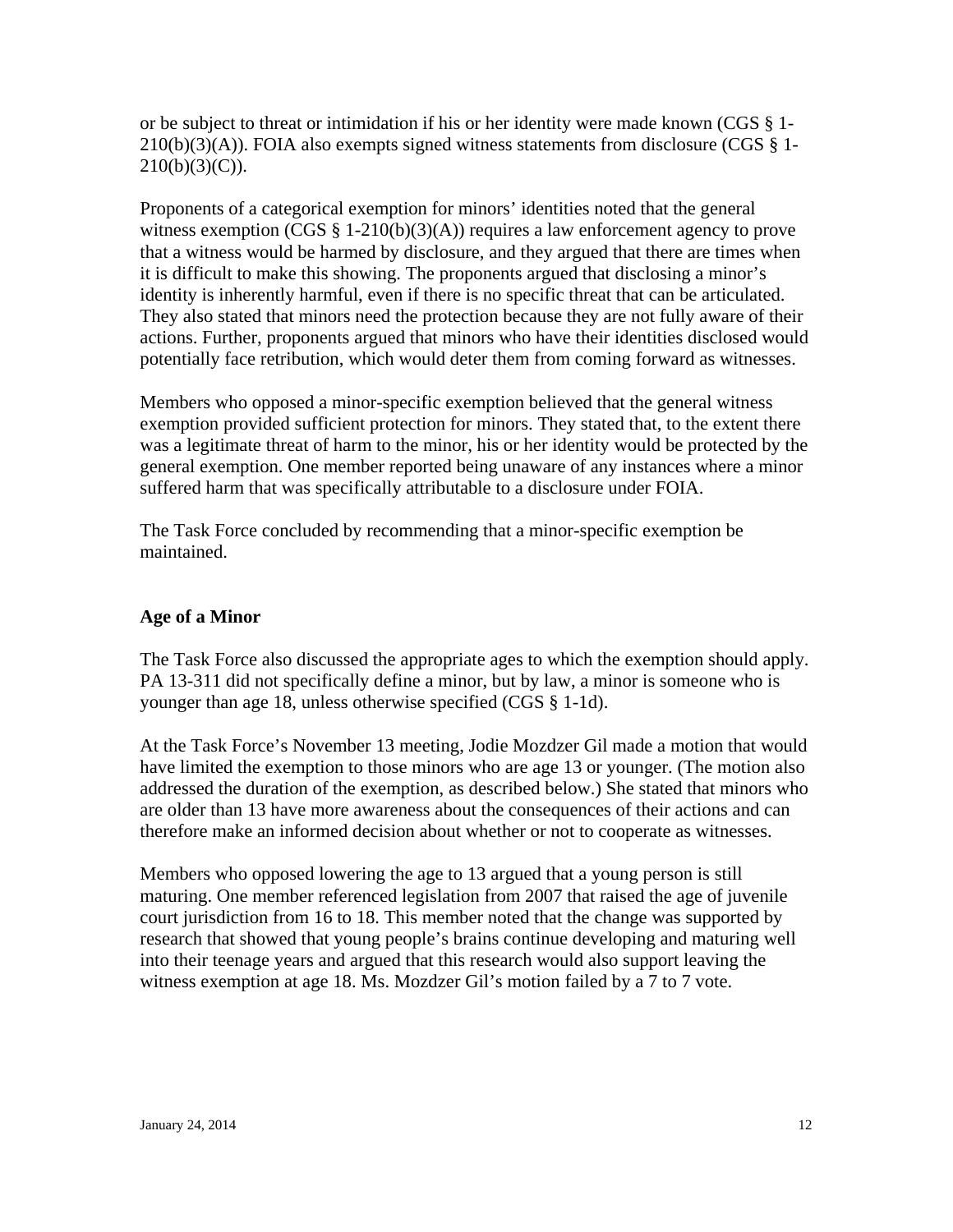or be subject to threat or intimidation if his or her identity were made known (CGS § 1-210(b)(3)(A)). FOIA also exempts signed witness statements from disclosure (CGS § 1-210(b)(3)(C)).

Proponents of a categorical exemption for minors' identities noted that the general witness exemption (CGS § 1-210(b)(3)(A)) requires a law enforcement agency to prove that a witness would be harmed by disclosure, and they argued that there are times when it is difficult to make this showing. The proponents argued that disclosing a minor's identity is inherently harmful, even if there is no specific threat that can be articulated. They also stated that minors need the protection because they are not fully aware of their actions. Further, proponents argued that minors who have their identities disclosed would potentially face retribution, which would deter them from coming forward as witnesses.

Members who opposed a minor-specific exemption believed that the general witness exemption provided sufficient protection for minors. They stated that, to the extent there was a legitimate threat of harm to the minor, his or her identity would be protected by the general exemption. One member reported being unaware of any instances where a minor suffered harm that was specifically attributable to a disclosure under FOIA.

The Task Force concluded by recommending that a minor-specific exemption be maintained.

**Age of a Minor**

The Task Force also discussed the appropriate ages to which the exemption should apply. PA 13-311 did not specifically define a minor, but by law, a minor is someone who is younger than age 18, unless otherwise specified (CGS § 1-1d).

At the Task Force's November 13 meeting, Jodie Mozdzer Gil made a motion that would have limited the exemption to those minors who are age 13 or younger. (The motion also addressed the duration of the exemption, as described below.) She stated that minors who are older than 13 have more awareness about the consequences of their actions and can therefore make an informed decision about whether or not to cooperate as witnesses.

Members who opposed lowering the age to 13 argued that a young person is still maturing. One member referenced legislation from 2007 that raised the age of juvenile court jurisdiction from 16 to 18. This member noted that the change was supported by research that showed that young people's brains continue developing and maturing well into their teenage years and argued that this research would also support leaving the witness exemption at age 18. Ms. Mozdzer Gil's motion failed by a 7 to 7 vote.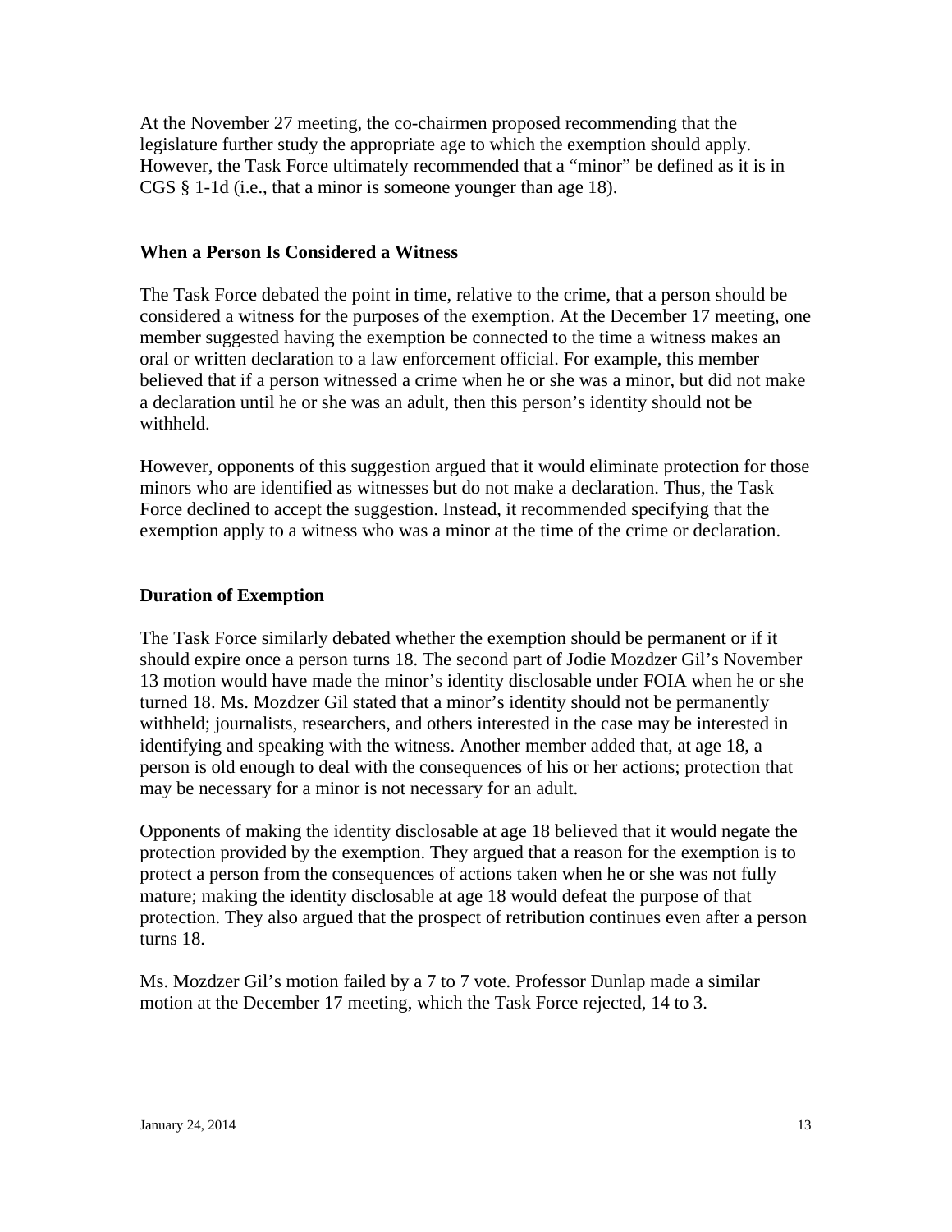At the November 27 meeting, the co-chairmen proposed recommending that the legislature further study the appropriate age to which the exemption should apply. However, the Task Force ultimately recommended that a "minor" be defined as it is in CGS § 1-1d (i.e., that a minor is someone younger than age 18).

### When a Person Is Considered a Witness

The Task Force debated the point in time, relative to the crime, that a person should be considered a witness for the purposes of the exemption. At the December 17 meeting, one member suggested having the exemption be connected to the time a witness makes an oral or written declaration to a law enforcement official. For example, this member believed that if a person witnessed a crime when he or she was a minor, but did not make a declaration until he or she was an adult, then this person's identity should not be withheld.

However, opponents of this suggestion argued that it would eliminate protection for those minors who are identified as witnesses but do not make a declaration. Thus, the Task Force declined to accept the suggestion. Instead, it recommended specifying that the exemption apply to a witness who was a minor at the time of the crime or declaration.

### Duration of Exemption

The Task Force similarly debated whether the exemption should be permanent or if it should expire once a person turns 18. The second part of Jodie Mozdzer Gil's November 13 motion would have made the minor's identity disclosable under FOIA when he or she turned 18. Ms. Mozdzer Gil stated that a minor's identity should not be permanently withheld; journalists, researchers, and others interested in the case may be interested in identifying and speaking with the witness. Another member added that, at age 18, a person is old enough to deal with the consequences of his or her actions; protection that may be necessary for a minor is not necessary for an adult.

Opponents of making the identity disclosable at age 18 believed that it would negate the protection provided by the exemption. They argued that a reason for the exemption is to protect a person from the consequences of actions taken when he or she was not fully mature; making the identity disclosable at age 18 would defeat the purpose of that protection. They also argued that the prospect of retribution continues even after a person turns 18.

Ms. Mozdzer Gil's motion failed by a 7 to 7 vote. Professor Dunlap made a similar motion at the December 17 meeting, which the Task Force rejected, 14 to 3.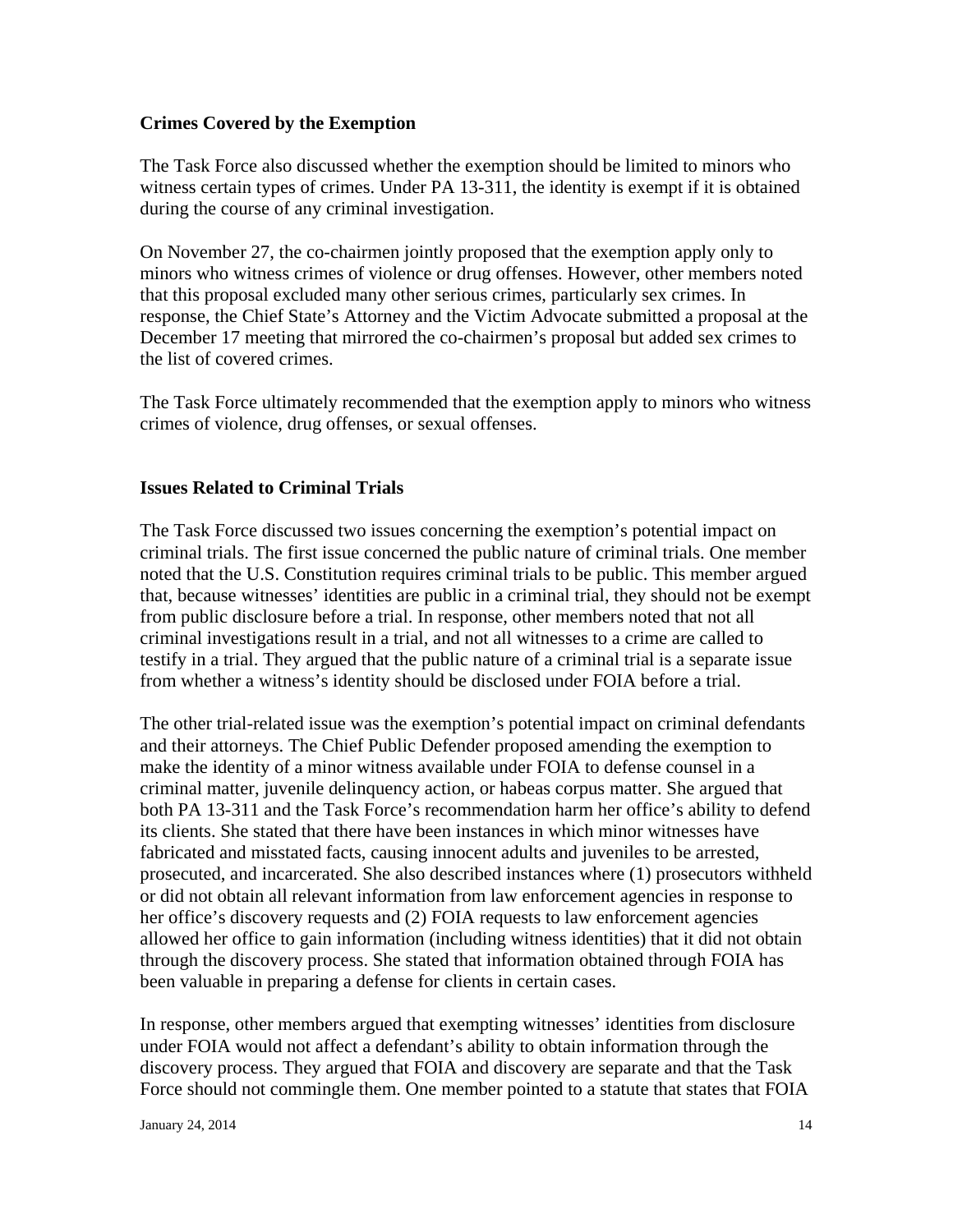### Crimes Covered by the Exemption

The Task Force also discussed whether the exemption should be limited to minors who witness certain types of crimes. Under PA 13-311, the identity is exempt if it is obtained during the course of any criminal investigation.

On November 27, the co-chairmen jointly proposed that the exemption apply only to minors who witness crimes of violence or drug offenses. However, other members noted that this proposal excluded many other serious crimes, particularly sex crimes. In response, the Chief State's Attorney and the Victim Advocate submitted a proposal at the December 17 meeting that mirrored the co-chairmen's proposal but added sex crimes to the list of covered crimes.

The Task Force ultimately recommended that the exemption apply to minors who witness crimes of violence, drug offenses, or sexual offenses.

### Issues Related to Criminal Trials

The Task Force discussed two issues concerning the exemption's potential impact on criminal trials. The first issue concerned the public nature of criminal trials. One member noted that the U.S. Constitution requires criminal trials to be public. This member argued that, because witnesses' identities are public in a criminal trial, they should not be exempt from public disclosure before a trial. In response, other members noted that not all criminal investigations result in a trial, and not all witnesses to a crime are called to testify in a trial. They argued that the public nature of a criminal trial is a separate issue from whether a witness's identity should be disclosed under FOIA before a trial.

The other trial-related issue was the exemption's potential impact on criminal defendants and their attorneys. The Chief Public Defender proposed amending the exemption to make the identity of a minor witness available under FOIA to defense counsel in a criminal matter, juvenile delinquency action, or habeas corpus matter. She argued that both PA 13-311 and the Task Force's recommendation harm her office's ability to defend its clients. She stated that there have been instances in which minor witnesses have fabricated and misstated facts, causing innocent adults and juveniles to be arrested, prosecuted, and incarcerated. She also described instances where (1) prosecutors withheld or did not obtain all relevant information from law enforcement agencies in response to her office's discovery requests and (2) FOIA requests to law enforcement agencies allowed her office to gain information (including witness identities) that it did not obtain through the discovery process. She stated that information obtained through FOIA has been valuable in preparing a defense for clients in certain cases.

In response, other members argued that exempting witnesses' identities from disclosure under FOIA would not affect a defendant's ability to obtain information through the discovery process. They argued that FOIA and discovery are separate and that the Task Force should not commingle them. One member pointed to a statute that states that FOIA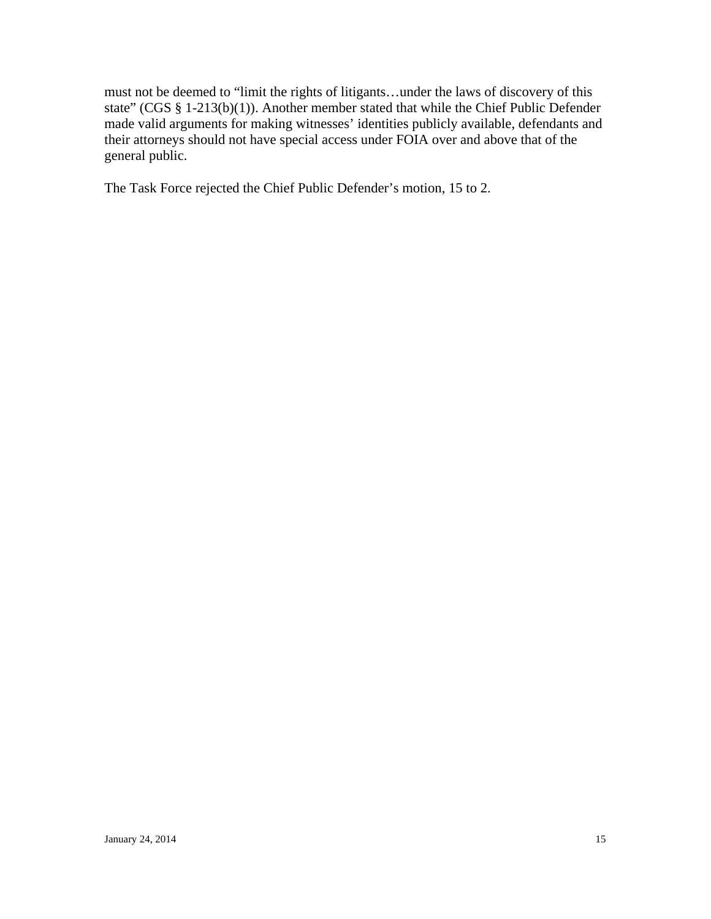must not be deemed to "limit the rights of litigants…under the laws of discovery of this state" (CGS § 1-213(b)(1)). Another member stated that while the Chief Public Defender made valid arguments for making witnesses' identities publicly available, defendants and their attorneys should not have special access under FOIA over and above that of the general public.

The Task Force rejected the Chief Public Defender's motion, 15 to 2.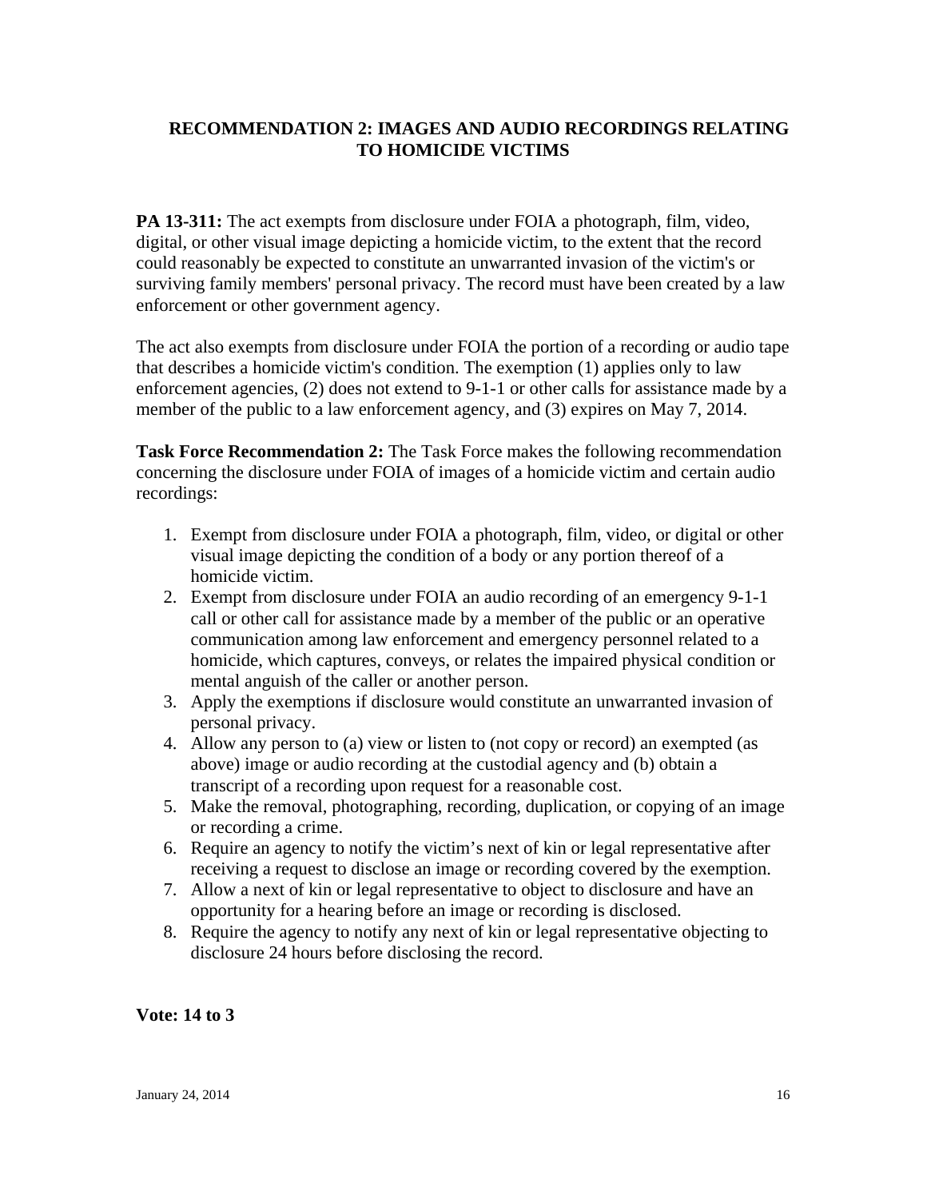## RECOMMENDATION 2: IMAGES AND AUDIO RECORDINGS RELATING TO HOMICIDE VICTIMS

**PA 13-311:** The act exempts from disclosure under FOIA a photograph, film, video, digital, or other visual image depicting a homicide victim, to the extent that the record could reasonably be expected to constitute an unwarranted invasion of the victim's or surviving family members' personal privacy. The record must have been created by a law enforcement or other government agency.

The act also exempts from disclosure under FOIA the portion of a recording or audio tape that describes a homicide victim's condition. The exemption (1) applies only to law enforcement agencies, (2) does not extend to 9-1-1 or other calls for assistance made by a member of the public to a law enforcement agency, and (3) expires on May 7, 2014.

**Task Force Recommendation 2:** The Task Force makes the following recommendation concerning the disclosure under FOIA of images of a homicide victim and certain audio recordings:

1. Exempt from disclosure under FOIA a photograph, film, video, or digital or other visual image depicting the condition of a body or any portion thereof of a homicide victim.
2. Exempt from disclosure under FOIA an audio recording of an emergency 9-1-1 call or other call for assistance made by a member of the public or an operative communication among law enforcement and emergency personnel related to a homicide, which captures, conveys, or relates the impaired physical condition or mental anguish of the caller or another person.
3. Apply the exemptions if disclosure would constitute an unwarranted invasion of personal privacy.
4. Allow any person to (a) view or listen to (not copy or record) an exempted (as above) image or audio recording at the custodial agency and (b) obtain a transcript of a recording upon request for a reasonable cost.
5. Make the removal, photographing, recording, duplication, or copying of an image or recording a crime.
6. Require an agency to notify the victim's next of kin or legal representative after receiving a request to disclose an image or recording covered by the exemption.
7. Allow a next of kin or legal representative to object to disclosure and have an opportunity for a hearing before an image or recording is disclosed.
8. Require the agency to notify any next of kin or legal representative objecting to disclosure 24 hours before disclosing the record.

**Vote: 14 to 3**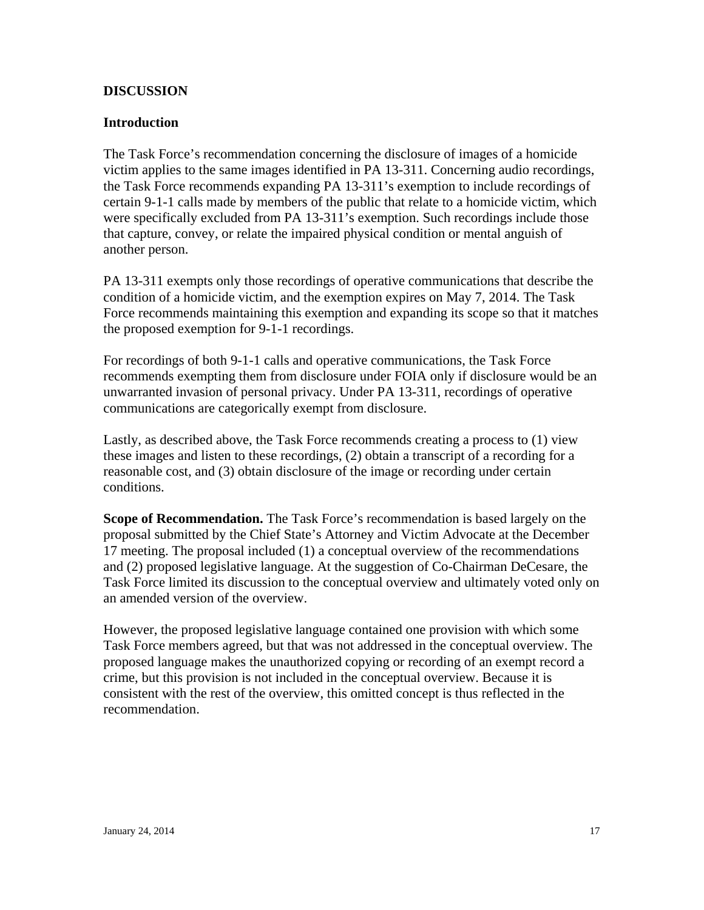## DISCUSSION

### Introduction

The Task Force's recommendation concerning the disclosure of images of a homicide victim applies to the same images identified in PA 13-311. Concerning audio recordings, the Task Force recommends expanding PA 13-311's exemption to include recordings of certain 9-1-1 calls made by members of the public that relate to a homicide victim, which were specifically excluded from PA 13-311's exemption. Such recordings include those that capture, convey, or relate the impaired physical condition or mental anguish of another person.

PA 13-311 exempts only those recordings of operative communications that describe the condition of a homicide victim, and the exemption expires on May 7, 2014. The Task Force recommends maintaining this exemption and expanding its scope so that it matches the proposed exemption for 9-1-1 recordings.

For recordings of both 9-1-1 calls and operative communications, the Task Force recommends exempting them from disclosure under FOIA only if disclosure would be an unwarranted invasion of personal privacy. Under PA 13-311, recordings of operative communications are categorically exempt from disclosure.

Lastly, as described above, the Task Force recommends creating a process to (1) view these images and listen to these recordings, (2) obtain a transcript of a recording for a reasonable cost, and (3) obtain disclosure of the image or recording under certain conditions.

**Scope of Recommendation.** The Task Force's recommendation is based largely on the proposal submitted by the Chief State's Attorney and Victim Advocate at the December 17 meeting. The proposal included (1) a conceptual overview of the recommendations and (2) proposed legislative language. At the suggestion of Co-Chairman DeCesare, the Task Force limited its discussion to the conceptual overview and ultimately voted only on an amended version of the overview.

However, the proposed legislative language contained one provision with which some Task Force members agreed, but that was not addressed in the conceptual overview. The proposed language makes the unauthorized copying or recording of an exempt record a crime, but this provision is not included in the conceptual overview. Because it is consistent with the rest of the overview, this omitted concept is thus reflected in the recommendation.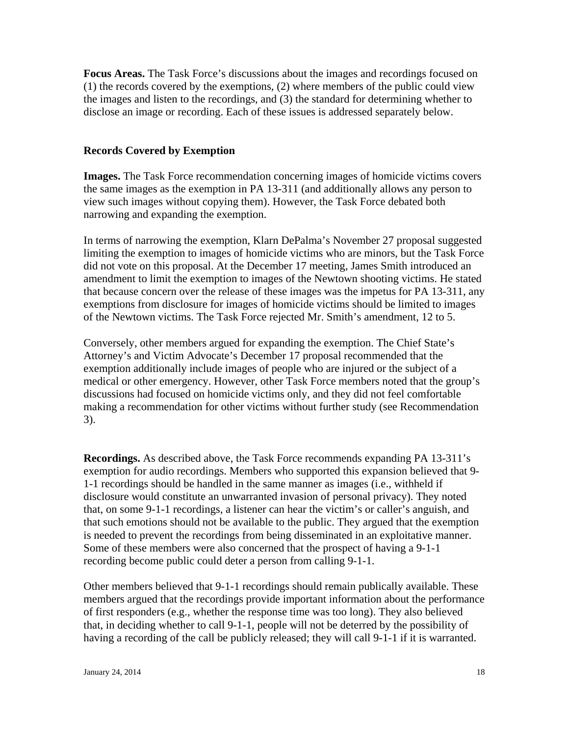**Focus Areas.** The Task Force's discussions about the images and recordings focused on (1) the records covered by the exemptions, (2) where members of the public could view the images and listen to the recordings, and (3) the standard for determining whether to disclose an image or recording. Each of these issues is addressed separately below.

## Records Covered by Exemption

**Images.** The Task Force recommendation concerning images of homicide victims covers the same images as the exemption in PA 13-311 (and additionally allows any person to view such images without copying them). However, the Task Force debated both narrowing and expanding the exemption.

In terms of narrowing the exemption, Klarn DePalma's November 27 proposal suggested limiting the exemption to images of homicide victims who are minors, but the Task Force did not vote on this proposal. At the December 17 meeting, James Smith introduced an amendment to limit the exemption to images of the Newtown shooting victims. He stated that because concern over the release of these images was the impetus for PA 13-311, any exemptions from disclosure for images of homicide victims should be limited to images of the Newtown victims. The Task Force rejected Mr. Smith's amendment, 12 to 5.

Conversely, other members argued for expanding the exemption. The Chief State's Attorney's and Victim Advocate's December 17 proposal recommended that the exemption additionally include images of people who are injured or the subject of a medical or other emergency. However, other Task Force members noted that the group's discussions had focused on homicide victims only, and they did not feel comfortable making a recommendation for other victims without further study (see Recommendation 3).

**Recordings.** As described above, the Task Force recommends expanding PA 13-311's exemption for audio recordings. Members who supported this expansion believed that 9-1-1 recordings should be handled in the same manner as images (i.e., withheld if disclosure would constitute an unwarranted invasion of personal privacy). They noted that, on some 9-1-1 recordings, a listener can hear the victim's or caller's anguish, and that such emotions should not be available to the public. They argued that the exemption is needed to prevent the recordings from being disseminated in an exploitative manner. Some of these members were also concerned that the prospect of having a 9-1-1 recording become public could deter a person from calling 9-1-1.

Other members believed that 9-1-1 recordings should remain publically available. These members argued that the recordings provide important information about the performance of first responders (e.g., whether the response time was too long). They also believed that, in deciding whether to call 9-1-1, people will not be deterred by the possibility of having a recording of the call be publicly released; they will call 9-1-1 if it is warranted.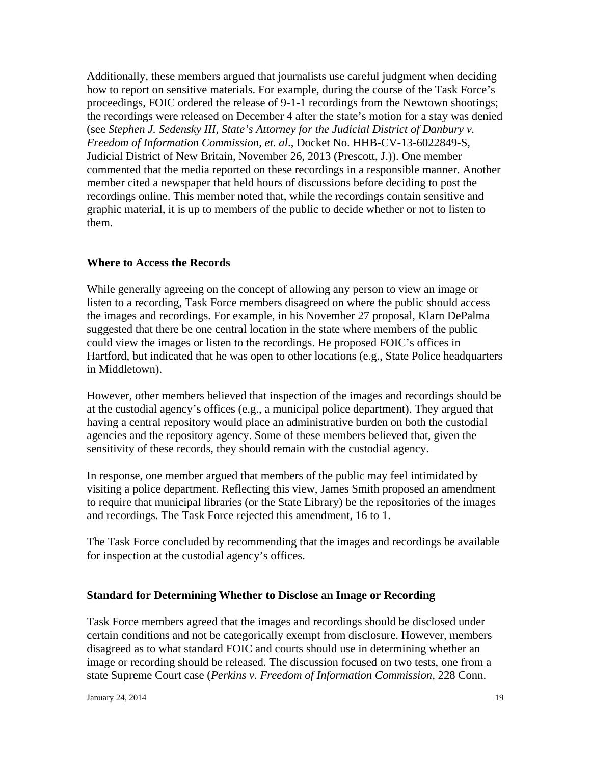Additionally, these members argued that journalists use careful judgment when deciding how to report on sensitive materials. For example, during the course of the Task Force's proceedings, FOIC ordered the release of 9-1-1 recordings from the Newtown shootings; the recordings were released on December 4 after the state's motion for a stay was denied (see *Stephen J. Sedensky III, State's Attorney for the Judicial District of Danbury v. Freedom of Information Commission, et. al*., Docket No. HHB-CV-13-6022849-S, Judicial District of New Britain, November 26, 2013 (Prescott, J.)). One member commented that the media reported on these recordings in a responsible manner. Another member cited a newspaper that held hours of discussions before deciding to post the recordings online. This member noted that, while the recordings contain sensitive and graphic material, it is up to members of the public to decide whether or not to listen to them.

### Where to Access the Records

While generally agreeing on the concept of allowing any person to view an image or listen to a recording, Task Force members disagreed on where the public should access the images and recordings. For example, in his November 27 proposal, Klarn DePalma suggested that there be one central location in the state where members of the public could view the images or listen to the recordings. He proposed FOIC's offices in Hartford, but indicated that he was open to other locations (e.g., State Police headquarters in Middletown).

However, other members believed that inspection of the images and recordings should be at the custodial agency's offices (e.g., a municipal police department). They argued that having a central repository would place an administrative burden on both the custodial agencies and the repository agency. Some of these members believed that, given the sensitivity of these records, they should remain with the custodial agency.

In response, one member argued that members of the public may feel intimidated by visiting a police department. Reflecting this view, James Smith proposed an amendment to require that municipal libraries (or the State Library) be the repositories of the images and recordings. The Task Force rejected this amendment, 16 to 1.

The Task Force concluded by recommending that the images and recordings be available for inspection at the custodial agency's offices.

### Standard for Determining Whether to Disclose an Image or Recording

Task Force members agreed that the images and recordings should be disclosed under certain conditions and not be categorically exempt from disclosure. However, members disagreed as to what standard FOIC and courts should use in determining whether an image or recording should be released. The discussion focused on two tests, one from a state Supreme Court case (*Perkins v. Freedom of Information Commission*, 228 Conn.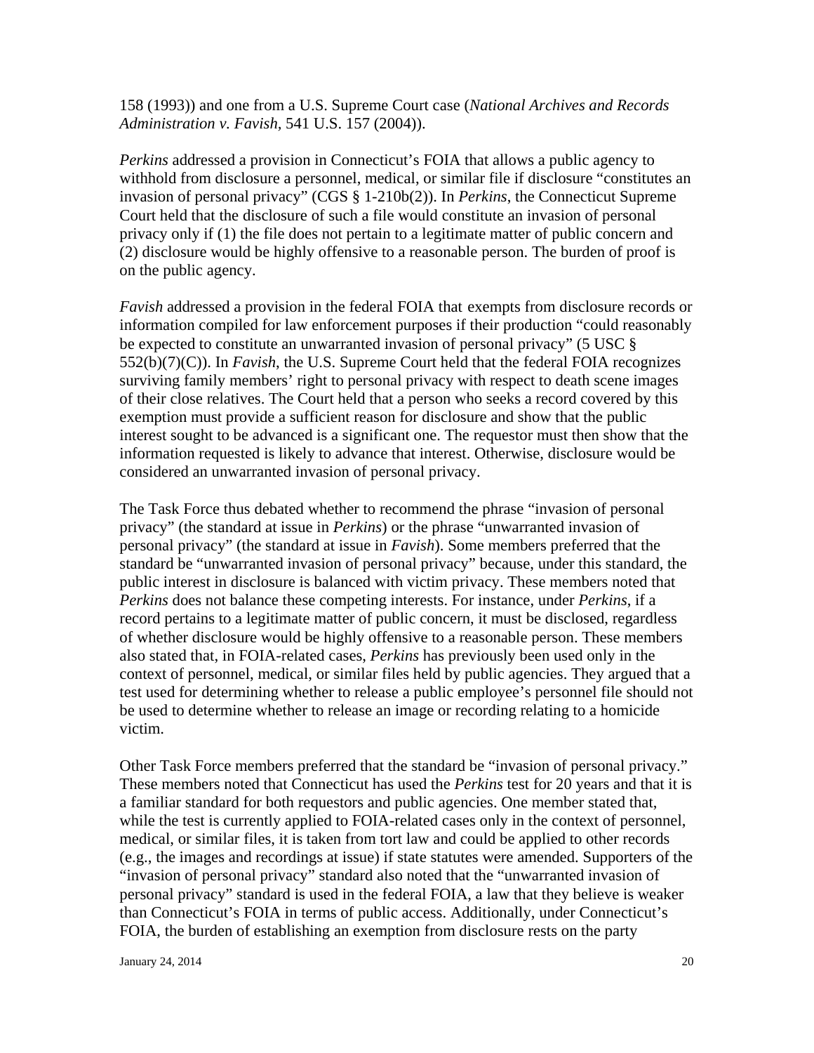158 (1993)) and one from a U.S. Supreme Court case (*National Archives and Records Administration v. Favish*, 541 U.S. 157 (2004)).

*Perkins* addressed a provision in Connecticut's FOIA that allows a public agency to withhold from disclosure a personnel, medical, or similar file if disclosure "constitutes an invasion of personal privacy" (CGS § 1-210b(2)). In *Perkins*, the Connecticut Supreme Court held that the disclosure of such a file would constitute an invasion of personal privacy only if (1) the file does not pertain to a legitimate matter of public concern and (2) disclosure would be highly offensive to a reasonable person. The burden of proof is on the public agency.

*Favish* addressed a provision in the federal FOIA that exempts from disclosure records or information compiled for law enforcement purposes if their production "could reasonably be expected to constitute an unwarranted invasion of personal privacy" (5 USC § 552(b)(7)(C)). In *Favish*, the U.S. Supreme Court held that the federal FOIA recognizes surviving family members' right to personal privacy with respect to death scene images of their close relatives. The Court held that a person who seeks a record covered by this exemption must provide a sufficient reason for disclosure and show that the public interest sought to be advanced is a significant one. The requestor must then show that the information requested is likely to advance that interest. Otherwise, disclosure would be considered an unwarranted invasion of personal privacy.

The Task Force thus debated whether to recommend the phrase "invasion of personal privacy" (the standard at issue in *Perkins*) or the phrase "unwarranted invasion of personal privacy" (the standard at issue in *Favish*). Some members preferred that the standard be "unwarranted invasion of personal privacy" because, under this standard, the public interest in disclosure is balanced with victim privacy. These members noted that *Perkins* does not balance these competing interests. For instance, under *Perkins*, if a record pertains to a legitimate matter of public concern, it must be disclosed, regardless of whether disclosure would be highly offensive to a reasonable person. These members also stated that, in FOIA-related cases, *Perkins* has previously been used only in the context of personnel, medical, or similar files held by public agencies. They argued that a test used for determining whether to release a public employee's personnel file should not be used to determine whether to release an image or recording relating to a homicide victim.

Other Task Force members preferred that the standard be "invasion of personal privacy." These members noted that Connecticut has used the *Perkins* test for 20 years and that it is a familiar standard for both requestors and public agencies. One member stated that, while the test is currently applied to FOIA-related cases only in the context of personnel, medical, or similar files, it is taken from tort law and could be applied to other records (e.g., the images and recordings at issue) if state statutes were amended. Supporters of the "invasion of personal privacy" standard also noted that the "unwarranted invasion of personal privacy" standard is used in the federal FOIA, a law that they believe is weaker than Connecticut's FOIA in terms of public access. Additionally, under Connecticut's FOIA, the burden of establishing an exemption from disclosure rests on the party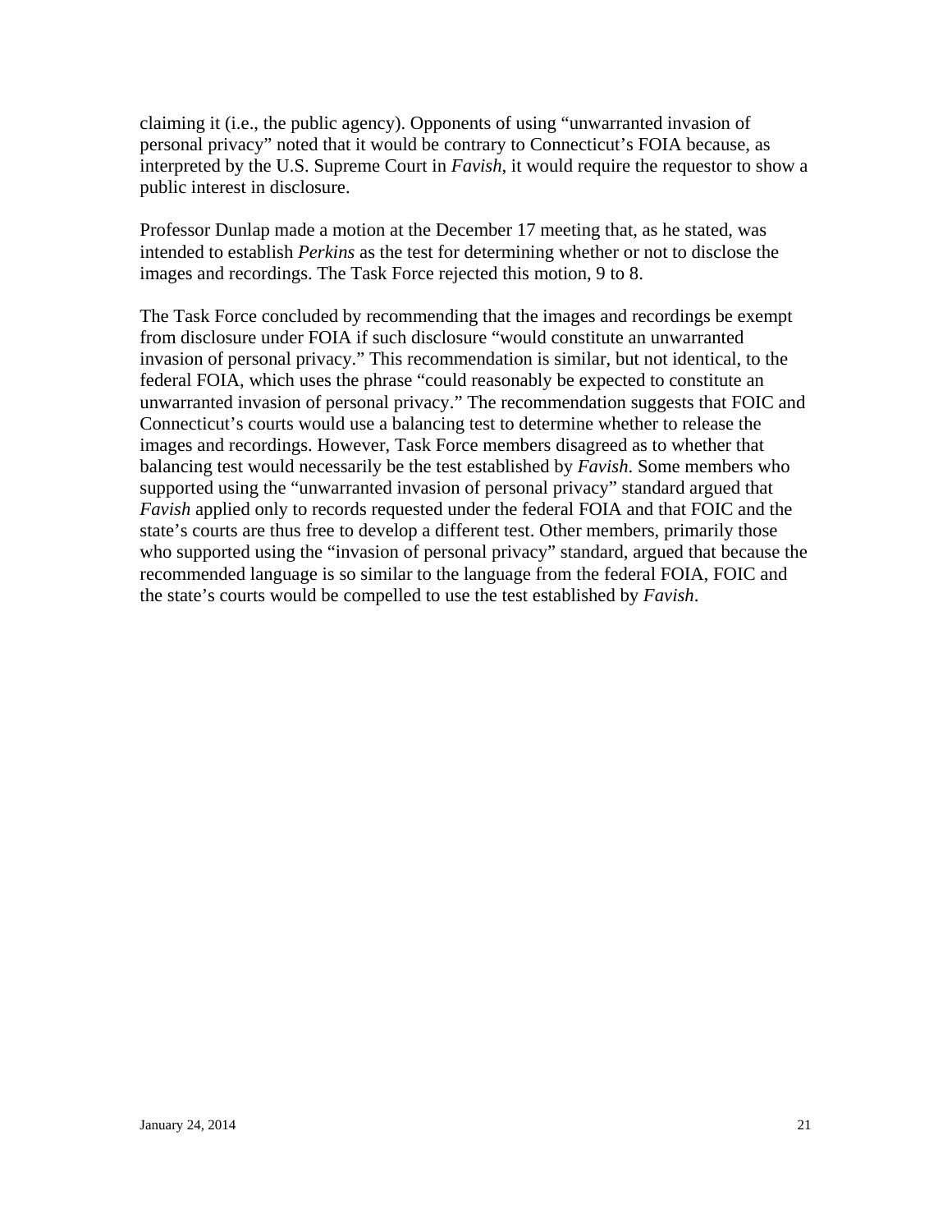claiming it (i.e., the public agency). Opponents of using “unwarranted invasion of personal privacy” noted that it would be contrary to Connecticut’s FOIA because, as interpreted by the U.S. Supreme Court in *Favish*, it would require the requestor to show a public interest in disclosure.

Professor Dunlap made a motion at the December 17 meeting that, as he stated, was intended to establish *Perkins* as the test for determining whether or not to disclose the images and recordings. The Task Force rejected this motion, 9 to 8.

The Task Force concluded by recommending that the images and recordings be exempt from disclosure under FOIA if such disclosure “would constitute an unwarranted invasion of personal privacy.” This recommendation is similar, but not identical, to the federal FOIA, which uses the phrase “could reasonably be expected to constitute an unwarranted invasion of personal privacy.” The recommendation suggests that FOIC and Connecticut’s courts would use a balancing test to determine whether to release the images and recordings. However, Task Force members disagreed as to whether that balancing test would necessarily be the test established by *Favish*. Some members who supported using the “unwarranted invasion of personal privacy” standard argued that *Favish* applied only to records requested under the federal FOIA and that FOIC and the state’s courts are thus free to develop a different test. Other members, primarily those who supported using the “invasion of personal privacy” standard, argued that because the recommended language is so similar to the language from the federal FOIA, FOIC and the state’s courts would be compelled to use the test established by *Favish*.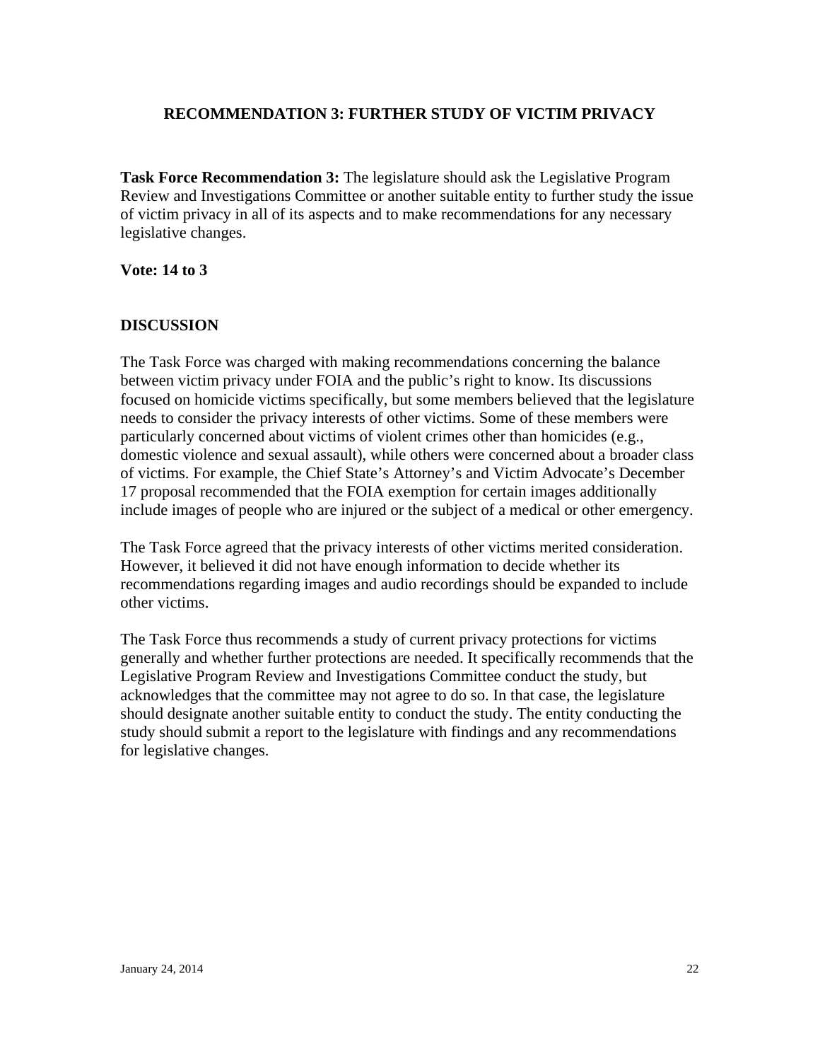## RECOMMENDATION 3: FURTHER STUDY OF VICTIM PRIVACY

**Task Force Recommendation 3:** The legislature should ask the Legislative Program Review and Investigations Committee or another suitable entity to further study the issue of victim privacy in all of its aspects and to make recommendations for any necessary legislative changes.

**Vote: 14 to 3**

### DISCUSSION

The Task Force was charged with making recommendations concerning the balance between victim privacy under FOIA and the public's right to know. Its discussions focused on homicide victims specifically, but some members believed that the legislature needs to consider the privacy interests of other victims. Some of these members were particularly concerned about victims of violent crimes other than homicides (e.g., domestic violence and sexual assault), while others were concerned about a broader class of victims. For example, the Chief State's Attorney's and Victim Advocate's December 17 proposal recommended that the FOIA exemption for certain images additionally include images of people who are injured or the subject of a medical or other emergency.

The Task Force agreed that the privacy interests of other victims merited consideration. However, it believed it did not have enough information to decide whether its recommendations regarding images and audio recordings should be expanded to include other victims.

The Task Force thus recommends a study of current privacy protections for victims generally and whether further protections are needed. It specifically recommends that the Legislative Program Review and Investigations Committee conduct the study, but acknowledges that the committee may not agree to do so. In that case, the legislature should designate another suitable entity to conduct the study. The entity conducting the study should submit a report to the legislature with findings and any recommendations for legislative changes.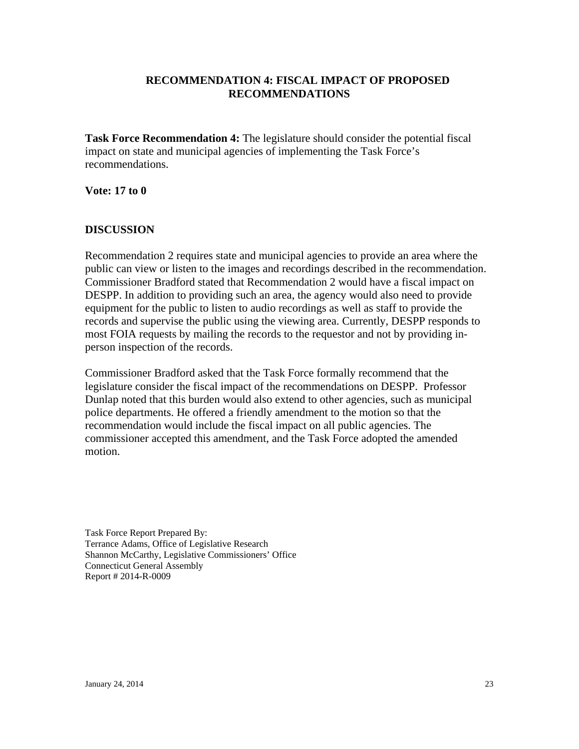## RECOMMENDATION 4: FISCAL IMPACT OF PROPOSED RECOMMENDATIONS

**Task Force Recommendation 4:** The legislature should consider the potential fiscal impact on state and municipal agencies of implementing the Task Force's recommendations.

**Vote: 17 to 0**

### DISCUSSION

Recommendation 2 requires state and municipal agencies to provide an area where the public can view or listen to the images and recordings described in the recommendation. Commissioner Bradford stated that Recommendation 2 would have a fiscal impact on DESPP. In addition to providing such an area, the agency would also need to provide equipment for the public to listen to audio recordings as well as staff to provide the records and supervise the public using the viewing area. Currently, DESPP responds to most FOIA requests by mailing the records to the requestor and not by providing in-person inspection of the records.

Commissioner Bradford asked that the Task Force formally recommend that the legislature consider the fiscal impact of the recommendations on DESPP. Professor Dunlap noted that this burden would also extend to other agencies, such as municipal police departments. He offered a friendly amendment to the motion so that the recommendation would include the fiscal impact on all public agencies. The commissioner accepted this amendment, and the Task Force adopted the amended motion.

Task Force Report Prepared By:
Terrance Adams, Office of Legislative Research
Shannon McCarthy, Legislative Commissioners' Office
Connecticut General Assembly
Report # 2014-R-0009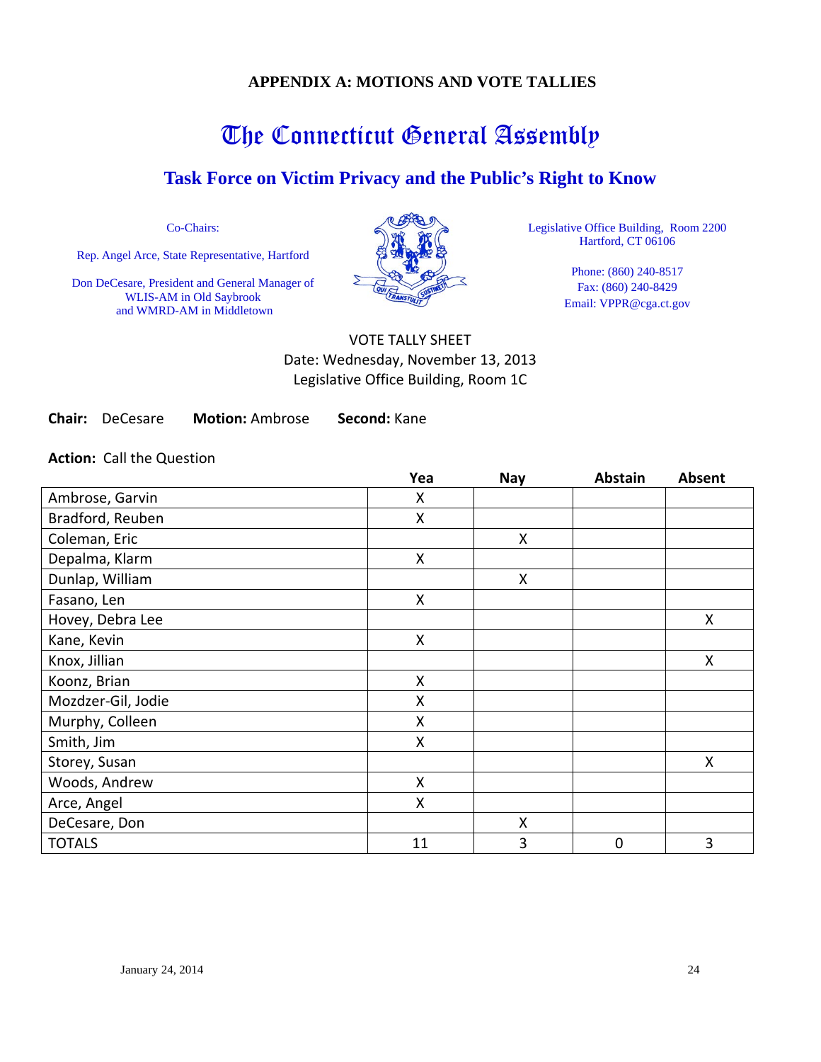**APPENDIX A: MOTIONS AND VOTE TALLIES**

# The Connecticut General Assembly

## Task Force on Victim Privacy and the Public's Right to Know

Co-Chairs:

Rep. Angel Arce, State Representative, Hartford

Don DeCesare, President and General Manager of WLIS-AM in Old Saybrook and WMRD-AM in Middletown

Legislative Office Building, Room 2200
Hartford, CT 06106

Phone: (860) 240-8517
Fax: (860) 240-8429
Email: VPPR@cga.ct.gov

VOTE TALLY SHEET
Date: Wednesday, November 13, 2013
Legislative Office Building, Room 1C

**Chair:** DeCesare **Motion:** Ambrose **Second:** Kane

**Action:** Call the Question

| | Yea | Nay | Abstain | Absent |
|---|---|---|---|---|
| Ambrose, Garvin | X | | | |
| Bradford, Reuben | X | | | |
| Coleman, Eric | | X | | |
| Depalma, Klarm | X | | | |
| Dunlap, William | | X | | |
| Fasano, Len | X | | | |
| Hovey, Debra Lee | | | | X |
| Kane, Kevin | X | | | |
| Knox, Jillian | | | | X |
| Koonz, Brian | X | | | |
| Mozdzer-Gil, Jodie | X | | | |
| Murphy, Colleen | X | | | |
| Smith, Jim | X | | | |
| Storey, Susan | | | | X |
| Woods, Andrew | X | | | |
| Arce, Angel | X | | | |
| DeCesare, Don | | X | | |
| TOTALS | 11 | 3 | 0 | 3 |

January 24, 2014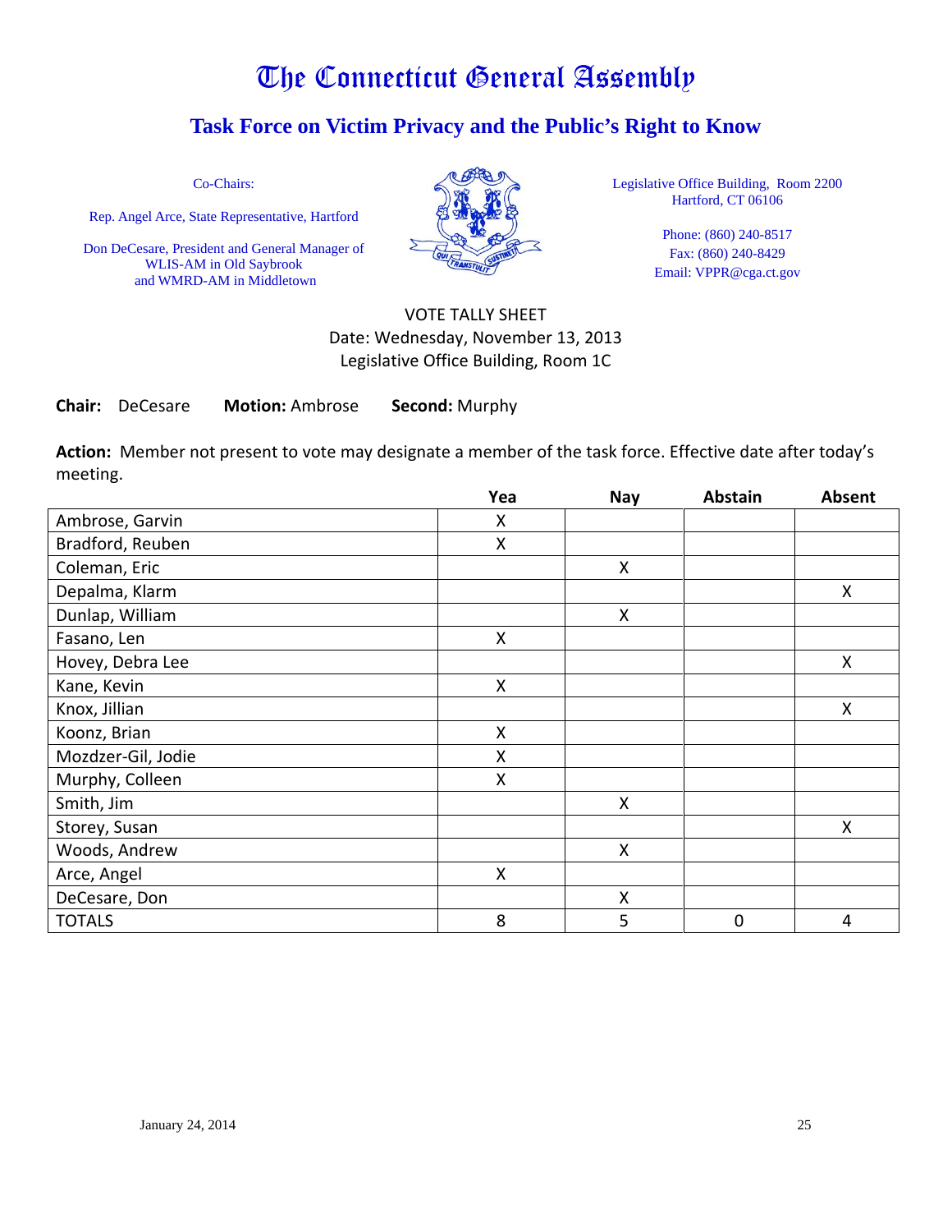# The Connecticut General Assembly

## Task Force on Victim Privacy and the Public's Right to Know

Co-Chairs:

Rep. Angel Arce, State Representative, Hartford

Don DeCesare, President and General Manager of WLIS-AM in Old Saybrook and WMRD-AM in Middletown

Legislative Office Building, Room 2200
Hartford, CT 06106

Phone: (860) 240-8517
Fax: (860) 240-8429
Email: VPPR@cga.ct.gov

VOTE TALLY SHEET
Date: Wednesday, November 13, 2013
Legislative Office Building, Room 1C

**Chair:** DeCesare **Motion:** Ambrose **Second:** Murphy

**Action:** Member not present to vote may designate a member of the task force. Effective date after today's meeting.

| | Yea | Nay | Abstain | Absent |
|---|---|---|---|---|
| Ambrose, Garvin | X | | | |
| Bradford, Reuben | X | | | |
| Coleman, Eric | | X | | |
| Depalma, Klarm | | | | X |
| Dunlap, William | | X | | |
| Fasano, Len | X | | | |
| Hovey, Debra Lee | | | | X |
| Kane, Kevin | X | | | |
| Knox, Jillian | | | | X |
| Koonz, Brian | X | | | |
| Mozdzer-Gil, Jodie | X | | | |
| Murphy, Colleen | X | | | |
| Smith, Jim | | X | | |
| Storey, Susan | | | | X |
| Woods, Andrew | | X | | |
| Arce, Angel | X | | | |
| DeCesare, Don | | X | | |
| TOTALS | 8 | 5 | 0 | 4 |

January 24, 2014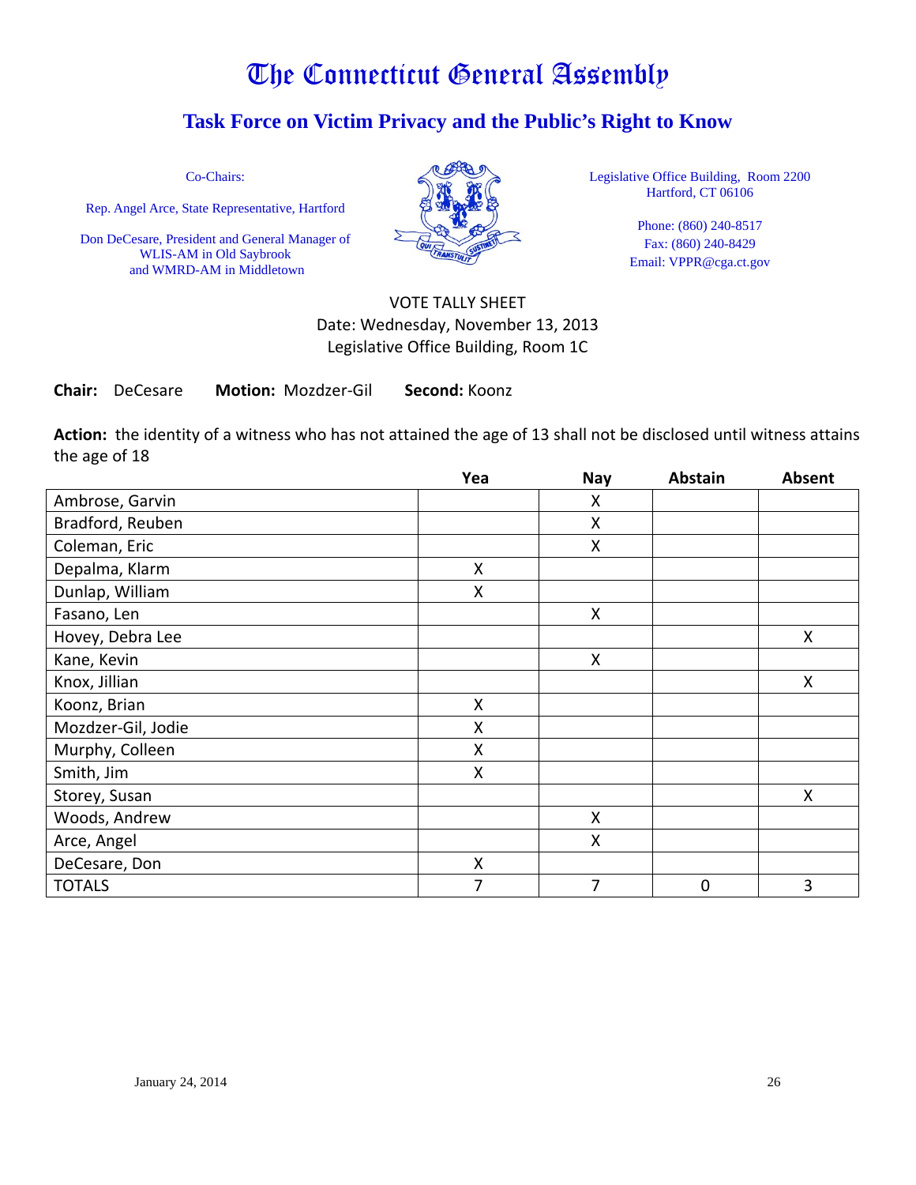# The Connecticut General Assembly

## Task Force on Victim Privacy and the Public's Right to Know

Co-Chairs:

Rep. Angel Arce, State Representative, Hartford

Don DeCesare, President and General Manager of WLIS-AM in Old Saybrook and WMRD-AM in Middletown

Legislative Office Building, Room 2200
Hartford, CT 06106

Phone: (860) 240-8517
Fax: (860) 240-8429
Email: VPPR@cga.ct.gov

VOTE TALLY SHEET
Date: Wednesday, November 13, 2013
Legislative Office Building, Room 1C

**Chair:** DeCesare **Motion:** Mozdzer-Gil **Second:** Koonz

**Action:** the identity of a witness who has not attained the age of 13 shall not be disclosed until witness attains the age of 18

| | Yea | Nay | Abstain | Absent |
|---|---|---|---|---|
| Ambrose, Garvin | | X | | |
| Bradford, Reuben | | X | | |
| Coleman, Eric | | X | | |
| Depalma, Klarm | X | | | |
| Dunlap, William | X | | | |
| Fasano, Len | | X | | |
| Hovey, Debra Lee | | | | X |
| Kane, Kevin | | X | | |
| Knox, Jillian | | | | X |
| Koonz, Brian | X | | | |
| Mozdzer-Gil, Jodie | X | | | |
| Murphy, Colleen | X | | | |
| Smith, Jim | X | | | |
| Storey, Susan | | | | X |
| Woods, Andrew | | X | | |
| Arce, Angel | | X | | |
| DeCesare, Don | X | | | |
| TOTALS | 7 | 7 | 0 | 3 |

January 24, 2014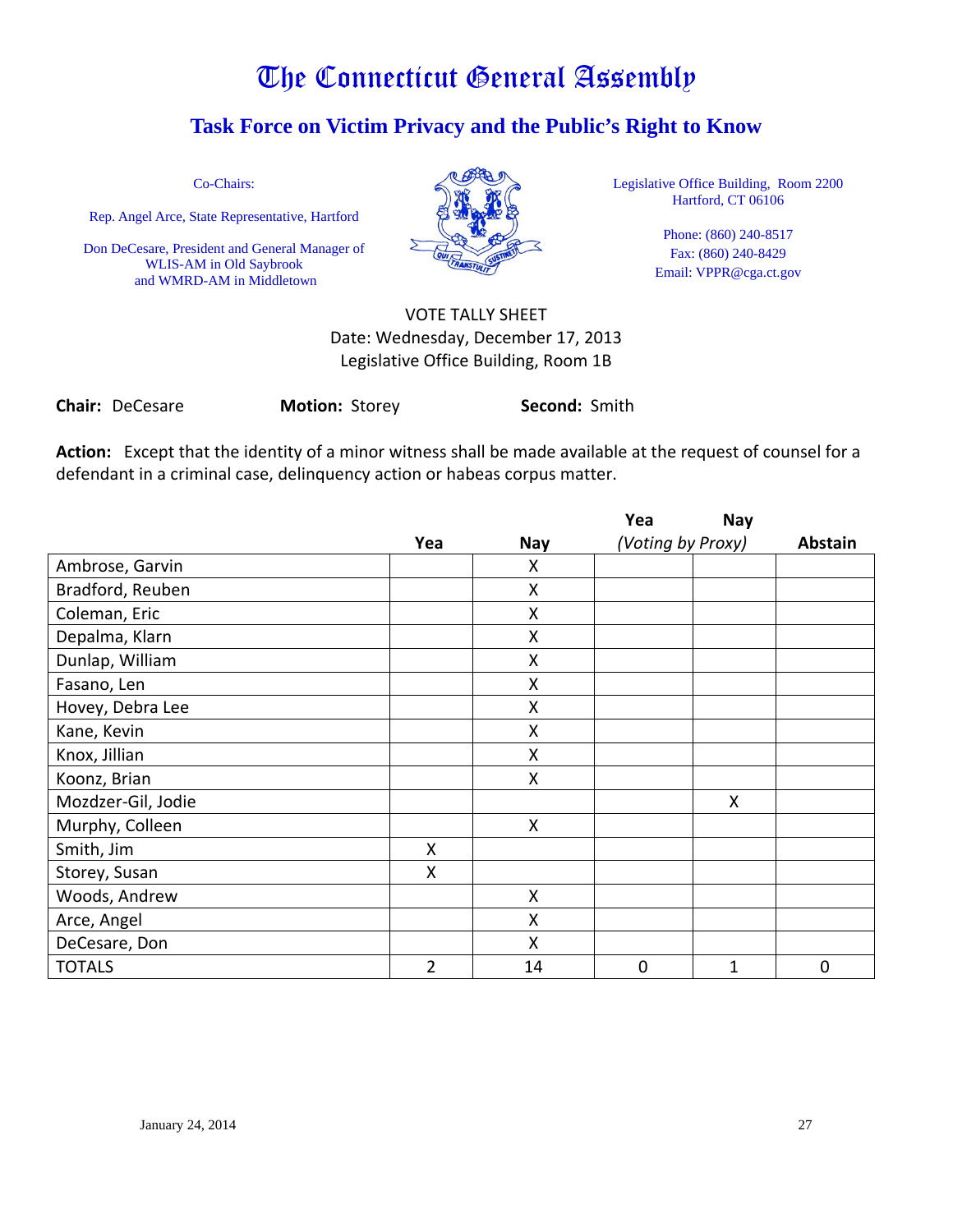# The Connecticut General Assembly

## Task Force on Victim Privacy and the Public's Right to Know

Co-Chairs:

Rep. Angel Arce, State Representative, Hartford

Don DeCesare, President and General Manager of WLIS-AM in Old Saybrook and WMRD-AM in Middletown

Legislative Office Building, Room 2200
Hartford, CT 06106

Phone: (860) 240-8517
Fax: (860) 240-8429
Email: VPPR@cga.ct.gov

VOTE TALLY SHEET
Date: Wednesday, December 17, 2013
Legislative Office Building, Room 1B

**Chair:** DeCesare **Motion:** Storey **Second:** Smith

**Action:** Except that the identity of a minor witness shall be made available at the request of counsel for a defendant in a criminal case, delinquency action or habeas corpus matter.

| | Yea | Nay | Yea *(Voting by Proxy)* | Nay *(Voting by Proxy)* | Abstain |
|---|---|---|---|---|---|
| Ambrose, Garvin | | X | | | |
| Bradford, Reuben | | X | | | |
| Coleman, Eric | | X | | | |
| Depalma, Klarn | | X | | | |
| Dunlap, William | | X | | | |
| Fasano, Len | | X | | | |
| Hovey, Debra Lee | | X | | | |
| Kane, Kevin | | X | | | |
| Knox, Jillian | | X | | | |
| Koonz, Brian | | X | | | |
| Mozdzer-Gil, Jodie | | | | X | |
| Murphy, Colleen | | X | | | |
| Smith, Jim | X | | | | |
| Storey, Susan | X | | | | |
| Woods, Andrew | | X | | | |
| Arce, Angel | | X | | | |
| DeCesare, Don | | X | | | |
| TOTALS | 2 | 14 | 0 | 1 | 0 |

January 24, 2014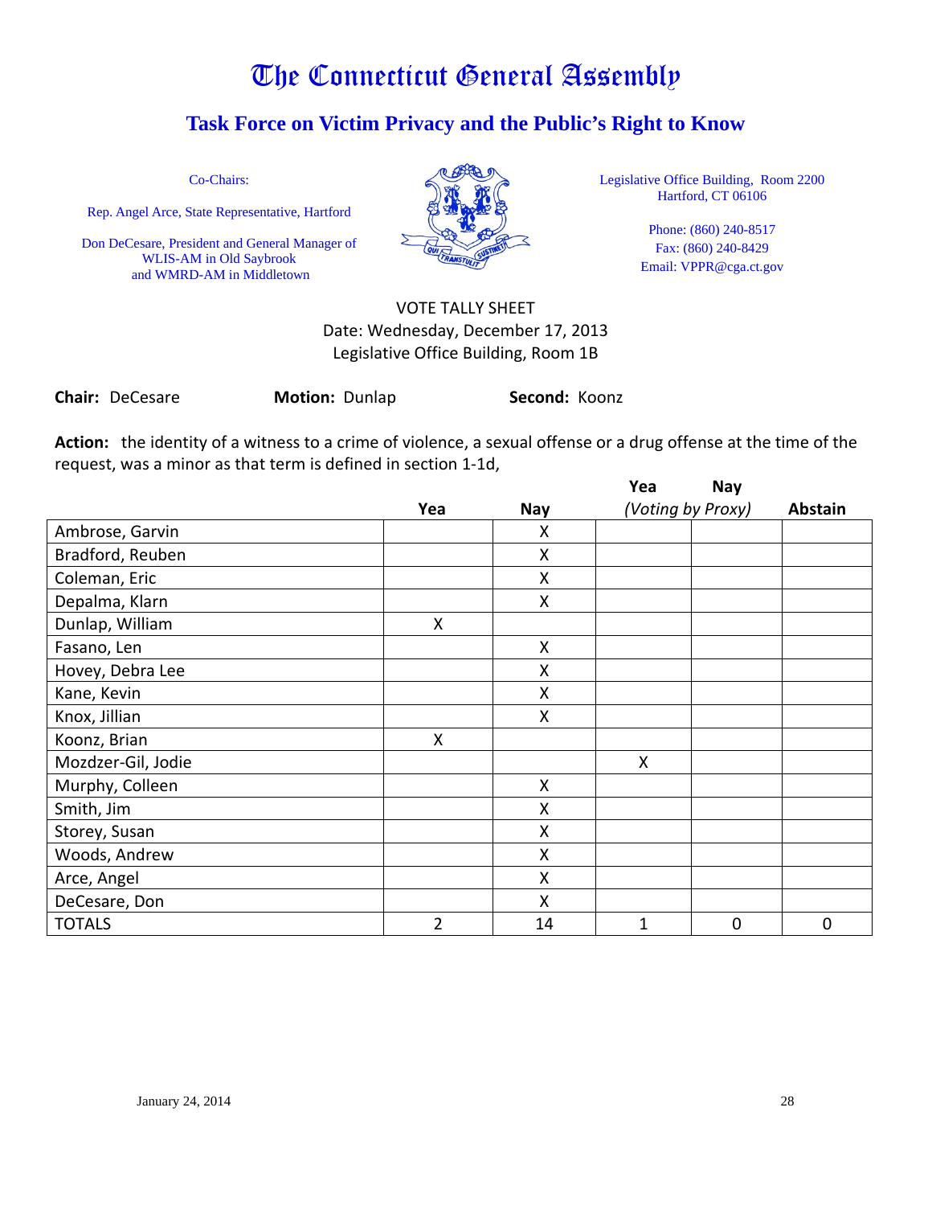# The Connecticut General Assembly

## Task Force on Victim Privacy and the Public's Right to Know

Co-Chairs:

Rep. Angel Arce, State Representative, Hartford

Don DeCesare, President and General Manager of WLIS-AM in Old Saybrook and WMRD-AM in Middletown

Legislative Office Building, Room 2200
Hartford, CT 06106

Phone: (860) 240-8517
Fax: (860) 240-8429
Email: VPPR@cga.ct.gov

VOTE TALLY SHEET
Date: Wednesday, December 17, 2013
Legislative Office Building, Room 1B

**Chair:** DeCesare **Motion:** Dunlap **Second:** Koonz

**Action:** the identity of a witness to a crime of violence, a sexual offense or a drug offense at the time of the request, was a minor as that term is defined in section 1-1d,

| | Yea | Nay | Yea *(Voting by Proxy)* | Nay *(Voting by Proxy)* | Abstain |
|---|---|---|---|---|---|
| Ambrose, Garvin | | X | | | |
| Bradford, Reuben | | X | | | |
| Coleman, Eric | | X | | | |
| Depalma, Klarn | | X | | | |
| Dunlap, William | X | | | | |
| Fasano, Len | | X | | | |
| Hovey, Debra Lee | | X | | | |
| Kane, Kevin | | X | | | |
| Knox, Jillian | | X | | | |
| Koonz, Brian | X | | | | |
| Mozdzer-Gil, Jodie | | | X | | |
| Murphy, Colleen | | X | | | |
| Smith, Jim | | X | | | |
| Storey, Susan | | X | | | |
| Woods, Andrew | | X | | | |
| Arce, Angel | | X | | | |
| DeCesare, Don | | X | | | |
| TOTALS | 2 | 14 | 1 | 0 | 0 |

January 24, 2014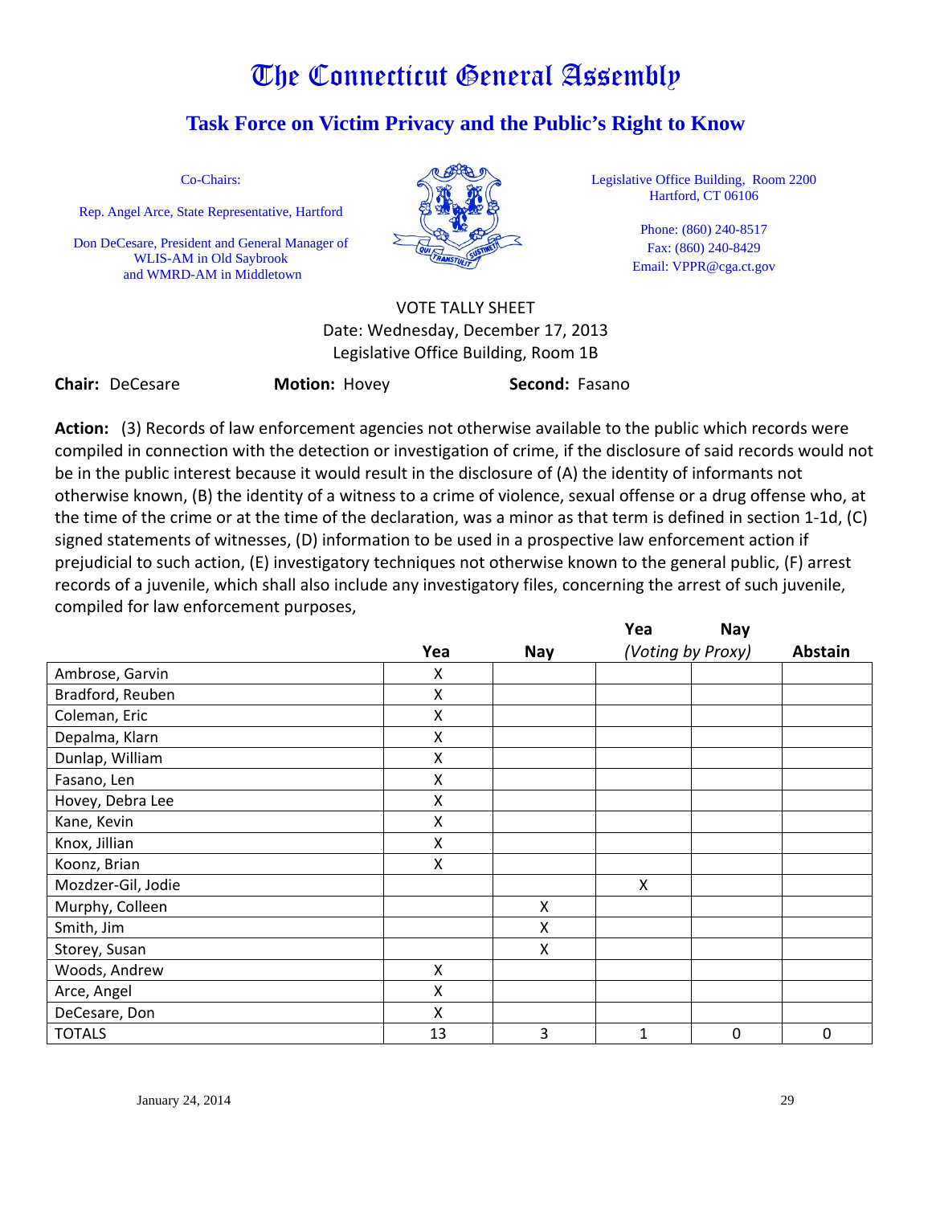# The Connecticut General Assembly

## Task Force on Victim Privacy and the Public's Right to Know

Co-Chairs:

Rep. Angel Arce, State Representative, Hartford

Don DeCesare, President and General Manager of WLIS-AM in Old Saybrook and WMRD-AM in Middletown

Legislative Office Building, Room 2200
Hartford, CT 06106

Phone: (860) 240-8517
Fax: (860) 240-8429
Email: VPPR@cga.ct.gov

VOTE TALLY SHEET
Date: Wednesday, December 17, 2013
Legislative Office Building, Room 1B

**Chair:** DeCesare **Motion:** Hovey **Second:** Fasano

**Action:** (3) Records of law enforcement agencies not otherwise available to the public which records were compiled in connection with the detection or investigation of crime, if the disclosure of said records would not be in the public interest because it would result in the disclosure of (A) the identity of informants not otherwise known, (B) the identity of a witness to a crime of violence, sexual offense or a drug offense who, at the time of the crime or at the time of the declaration, was a minor as that term is defined in section 1-1d, (C) signed statements of witnesses, (D) information to be used in a prospective law enforcement action if prejudicial to such action, (E) investigatory techniques not otherwise known to the general public, (F) arrest records of a juvenile, which shall also include any investigatory files, concerning the arrest of such juvenile, compiled for law enforcement purposes,

| | Yea | Nay | Yea (Voting by Proxy) | Nay (Voting by Proxy) | Abstain |
|---|---|---|---|---|---|
| Ambrose, Garvin | X | | | | |
| Bradford, Reuben | X | | | | |
| Coleman, Eric | X | | | | |
| Depalma, Klarn | X | | | | |
| Dunlap, William | X | | | | |
| Fasano, Len | X | | | | |
| Hovey, Debra Lee | X | | | | |
| Kane, Kevin | X | | | | |
| Knox, Jillian | X | | | | |
| Koonz, Brian | X | | | | |
| Mozdzer-Gil, Jodie | | | X | | |
| Murphy, Colleen | | X | | | |
| Smith, Jim | | X | | | |
| Storey, Susan | | X | | | |
| Woods, Andrew | X | | | | |
| Arce, Angel | X | | | | |
| DeCesare, Don | X | | | | |
| TOTALS | 13 | 3 | 1 | 0 | 0 |

January 24, 2014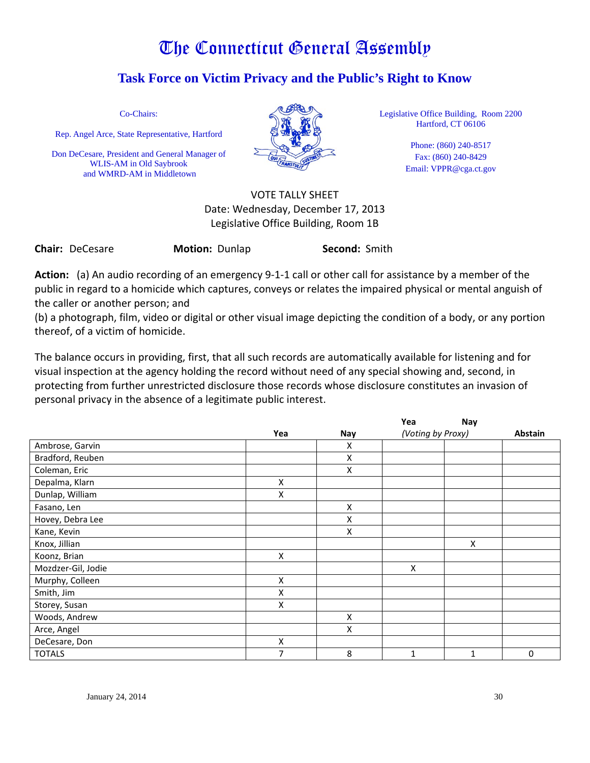# The Connecticut General Assembly

## Task Force on Victim Privacy and the Public's Right to Know

Co-Chairs:

Rep. Angel Arce, State Representative, Hartford

Don DeCesare, President and General Manager of WLIS-AM in Old Saybrook and WMRD-AM in Middletown

Legislative Office Building, Room 2200
Hartford, CT 06106

Phone: (860) 240-8517
Fax: (860) 240-8429
Email: VPPR@cga.ct.gov

VOTE TALLY SHEET
Date: Wednesday, December 17, 2013
Legislative Office Building, Room 1B

**Chair:** DeCesare **Motion:** Dunlap **Second:** Smith

**Action:** (a) An audio recording of an emergency 9-1-1 call or other call for assistance by a member of the public in regard to a homicide which captures, conveys or relates the impaired physical or mental anguish of the caller or another person; and
(b) a photograph, film, video or digital or other visual image depicting the condition of a body, or any portion thereof, of a victim of homicide.

The balance occurs in providing, first, that all such records are automatically available for listening and for visual inspection at the agency holding the record without need of any special showing and, second, in protecting from further unrestricted disclosure those records whose disclosure constitutes an invasion of personal privacy in the absence of a legitimate public interest.

| | Yea | Nay | Yea *(Voting by Proxy)* | Nay *(Voting by Proxy)* | Abstain |
|---|---|---|---|---|---|
| Ambrose, Garvin | | X | | | |
| Bradford, Reuben | | X | | | |
| Coleman, Eric | | X | | | |
| Depalma, Klarn | X | | | | |
| Dunlap, William | X | | | | |
| Fasano, Len | | X | | | |
| Hovey, Debra Lee | | X | | | |
| Kane, Kevin | | X | | | |
| Knox, Jillian | | | | X | |
| Koonz, Brian | X | | | | |
| Mozdzer-Gil, Jodie | | | X | | |
| Murphy, Colleen | X | | | | |
| Smith, Jim | X | | | | |
| Storey, Susan | X | | | | |
| Woods, Andrew | | X | | | |
| Arce, Angel | | X | | | |
| DeCesare, Don | X | | | | |
| TOTALS | 7 | 8 | 1 | 1 | 0 |

January 24, 2014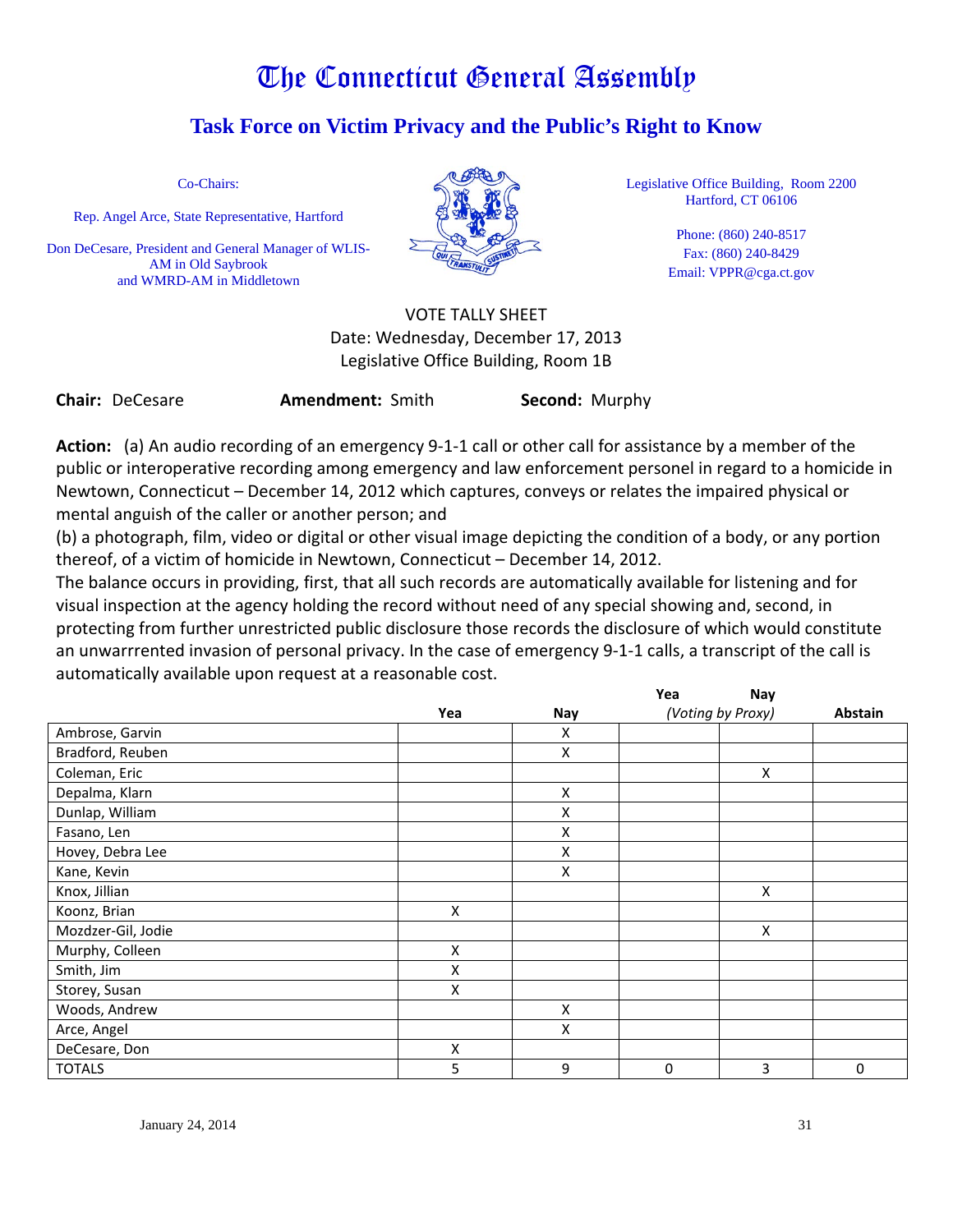# The Connecticut General Assembly

## Task Force on Victim Privacy and the Public's Right to Know

Co-Chairs:

Rep. Angel Arce, State Representative, Hartford

Don DeCesare, President and General Manager of WLIS-AM in Old Saybrook and WMRD-AM in Middletown

Legislative Office Building, Room 2200
Hartford, CT 06106

Phone: (860) 240-8517
Fax: (860) 240-8429
Email: VPPR@cga.ct.gov

VOTE TALLY SHEET
Date: Wednesday, December 17, 2013
Legislative Office Building, Room 1B

**Chair:** DeCesare **Amendment:** Smith **Second:** Murphy

**Action:** (a) An audio recording of an emergency 9-1-1 call or other call for assistance by a member of the public or interoperative recording among emergency and law enforcement personel in regard to a homicide in Newtown, Connecticut – December 14, 2012 which captures, conveys or relates the impaired physical or mental anguish of the caller or another person; and
(b) a photograph, film, video or digital or other visual image depicting the condition of a body, or any portion thereof, of a victim of homicide in Newtown, Connecticut – December 14, 2012.
The balance occurs in providing, first, that all such records are automatically available for listening and for visual inspection at the agency holding the record without need of any special showing and, second, in protecting from further unrestricted public disclosure those records the disclosure of which would constitute an unwarrrented invasion of personal privacy. In the case of emergency 9-1-1 calls, a transcript of the call is automatically available upon request at a reasonable cost.

| | Yea | Nay | Yea (Voting by Proxy) | Nay (Voting by Proxy) | Abstain |
|---|---|---|---|---|---|
| Ambrose, Garvin | | X | | | |
| Bradford, Reuben | | X | | | |
| Coleman, Eric | | | | X | |
| Depalma, Klarn | | X | | | |
| Dunlap, William | | X | | | |
| Fasano, Len | | X | | | |
| Hovey, Debra Lee | | X | | | |
| Kane, Kevin | | X | | | |
| Knox, Jillian | | | | X | |
| Koonz, Brian | X | | | | |
| Mozdzer-Gil, Jodie | | | | X | |
| Murphy, Colleen | X | | | | |
| Smith, Jim | X | | | | |
| Storey, Susan | X | | | | |
| Woods, Andrew | | X | | | |
| Arce, Angel | | X | | | |
| DeCesare, Don | X | | | | |
| TOTALS | 5 | 9 | 0 | 3 | 0 |

January 24, 2014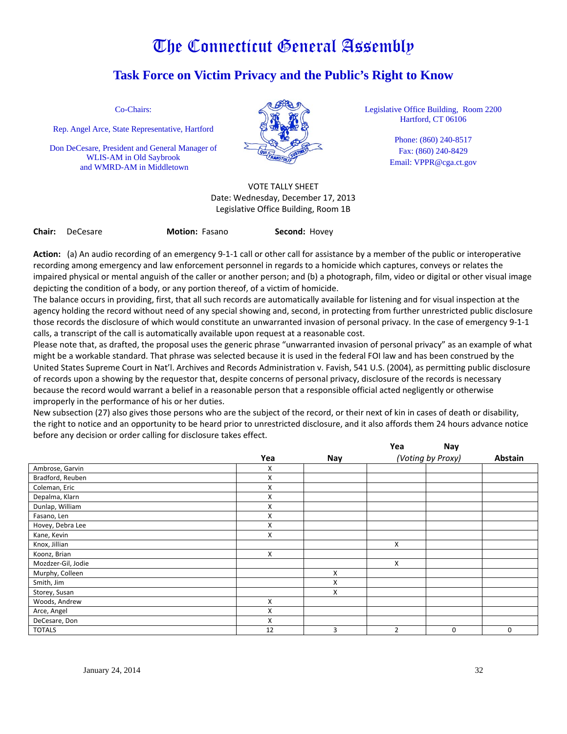# The Connecticut General Assembly

## Task Force on Victim Privacy and the Public's Right to Know

Co-Chairs:

Rep. Angel Arce, State Representative, Hartford

Don DeCesare, President and General Manager of WLIS-AM in Old Saybrook and WMRD-AM in Middletown

Legislative Office Building, Room 2200
Hartford, CT 06106

Phone: (860) 240-8517
Fax: (860) 240-8429
Email: VPPR@cga.ct.gov

VOTE TALLY SHEET
Date: Wednesday, December 17, 2013
Legislative Office Building, Room 1B

**Chair:** DeCesare **Motion:** Fasano **Second:** Hovey

**Action:** (a) An audio recording of an emergency 9-1-1 call or other call for assistance by a member of the public or interoperative recording among emergency and law enforcement personnel in regards to a homicide which captures, conveys or relates the impaired physical or mental anguish of the caller or another person; and (b) a photograph, film, video or digital or other visual image depicting the condition of a body, or any portion thereof, of a victim of homicide.

The balance occurs in providing, first, that all such records are automatically available for listening and for visual inspection at the agency holding the record without need of any special showing and, second, in protecting from further unrestricted public disclosure those records the disclosure of which would constitute an unwarranted invasion of personal privacy. In the case of emergency 9-1-1 calls, a transcript of the call is automatically available upon request at a reasonable cost.

Please note that, as drafted, the proposal uses the generic phrase "unwarranted invasion of personal privacy" as an example of what might be a workable standard. That phrase was selected because it is used in the federal FOI law and has been construed by the United States Supreme Court in Nat'l. Archives and Records Administration v. Favish, 541 U.S. (2004), as permitting public disclosure of records upon a showing by the requestor that, despite concerns of personal privacy, disclosure of the records is necessary because the record would warrant a belief in a reasonable person that a responsible official acted negligently or otherwise improperly in the performance of his or her duties.

New subsection (27) also gives those persons who are the subject of the record, or their next of kin in cases of death or disability, the right to notice and an opportunity to be heard prior to unrestricted disclosure, and it also affords them 24 hours advance notice before any decision or order calling for disclosure takes effect.

| | Yea | Nay | Yea (Voting by Proxy) | Nay (Voting by Proxy) | Abstain |
|---|---|---|---|---|---|
| Ambrose, Garvin | X | | | | |
| Bradford, Reuben | X | | | | |
| Coleman, Eric | X | | | | |
| Depalma, Klarn | X | | | | |
| Dunlap, William | X | | | | |
| Fasano, Len | X | | | | |
| Hovey, Debra Lee | X | | | | |
| Kane, Kevin | X | | | | |
| Knox, Jillian | | | X | | |
| Koonz, Brian | X | | | | |
| Mozdzer-Gil, Jodie | | | X | | |
| Murphy, Colleen | | X | | | |
| Smith, Jim | | X | | | |
| Storey, Susan | | X | | | |
| Woods, Andrew | X | | | | |
| Arce, Angel | X | | | | |
| DeCesare, Don | X | | | | |
| TOTALS | 12 | 3 | 2 | 0 | 0 |

January 24, 2014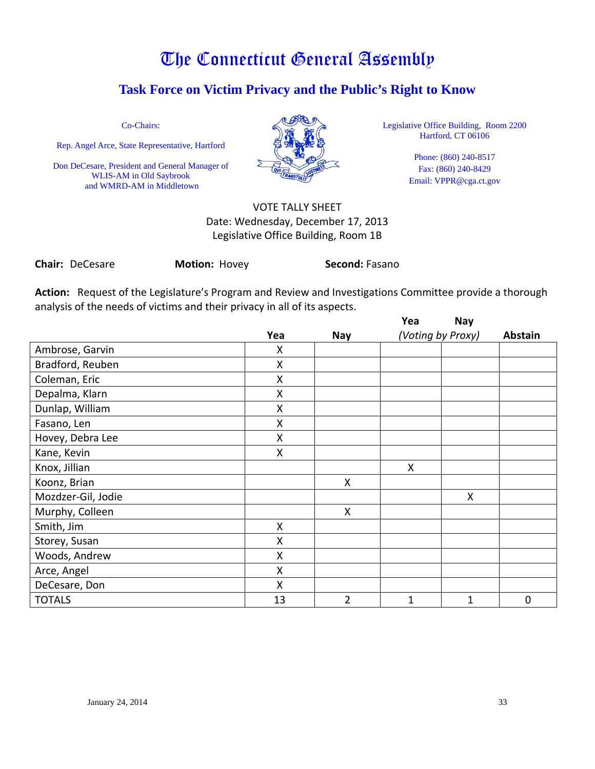# The Connecticut General Assembly

## Task Force on Victim Privacy and the Public's Right to Know

Co-Chairs:

Rep. Angel Arce, State Representative, Hartford

Don DeCesare, President and General Manager of WLIS-AM in Old Saybrook and WMRD-AM in Middletown

Legislative Office Building, Room 2200
Hartford, CT 06106

Phone: (860) 240-8517
Fax: (860) 240-8429
Email: VPPR@cga.ct.gov

VOTE TALLY SHEET
Date: Wednesday, December 17, 2013
Legislative Office Building, Room 1B

**Chair:** DeCesare **Motion:** Hovey **Second:** Fasano

**Action:** Request of the Legislature's Program and Review and Investigations Committee provide a thorough analysis of the needs of victims and their privacy in all of its aspects.

| | Yea | Nay | Yea *(Voting by Proxy)* | Nay *(Voting by Proxy)* | Abstain |
|---|---|---|---|---|---|
| Ambrose, Garvin | X | | | | |
| Bradford, Reuben | X | | | | |
| Coleman, Eric | X | | | | |
| Depalma, Klarn | X | | | | |
| Dunlap, William | X | | | | |
| Fasano, Len | X | | | | |
| Hovey, Debra Lee | X | | | | |
| Kane, Kevin | X | | | | |
| Knox, Jillian | | | X | | |
| Koonz, Brian | | X | | | |
| Mozdzer-Gil, Jodie | | | | X | |
| Murphy, Colleen | | X | | | |
| Smith, Jim | X | | | | |
| Storey, Susan | X | | | | |
| Woods, Andrew | X | | | | |
| Arce, Angel | X | | | | |
| DeCesare, Don | X | | | | |
| TOTALS | 13 | 2 | 1 | 1 | 0 |

January 24, 2014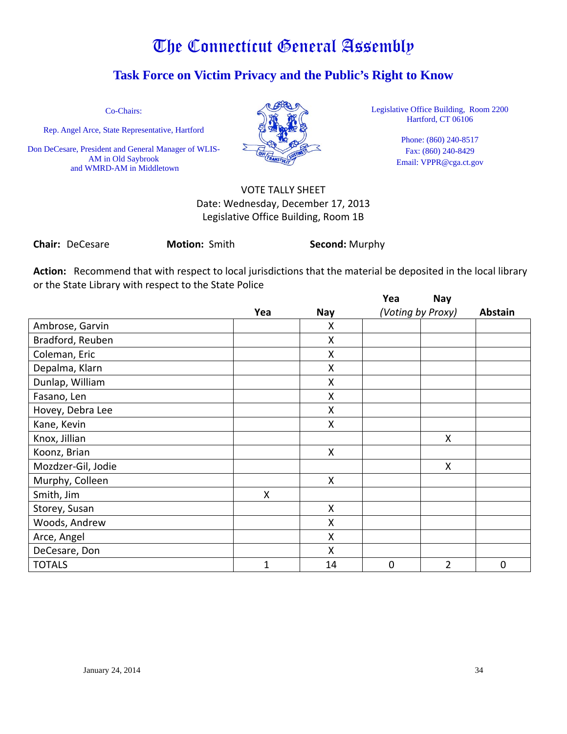# The Connecticut General Assembly

## Task Force on Victim Privacy and the Public's Right to Know

Co-Chairs:

Rep. Angel Arce, State Representative, Hartford

Don DeCesare, President and General Manager of WLIS-AM in Old Saybrook and WMRD-AM in Middletown

Legislative Office Building, Room 2200
Hartford, CT 06106

Phone: (860) 240-8517
Fax: (860) 240-8429
Email: VPPR@cga.ct.gov

VOTE TALLY SHEET
Date: Wednesday, December 17, 2013
Legislative Office Building, Room 1B

**Chair:** DeCesare **Motion:** Smith **Second:** Murphy

**Action:** Recommend that with respect to local jurisdictions that the material be deposited in the local library or the State Library with respect to the State Police

| | Yea | Nay | Yea *(Voting by Proxy)* | Nay *(Voting by Proxy)* | Abstain |
|---|---|---|---|---|---|
| Ambrose, Garvin | | X | | | |
| Bradford, Reuben | | X | | | |
| Coleman, Eric | | X | | | |
| Depalma, Klarn | | X | | | |
| Dunlap, William | | X | | | |
| Fasano, Len | | X | | | |
| Hovey, Debra Lee | | X | | | |
| Kane, Kevin | | X | | | |
| Knox, Jillian | | | | X | |
| Koonz, Brian | | X | | | |
| Mozdzer-Gil, Jodie | | | | X | |
| Murphy, Colleen | | X | | | |
| Smith, Jim | X | | | | |
| Storey, Susan | | X | | | |
| Woods, Andrew | | X | | | |
| Arce, Angel | | X | | | |
| DeCesare, Don | | X | | | |
| TOTALS | 1 | 14 | 0 | 2 | 0 |

January 24, 2014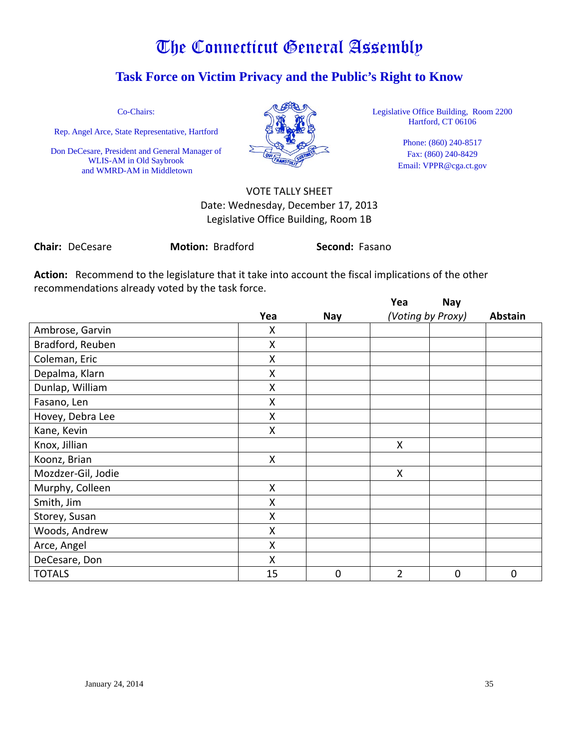# The Connecticut General Assembly

## Task Force on Victim Privacy and the Public's Right to Know

Co-Chairs:

Rep. Angel Arce, State Representative, Hartford

Don DeCesare, President and General Manager of WLIS-AM in Old Saybrook and WMRD-AM in Middletown

Legislative Office Building, Room 2200
Hartford, CT 06106

Phone: (860) 240-8517
Fax: (860) 240-8429
Email: VPPR@cga.ct.gov

VOTE TALLY SHEET
Date: Wednesday, December 17, 2013
Legislative Office Building, Room 1B

**Chair:** DeCesare **Motion:** Bradford **Second:** Fasano

**Action:** Recommend to the legislature that it take into account the fiscal implications of the other recommendations already voted by the task force.

| | Yea | Nay | Yea *(Voting by Proxy)* | Nay *(Voting by Proxy)* | Abstain |
|---|---|---|---|---|---|
| Ambrose, Garvin | X | | | | |
| Bradford, Reuben | X | | | | |
| Coleman, Eric | X | | | | |
| Depalma, Klarn | X | | | | |
| Dunlap, William | X | | | | |
| Fasano, Len | X | | | | |
| Hovey, Debra Lee | X | | | | |
| Kane, Kevin | X | | | | |
| Knox, Jillian | | | X | | |
| Koonz, Brian | X | | | | |
| Mozdzer-Gil, Jodie | | | X | | |
| Murphy, Colleen | X | | | | |
| Smith, Jim | X | | | | |
| Storey, Susan | X | | | | |
| Woods, Andrew | X | | | | |
| Arce, Angel | X | | | | |
| DeCesare, Don | X | | | | |
| TOTALS | 15 | 0 | 2 | 0 | 0 |

January 24, 2014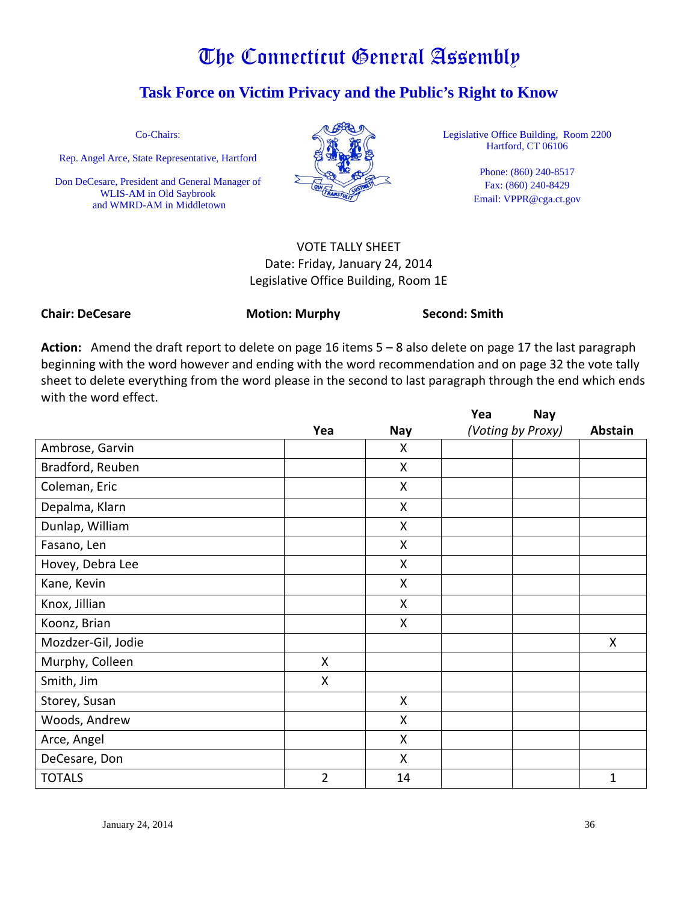# The Connecticut General Assembly

## Task Force on Victim Privacy and the Public's Right to Know

Co-Chairs:

Rep. Angel Arce, State Representative, Hartford

Don DeCesare, President and General Manager of WLIS-AM in Old Saybrook and WMRD-AM in Middletown

Legislative Office Building, Room 2200
Hartford, CT 06106

Phone: (860) 240-8517
Fax: (860) 240-8429
Email: VPPR@cga.ct.gov

VOTE TALLY SHEET
Date: Friday, January 24, 2014
Legislative Office Building, Room 1E

**Chair: DeCesare** **Motion: Murphy** **Second: Smith**

**Action:** Amend the draft report to delete on page 16 items 5 – 8 also delete on page 17 the last paragraph beginning with the word however and ending with the word recommendation and on page 32 the vote tally sheet to delete everything from the word please in the second to last paragraph through the end which ends with the word effect.

| | Yea | Nay | Yea (Voting by Proxy) | Nay (Voting by Proxy) | Abstain |
|---|---|---|---|---|---|
| Ambrose, Garvin | | X | | | |
| Bradford, Reuben | | X | | | |
| Coleman, Eric | | X | | | |
| Depalma, Klarn | | X | | | |
| Dunlap, William | | X | | | |
| Fasano, Len | | X | | | |
| Hovey, Debra Lee | | X | | | |
| Kane, Kevin | | X | | | |
| Knox, Jillian | | X | | | |
| Koonz, Brian | | X | | | |
| Mozdzer-Gil, Jodie | | | | | X |
| Murphy, Colleen | X | | | | |
| Smith, Jim | X | | | | |
| Storey, Susan | | X | | | |
| Woods, Andrew | | X | | | |
| Arce, Angel | | X | | | |
| DeCesare, Don | | X | | | |
| TOTALS | 2 | 14 | | | 1 |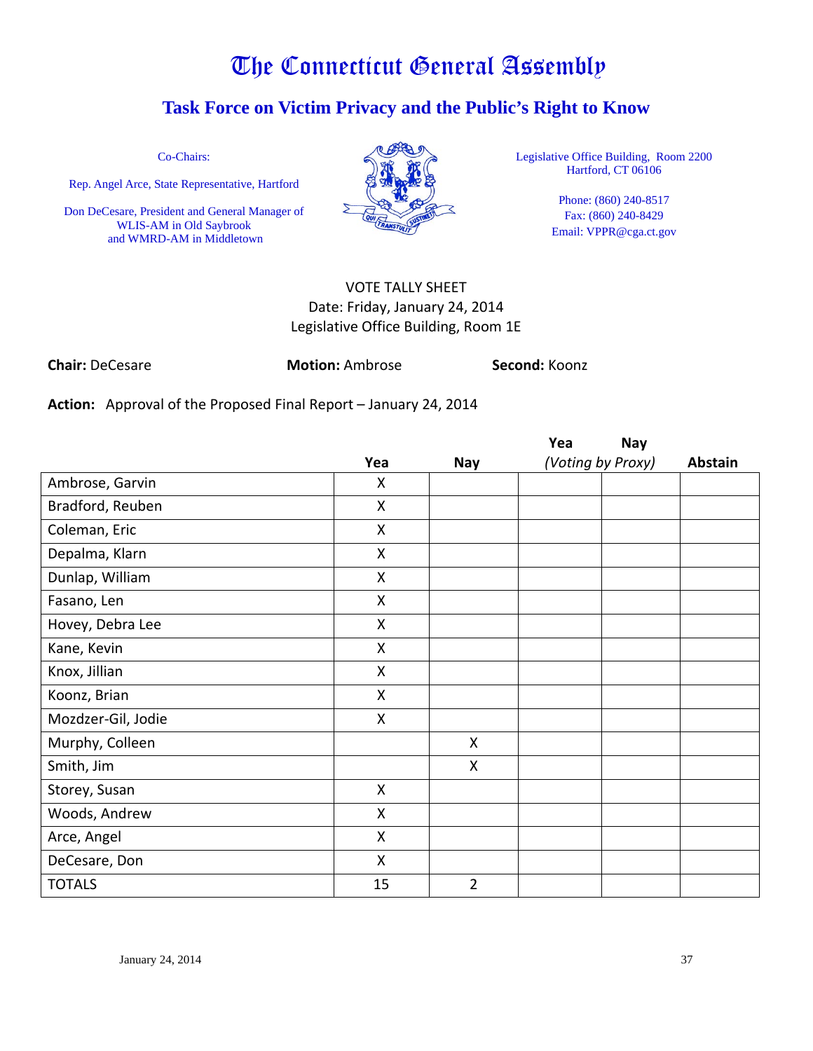# The Connecticut General Assembly

## Task Force on Victim Privacy and the Public's Right to Know

Co-Chairs:

Rep. Angel Arce, State Representative, Hartford

Don DeCesare, President and General Manager of WLIS-AM in Old Saybrook and WMRD-AM in Middletown

Legislative Office Building, Room 2200
Hartford, CT 06106

Phone: (860) 240-8517
Fax: (860) 240-8429
Email: VPPR@cga.ct.gov

VOTE TALLY SHEET
Date: Friday, January 24, 2014
Legislative Office Building, Room 1E

**Chair:** DeCesare **Motion:** Ambrose **Second:** Koonz

**Action:** Approval of the Proposed Final Report – January 24, 2014

| | Yea | Nay | Yea (Voting by Proxy) | Nay (Voting by Proxy) | Abstain |
|---|---|---|---|---|---|
| Ambrose, Garvin | X | | | | |
| Bradford, Reuben | X | | | | |
| Coleman, Eric | X | | | | |
| Depalma, Klarn | X | | | | |
| Dunlap, William | X | | | | |
| Fasano, Len | X | | | | |
| Hovey, Debra Lee | X | | | | |
| Kane, Kevin | X | | | | |
| Knox, Jillian | X | | | | |
| Koonz, Brian | X | | | | |
| Mozdzer-Gil, Jodie | X | | | | |
| Murphy, Colleen | | X | | | |
| Smith, Jim | | X | | | |
| Storey, Susan | X | | | | |
| Woods, Andrew | X | | | | |
| Arce, Angel | X | | | | |
| DeCesare, Don | X | | | | |
| TOTALS | 15 | 2 | | | |

January 24, 2014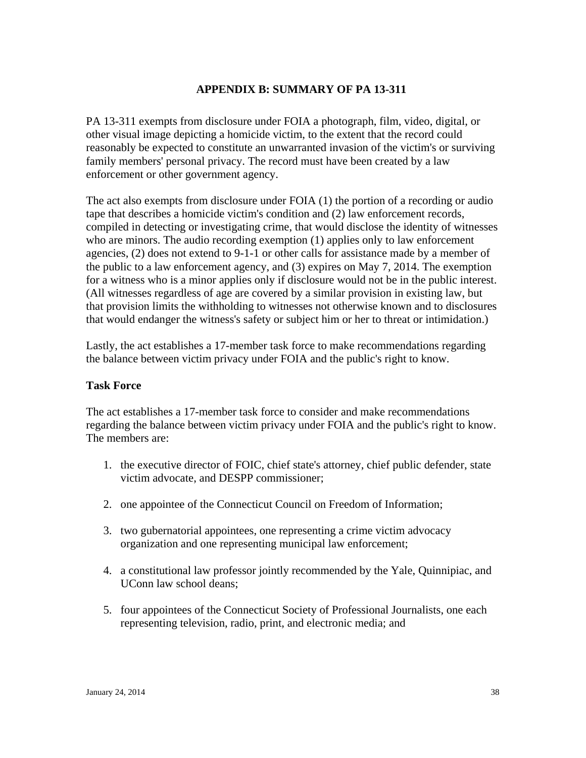## APPENDIX B: SUMMARY OF PA 13-311

PA 13-311 exempts from disclosure under FOIA a photograph, film, video, digital, or other visual image depicting a homicide victim, to the extent that the record could reasonably be expected to constitute an unwarranted invasion of the victim's or surviving family members' personal privacy. The record must have been created by a law enforcement or other government agency.

The act also exempts from disclosure under FOIA (1) the portion of a recording or audio tape that describes a homicide victim's condition and (2) law enforcement records, compiled in detecting or investigating crime, that would disclose the identity of witnesses who are minors. The audio recording exemption (1) applies only to law enforcement agencies, (2) does not extend to 9-1-1 or other calls for assistance made by a member of the public to a law enforcement agency, and (3) expires on May 7, 2014. The exemption for a witness who is a minor applies only if disclosure would not be in the public interest. (All witnesses regardless of age are covered by a similar provision in existing law, but that provision limits the withholding to witnesses not otherwise known and to disclosures that would endanger the witness's safety or subject him or her to threat or intimidation.)

Lastly, the act establishes a 17-member task force to make recommendations regarding the balance between victim privacy under FOIA and the public's right to know.

### Task Force

The act establishes a 17-member task force to consider and make recommendations regarding the balance between victim privacy under FOIA and the public's right to know. The members are:

1. the executive director of FOIC, chief state's attorney, chief public defender, state victim advocate, and DESPP commissioner;
2. one appointee of the Connecticut Council on Freedom of Information;
3. two gubernatorial appointees, one representing a crime victim advocacy organization and one representing municipal law enforcement;
4. a constitutional law professor jointly recommended by the Yale, Quinnipiac, and UConn law school deans;
5. four appointees of the Connecticut Society of Professional Journalists, one each representing television, radio, print, and electronic media; and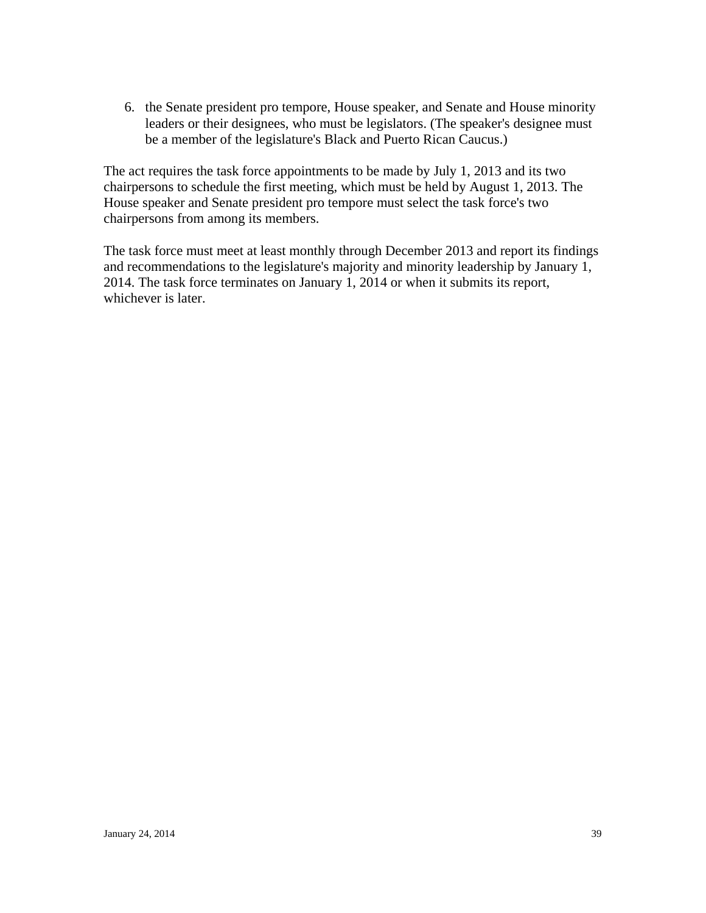6. the Senate president pro tempore, House speaker, and Senate and House minority leaders or their designees, who must be legislators. (The speaker's designee must be a member of the legislature's Black and Puerto Rican Caucus.)

The act requires the task force appointments to be made by July 1, 2013 and its two chairpersons to schedule the first meeting, which must be held by August 1, 2013. The House speaker and Senate president pro tempore must select the task force's two chairpersons from among its members.

The task force must meet at least monthly through December 2013 and report its findings and recommendations to the legislature's majority and minority leadership by January 1, 2014. The task force terminates on January 1, 2014 or when it submits its report, whichever is later.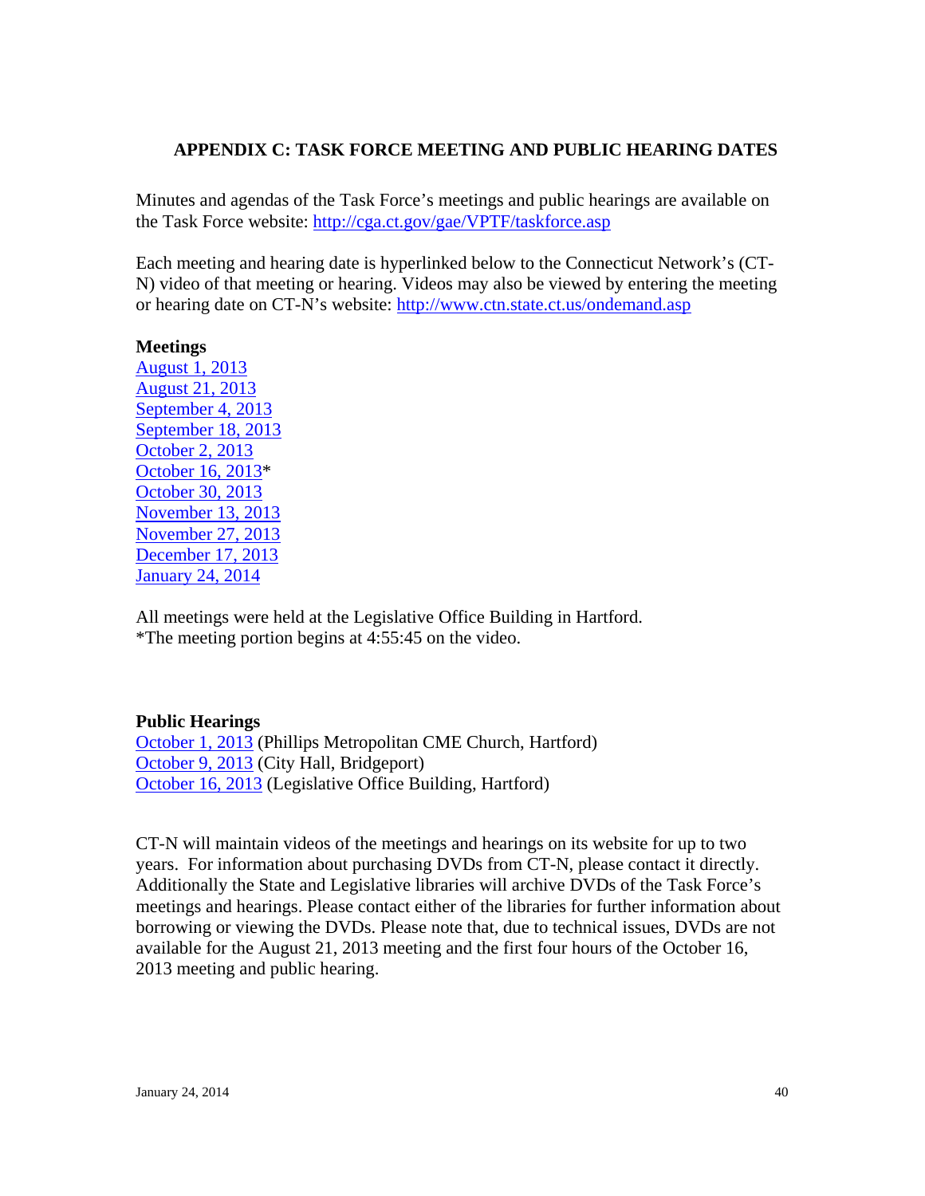## APPENDIX C: TASK FORCE MEETING AND PUBLIC HEARING DATES

Minutes and agendas of the Task Force's meetings and public hearings are available on the Task Force website: http://cga.ct.gov/gae/VPTF/taskforce.asp

Each meeting and hearing date is hyperlinked below to the Connecticut Network's (CT-N) video of that meeting or hearing. Videos may also be viewed by entering the meeting or hearing date on CT-N's website: http://www.ctn.state.ct.us/ondemand.asp

**Meetings**
August 1, 2013
August 21, 2013
September 4, 2013
September 18, 2013
October 2, 2013
October 16, 2013*
October 30, 2013
November 13, 2013
November 27, 2013
December 17, 2013
January 24, 2014

All meetings were held at the Legislative Office Building in Hartford.
*The meeting portion begins at 4:55:45 on the video.

**Public Hearings**
October 1, 2013 (Phillips Metropolitan CME Church, Hartford)
October 9, 2013 (City Hall, Bridgeport)
October 16, 2013 (Legislative Office Building, Hartford)

CT-N will maintain videos of the meetings and hearings on its website for up to two years. For information about purchasing DVDs from CT-N, please contact it directly. Additionally the State and Legislative libraries will archive DVDs of the Task Force's meetings and hearings. Please contact either of the libraries for further information about borrowing or viewing the DVDs. Please note that, due to technical issues, DVDs are not available for the August 21, 2013 meeting and the first four hours of the October 16, 2013 meeting and public hearing.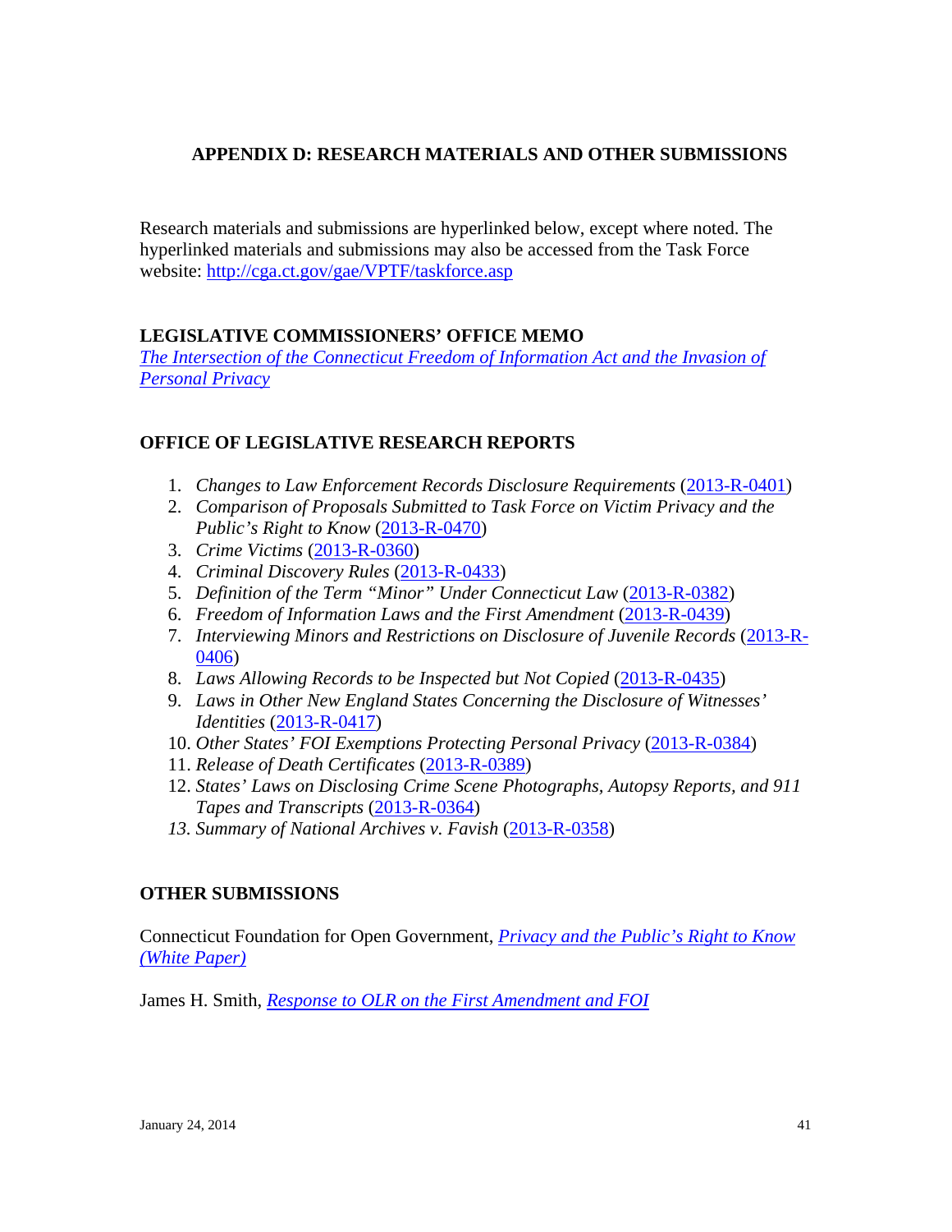# APPENDIX D: RESEARCH MATERIALS AND OTHER SUBMISSIONS

Research materials and submissions are hyperlinked below, except where noted. The hyperlinked materials and submissions may also be accessed from the Task Force website: http://cga.ct.gov/gae/VPTF/taskforce.asp

## LEGISLATIVE COMMISSIONERS' OFFICE MEMO

*The Intersection of the Connecticut Freedom of Information Act and the Invasion of Personal Privacy*

## OFFICE OF LEGISLATIVE RESEARCH REPORTS

1. *Changes to Law Enforcement Records Disclosure Requirements* (2013-R-0401)
2. *Comparison of Proposals Submitted to Task Force on Victim Privacy and the Public's Right to Know* (2013-R-0470)
3. *Crime Victims* (2013-R-0360)
4. *Criminal Discovery Rules* (2013-R-0433)
5. *Definition of the Term "Minor" Under Connecticut Law* (2013-R-0382)
6. *Freedom of Information Laws and the First Amendment* (2013-R-0439)
7. *Interviewing Minors and Restrictions on Disclosure of Juvenile Records* (2013-R-0406)
8. *Laws Allowing Records to be Inspected but Not Copied* (2013-R-0435)
9. *Laws in Other New England States Concerning the Disclosure of Witnesses' Identities* (2013-R-0417)
10. *Other States' FOI Exemptions Protecting Personal Privacy* (2013-R-0384)
11. *Release of Death Certificates* (2013-R-0389)
12. *States' Laws on Disclosing Crime Scene Photographs, Autopsy Reports, and 911 Tapes and Transcripts* (2013-R-0364)
13. *Summary of National Archives v. Favish* (2013-R-0358)

## OTHER SUBMISSIONS

Connecticut Foundation for Open Government, *Privacy and the Public's Right to Know (White Paper)*

James H. Smith, *Response to OLR on the First Amendment and FOI*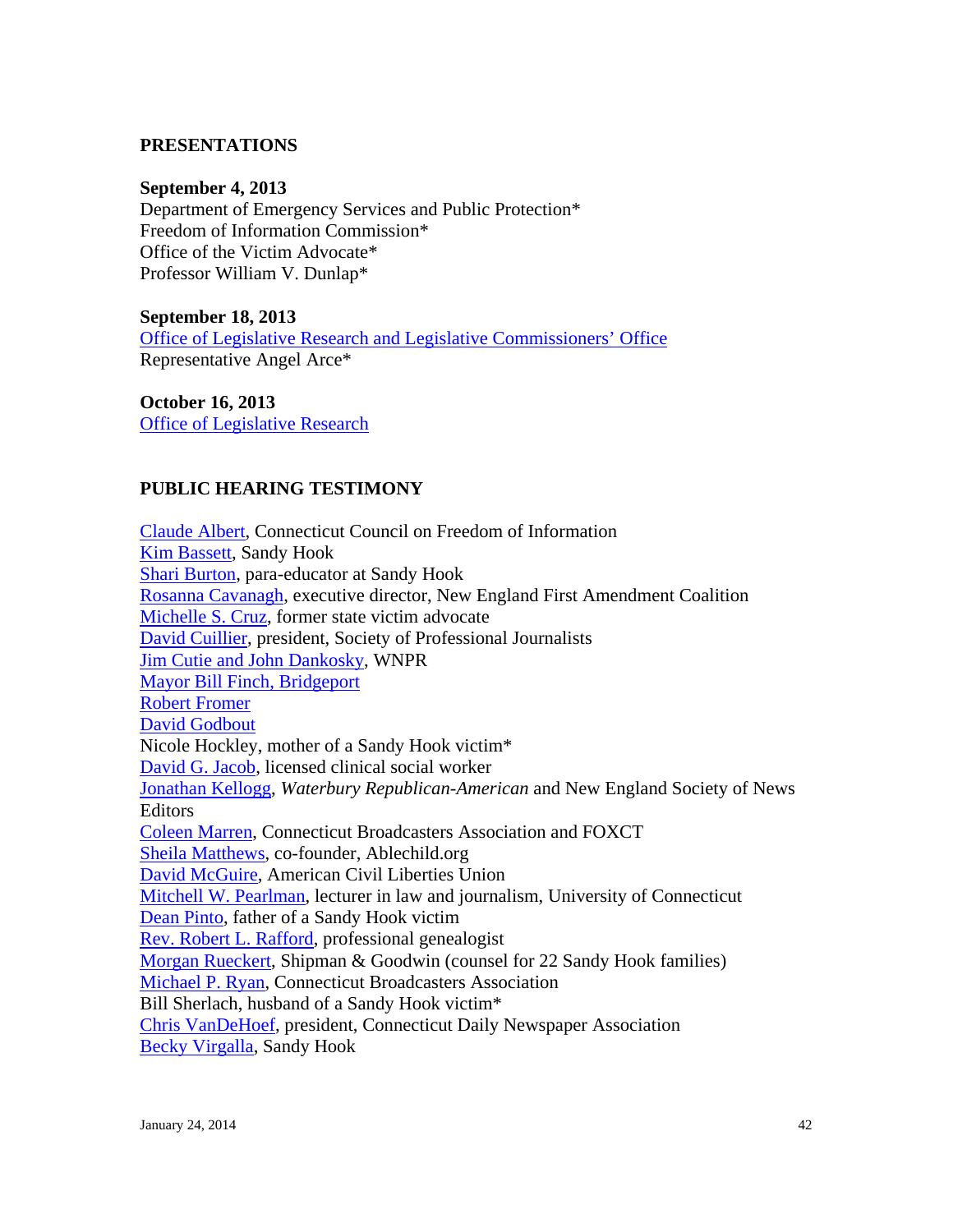## PRESENTATIONS

**September 4, 2013**
Department of Emergency Services and Public Protection*
Freedom of Information Commission*
Office of the Victim Advocate*
Professor William V. Dunlap*

**September 18, 2013**
Office of Legislative Research and Legislative Commissioners' Office
Representative Angel Arce*

**October 16, 2013**
Office of Legislative Research

## PUBLIC HEARING TESTIMONY

Claude Albert, Connecticut Council on Freedom of Information
Kim Bassett, Sandy Hook
Shari Burton, para-educator at Sandy Hook
Rosanna Cavanagh, executive director, New England First Amendment Coalition
Michelle S. Cruz, former state victim advocate
David Cuillier, president, Society of Professional Journalists
Jim Cutie and John Dankosky, WNPR
Mayor Bill Finch, Bridgeport
Robert Fromer
David Godbout
Nicole Hockley, mother of a Sandy Hook victim*
David G. Jacob, licensed clinical social worker
Jonathan Kellogg, *Waterbury Republican-American* and New England Society of News Editors
Coleen Marren, Connecticut Broadcasters Association and FOXCT
Sheila Matthews, co-founder, Ablechild.org
David McGuire, American Civil Liberties Union
Mitchell W. Pearlman, lecturer in law and journalism, University of Connecticut
Dean Pinto, father of a Sandy Hook victim
Rev. Robert L. Rafford, professional genealogist
Morgan Rueckert, Shipman & Goodwin (counsel for 22 Sandy Hook families)
Michael P. Ryan, Connecticut Broadcasters Association
Bill Sherlach, husband of a Sandy Hook victim*
Chris VanDeHoef, president, Connecticut Daily Newspaper Association
Becky Virgalla, Sandy Hook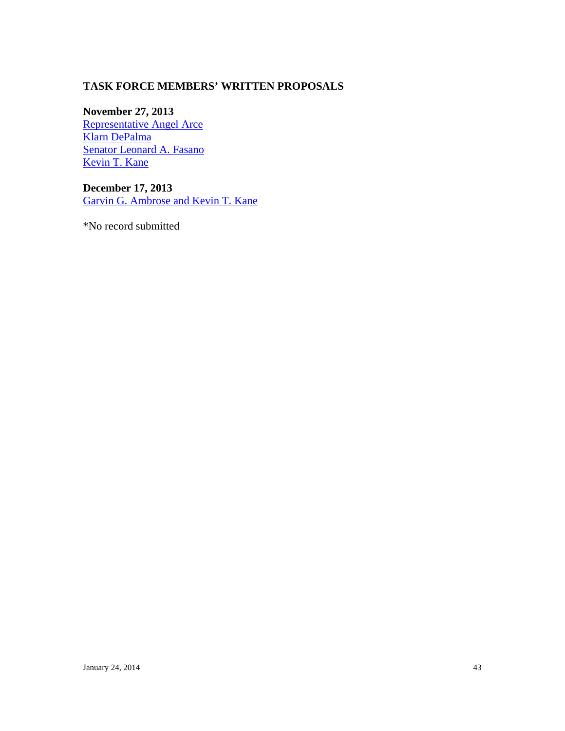## TASK FORCE MEMBERS' WRITTEN PROPOSALS

**November 27, 2013**
Representative Angel Arce
Klarn DePalma
Senator Leonard A. Fasano
Kevin T. Kane

**December 17, 2013**
Garvin G. Ambrose and Kevin T. Kane

*No record submitted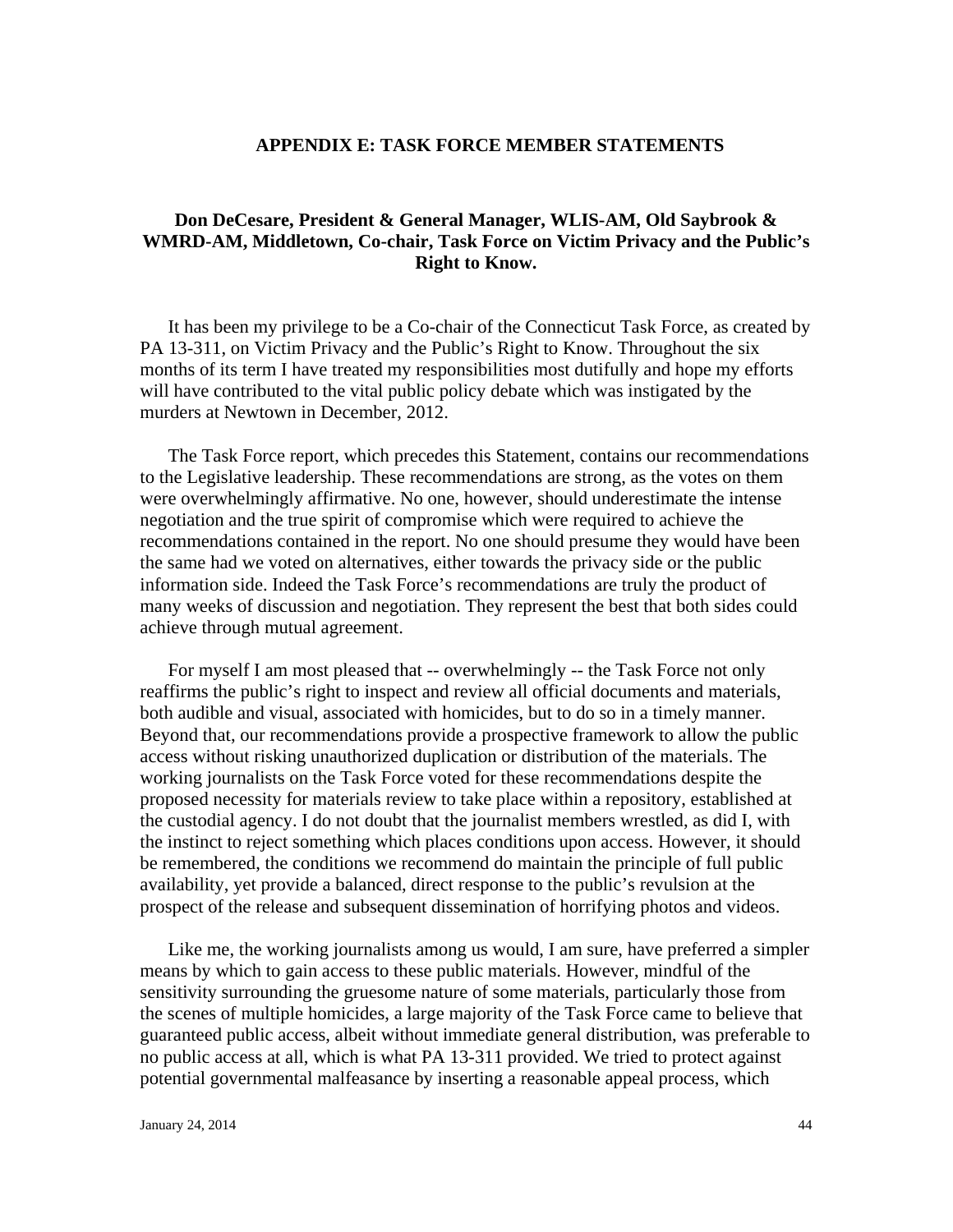## APPENDIX E: TASK FORCE MEMBER STATEMENTS

### Don DeCesare, President & General Manager, WLIS-AM, Old Saybrook & WMRD-AM, Middletown, Co-chair, Task Force on Victim Privacy and the Public's Right to Know.

It has been my privilege to be a Co-chair of the Connecticut Task Force, as created by PA 13-311, on Victim Privacy and the Public's Right to Know. Throughout the six months of its term I have treated my responsibilities most dutifully and hope my efforts will have contributed to the vital public policy debate which was instigated by the murders at Newtown in December, 2012.

The Task Force report, which precedes this Statement, contains our recommendations to the Legislative leadership. These recommendations are strong, as the votes on them were overwhelmingly affirmative. No one, however, should underestimate the intense negotiation and the true spirit of compromise which were required to achieve the recommendations contained in the report. No one should presume they would have been the same had we voted on alternatives, either towards the privacy side or the public information side. Indeed the Task Force's recommendations are truly the product of many weeks of discussion and negotiation. They represent the best that both sides could achieve through mutual agreement.

For myself I am most pleased that -- overwhelmingly -- the Task Force not only reaffirms the public's right to inspect and review all official documents and materials, both audible and visual, associated with homicides, but to do so in a timely manner. Beyond that, our recommendations provide a prospective framework to allow the public access without risking unauthorized duplication or distribution of the materials. The working journalists on the Task Force voted for these recommendations despite the proposed necessity for materials review to take place within a repository, established at the custodial agency. I do not doubt that the journalist members wrestled, as did I, with the instinct to reject something which places conditions upon access. However, it should be remembered, the conditions we recommend do maintain the principle of full public availability, yet provide a balanced, direct response to the public's revulsion at the prospect of the release and subsequent dissemination of horrifying photos and videos.

Like me, the working journalists among us would, I am sure, have preferred a simpler means by which to gain access to these public materials. However, mindful of the sensitivity surrounding the gruesome nature of some materials, particularly those from the scenes of multiple homicides, a large majority of the Task Force came to believe that guaranteed public access, albeit without immediate general distribution, was preferable to no public access at all, which is what PA 13-311 provided. We tried to protect against potential governmental malfeasance by inserting a reasonable appeal process, which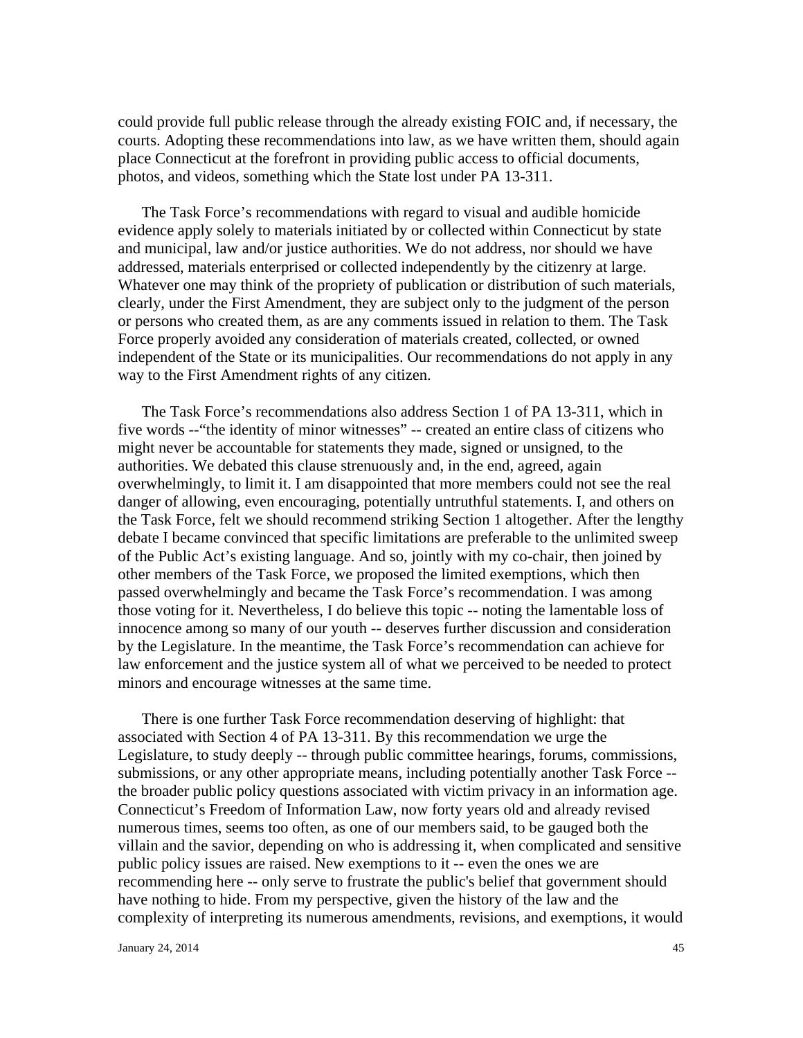could provide full public release through the already existing FOIC and, if necessary, the courts. Adopting these recommendations into law, as we have written them, should again place Connecticut at the forefront in providing public access to official documents, photos, and videos, something which the State lost under PA 13-311.

The Task Force's recommendations with regard to visual and audible homicide evidence apply solely to materials initiated by or collected within Connecticut by state and municipal, law and/or justice authorities. We do not address, nor should we have addressed, materials enterprised or collected independently by the citizenry at large. Whatever one may think of the propriety of publication or distribution of such materials, clearly, under the First Amendment, they are subject only to the judgment of the person or persons who created them, as are any comments issued in relation to them. The Task Force properly avoided any consideration of materials created, collected, or owned independent of the State or its municipalities. Our recommendations do not apply in any way to the First Amendment rights of any citizen.

The Task Force's recommendations also address Section 1 of PA 13-311, which in five words --"the identity of minor witnesses" -- created an entire class of citizens who might never be accountable for statements they made, signed or unsigned, to the authorities. We debated this clause strenuously and, in the end, agreed, again overwhelmingly, to limit it. I am disappointed that more members could not see the real danger of allowing, even encouraging, potentially untruthful statements. I, and others on the Task Force, felt we should recommend striking Section 1 altogether. After the lengthy debate I became convinced that specific limitations are preferable to the unlimited sweep of the Public Act's existing language. And so, jointly with my co-chair, then joined by other members of the Task Force, we proposed the limited exemptions, which then passed overwhelmingly and became the Task Force's recommendation. I was among those voting for it. Nevertheless, I do believe this topic -- noting the lamentable loss of innocence among so many of our youth -- deserves further discussion and consideration by the Legislature. In the meantime, the Task Force's recommendation can achieve for law enforcement and the justice system all of what we perceived to be needed to protect minors and encourage witnesses at the same time.

There is one further Task Force recommendation deserving of highlight: that associated with Section 4 of PA 13-311. By this recommendation we urge the Legislature, to study deeply -- through public committee hearings, forums, commissions, submissions, or any other appropriate means, including potentially another Task Force -- the broader public policy questions associated with victim privacy in an information age. Connecticut's Freedom of Information Law, now forty years old and already revised numerous times, seems too often, as one of our members said, to be gauged both the villain and the savior, depending on who is addressing it, when complicated and sensitive public policy issues are raised. New exemptions to it -- even the ones we are recommending here -- only serve to frustrate the public's belief that government should have nothing to hide. From my perspective, given the history of the law and the complexity of interpreting its numerous amendments, revisions, and exemptions, it would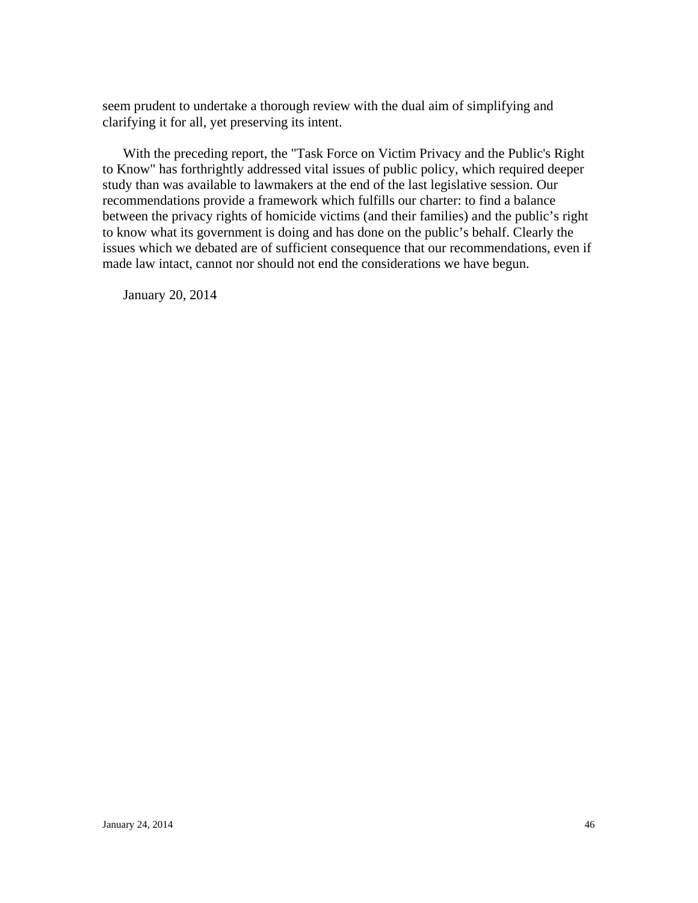seem prudent to undertake a thorough review with the dual aim of simplifying and clarifying it for all, yet preserving its intent.

With the preceding report, the "Task Force on Victim Privacy and the Public's Right to Know" has forthrightly addressed vital issues of public policy, which required deeper study than was available to lawmakers at the end of the last legislative session. Our recommendations provide a framework which fulfills our charter: to find a balance between the privacy rights of homicide victims (and their families) and the public’s right to know what its government is doing and has done on the public’s behalf. Clearly the issues which we debated are of sufficient consequence that our recommendations, even if made law intact, cannot nor should not end the considerations we have begun.

January 20, 2014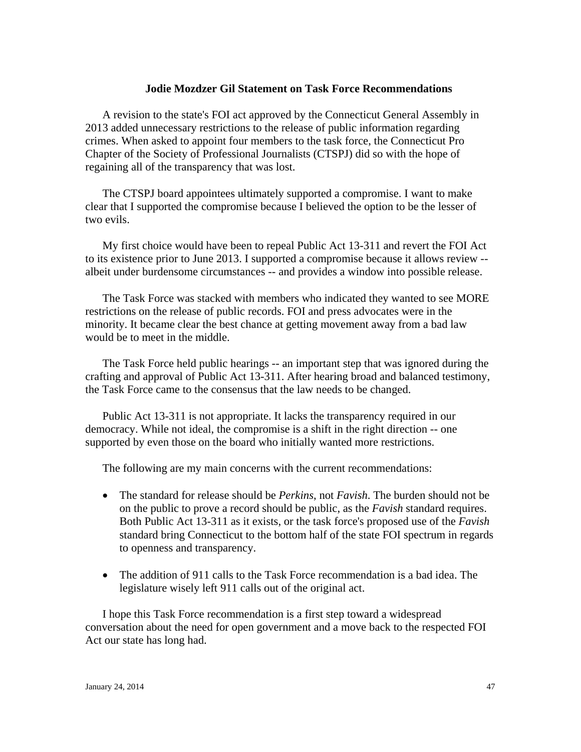### Jodie Mozdzer Gil Statement on Task Force Recommendations

A revision to the state's FOI act approved by the Connecticut General Assembly in 2013 added unnecessary restrictions to the release of public information regarding crimes. When asked to appoint four members to the task force, the Connecticut Pro Chapter of the Society of Professional Journalists (CTSPJ) did so with the hope of regaining all of the transparency that was lost.

The CTSPJ board appointees ultimately supported a compromise. I want to make clear that I supported the compromise because I believed the option to be the lesser of two evils.

My first choice would have been to repeal Public Act 13-311 and revert the FOI Act to its existence prior to June 2013. I supported a compromise because it allows review -- albeit under burdensome circumstances -- and provides a window into possible release.

The Task Force was stacked with members who indicated they wanted to see MORE restrictions on the release of public records. FOI and press advocates were in the minority. It became clear the best chance at getting movement away from a bad law would be to meet in the middle.

The Task Force held public hearings -- an important step that was ignored during the crafting and approval of Public Act 13-311. After hearing broad and balanced testimony, the Task Force came to the consensus that the law needs to be changed.

Public Act 13-311 is not appropriate. It lacks the transparency required in our democracy. While not ideal, the compromise is a shift in the right direction -- one supported by even those on the board who initially wanted more restrictions.

The following are my main concerns with the current recommendations:

- The standard for release should be *Perkins*, not *Favish*. The burden should not be on the public to prove a record should be public, as the *Favish* standard requires. Both Public Act 13-311 as it exists, or the task force's proposed use of the *Favish* standard bring Connecticut to the bottom half of the state FOI spectrum in regards to openness and transparency.

- The addition of 911 calls to the Task Force recommendation is a bad idea. The legislature wisely left 911 calls out of the original act.

I hope this Task Force recommendation is a first step toward a widespread conversation about the need for open government and a move back to the respected FOI Act our state has long had.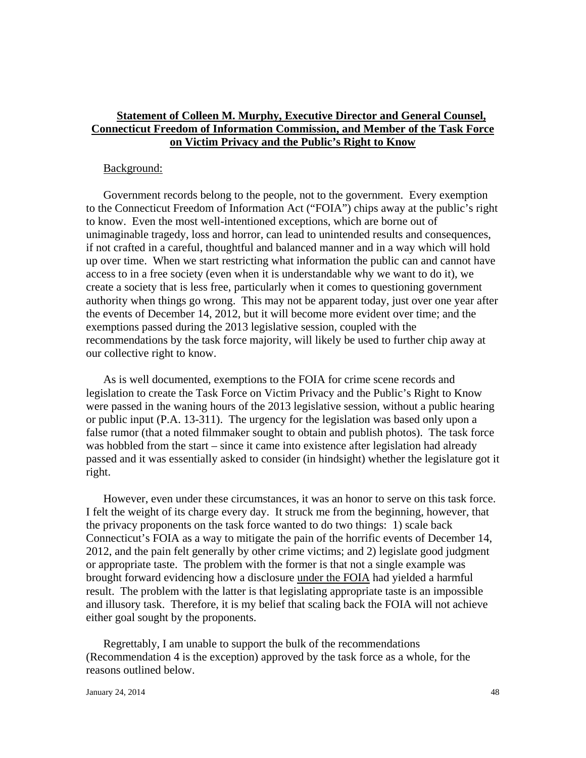## Statement of Colleen M. Murphy, Executive Director and General Counsel, Connecticut Freedom of Information Commission, and Member of the Task Force on Victim Privacy and the Public's Right to Know

Background:

Government records belong to the people, not to the government. Every exemption to the Connecticut Freedom of Information Act ("FOIA") chips away at the public's right to know. Even the most well-intentioned exceptions, which are borne out of unimaginable tragedy, loss and horror, can lead to unintended results and consequences, if not crafted in a careful, thoughtful and balanced manner and in a way which will hold up over time. When we start restricting what information the public can and cannot have access to in a free society (even when it is understandable why we want to do it), we create a society that is less free, particularly when it comes to questioning government authority when things go wrong. This may not be apparent today, just over one year after the events of December 14, 2012, but it will become more evident over time; and the exemptions passed during the 2013 legislative session, coupled with the recommendations by the task force majority, will likely be used to further chip away at our collective right to know.

As is well documented, exemptions to the FOIA for crime scene records and legislation to create the Task Force on Victim Privacy and the Public's Right to Know were passed in the waning hours of the 2013 legislative session, without a public hearing or public input (P.A. 13-311). The urgency for the legislation was based only upon a false rumor (that a noted filmmaker sought to obtain and publish photos). The task force was hobbled from the start – since it came into existence after legislation had already passed and it was essentially asked to consider (in hindsight) whether the legislature got it right.

However, even under these circumstances, it was an honor to serve on this task force. I felt the weight of its charge every day. It struck me from the beginning, however, that the privacy proponents on the task force wanted to do two things: 1) scale back Connecticut's FOIA as a way to mitigate the pain of the horrific events of December 14, 2012, and the pain felt generally by other crime victims; and 2) legislate good judgment or appropriate taste. The problem with the former is that not a single example was brought forward evidencing how a disclosure under the FOIA had yielded a harmful result. The problem with the latter is that legislating appropriate taste is an impossible and illusory task. Therefore, it is my belief that scaling back the FOIA will not achieve either goal sought by the proponents.

Regrettably, I am unable to support the bulk of the recommendations (Recommendation 4 is the exception) approved by the task force as a whole, for the reasons outlined below.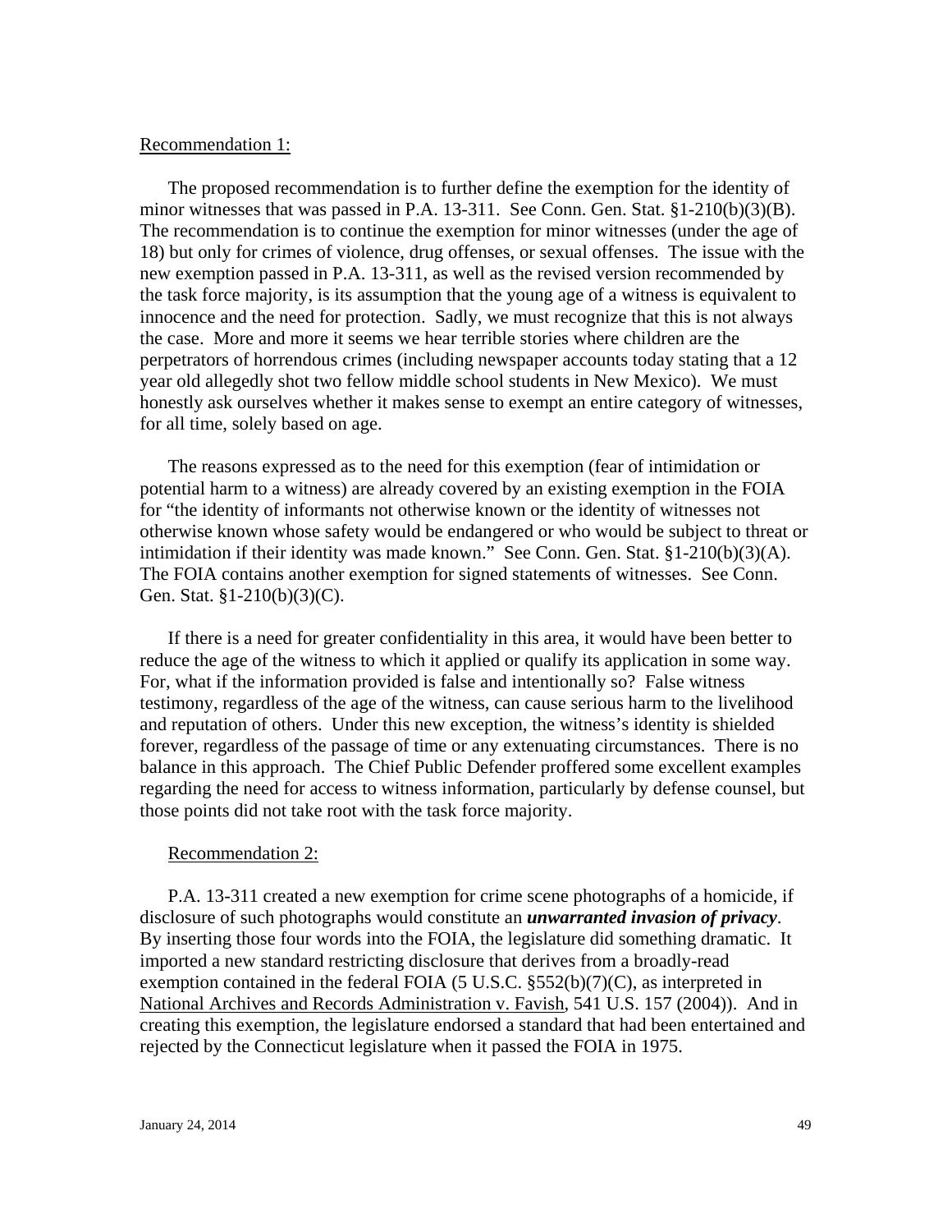Recommendation 1:

The proposed recommendation is to further define the exemption for the identity of minor witnesses that was passed in P.A. 13-311. See Conn. Gen. Stat. §1-210(b)(3)(B). The recommendation is to continue the exemption for minor witnesses (under the age of 18) but only for crimes of violence, drug offenses, or sexual offenses. The issue with the new exemption passed in P.A. 13-311, as well as the revised version recommended by the task force majority, is its assumption that the young age of a witness is equivalent to innocence and the need for protection. Sadly, we must recognize that this is not always the case. More and more it seems we hear terrible stories where children are the perpetrators of horrendous crimes (including newspaper accounts today stating that a 12 year old allegedly shot two fellow middle school students in New Mexico). We must honestly ask ourselves whether it makes sense to exempt an entire category of witnesses, for all time, solely based on age.

The reasons expressed as to the need for this exemption (fear of intimidation or potential harm to a witness) are already covered by an existing exemption in the FOIA for "the identity of informants not otherwise known or the identity of witnesses not otherwise known whose safety would be endangered or who would be subject to threat or intimidation if their identity was made known." See Conn. Gen. Stat. §1-210(b)(3)(A). The FOIA contains another exemption for signed statements of witnesses. See Conn. Gen. Stat. §1-210(b)(3)(C).

If there is a need for greater confidentiality in this area, it would have been better to reduce the age of the witness to which it applied or qualify its application in some way. For, what if the information provided is false and intentionally so? False witness testimony, regardless of the age of the witness, can cause serious harm to the livelihood and reputation of others. Under this new exception, the witness's identity is shielded forever, regardless of the passage of time or any extenuating circumstances. There is no balance in this approach. The Chief Public Defender proffered some excellent examples regarding the need for access to witness information, particularly by defense counsel, but those points did not take root with the task force majority.

Recommendation 2:

P.A. 13-311 created a new exemption for crime scene photographs of a homicide, if disclosure of such photographs would constitute an ***unwarranted invasion of privacy***. By inserting those four words into the FOIA, the legislature did something dramatic. It imported a new standard restricting disclosure that derives from a broadly-read exemption contained in the federal FOIA (5 U.S.C. §552(b)(7)(C), as interpreted in National Archives and Records Administration v. Favish, 541 U.S. 157 (2004)). And in creating this exemption, the legislature endorsed a standard that had been entertained and rejected by the Connecticut legislature when it passed the FOIA in 1975.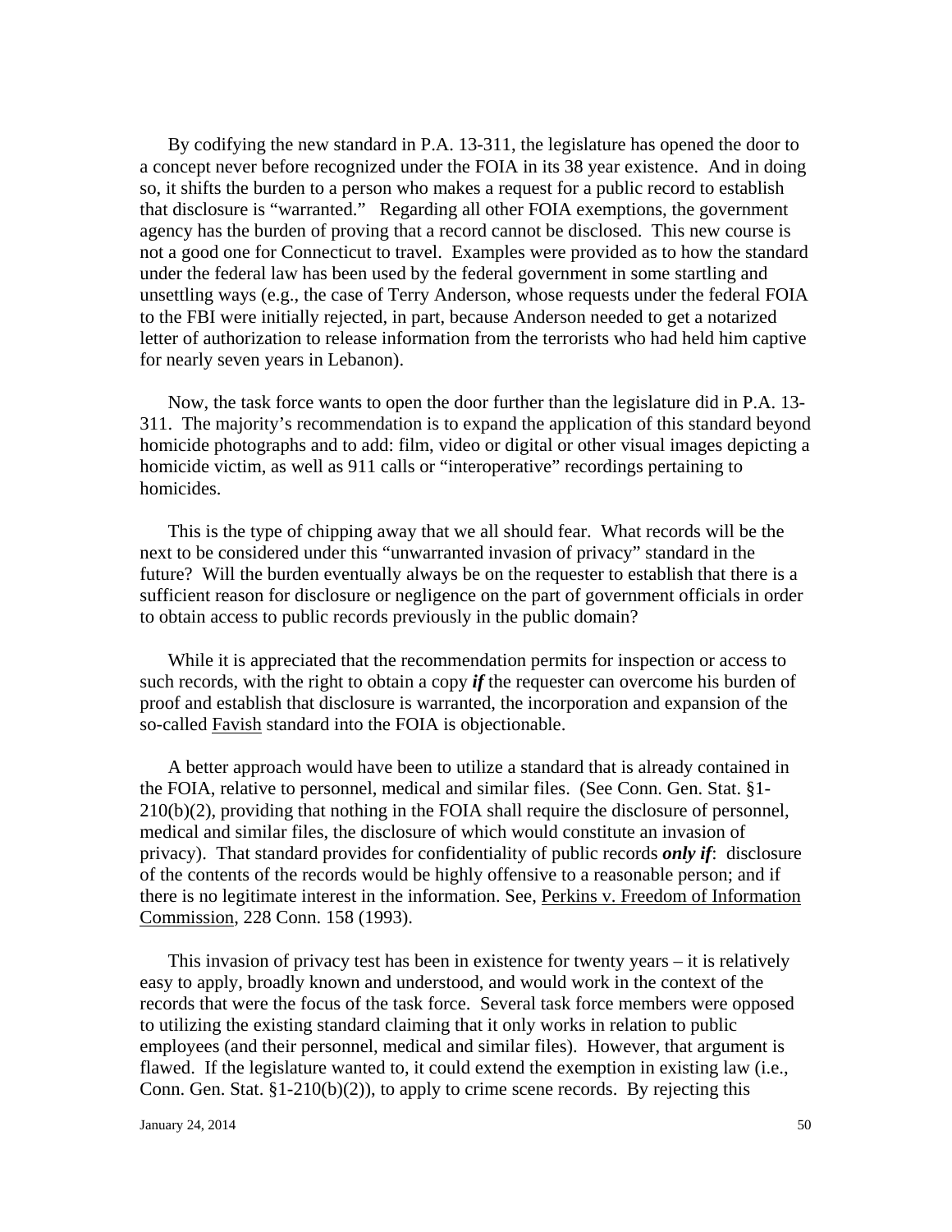By codifying the new standard in P.A. 13-311, the legislature has opened the door to a concept never before recognized under the FOIA in its 38 year existence. And in doing so, it shifts the burden to a person who makes a request for a public record to establish that disclosure is "warranted." Regarding all other FOIA exemptions, the government agency has the burden of proving that a record cannot be disclosed. This new course is not a good one for Connecticut to travel. Examples were provided as to how the standard under the federal law has been used by the federal government in some startling and unsettling ways (e.g., the case of Terry Anderson, whose requests under the federal FOIA to the FBI were initially rejected, in part, because Anderson needed to get a notarized letter of authorization to release information from the terrorists who had held him captive for nearly seven years in Lebanon).

Now, the task force wants to open the door further than the legislature did in P.A. 13-311. The majority's recommendation is to expand the application of this standard beyond homicide photographs and to add: film, video or digital or other visual images depicting a homicide victim, as well as 911 calls or "interoperative" recordings pertaining to homicides.

This is the type of chipping away that we all should fear. What records will be the next to be considered under this "unwarranted invasion of privacy" standard in the future? Will the burden eventually always be on the requester to establish that there is a sufficient reason for disclosure or negligence on the part of government officials in order to obtain access to public records previously in the public domain?

While it is appreciated that the recommendation permits for inspection or access to such records, with the right to obtain a copy ***if*** the requester can overcome his burden of proof and establish that disclosure is warranted, the incorporation and expansion of the so-called Favish standard into the FOIA is objectionable.

A better approach would have been to utilize a standard that is already contained in the FOIA, relative to personnel, medical and similar files. (See Conn. Gen. Stat. §1-210(b)(2), providing that nothing in the FOIA shall require the disclosure of personnel, medical and similar files, the disclosure of which would constitute an invasion of privacy). That standard provides for confidentiality of public records ***only if***: disclosure of the contents of the records would be highly offensive to a reasonable person; and if there is no legitimate interest in the information. See, Perkins v. Freedom of Information Commission, 228 Conn. 158 (1993).

This invasion of privacy test has been in existence for twenty years – it is relatively easy to apply, broadly known and understood, and would work in the context of the records that were the focus of the task force. Several task force members were opposed to utilizing the existing standard claiming that it only works in relation to public employees (and their personnel, medical and similar files). However, that argument is flawed. If the legislature wanted to, it could extend the exemption in existing law (i.e., Conn. Gen. Stat. §1-210(b)(2)), to apply to crime scene records. By rejecting this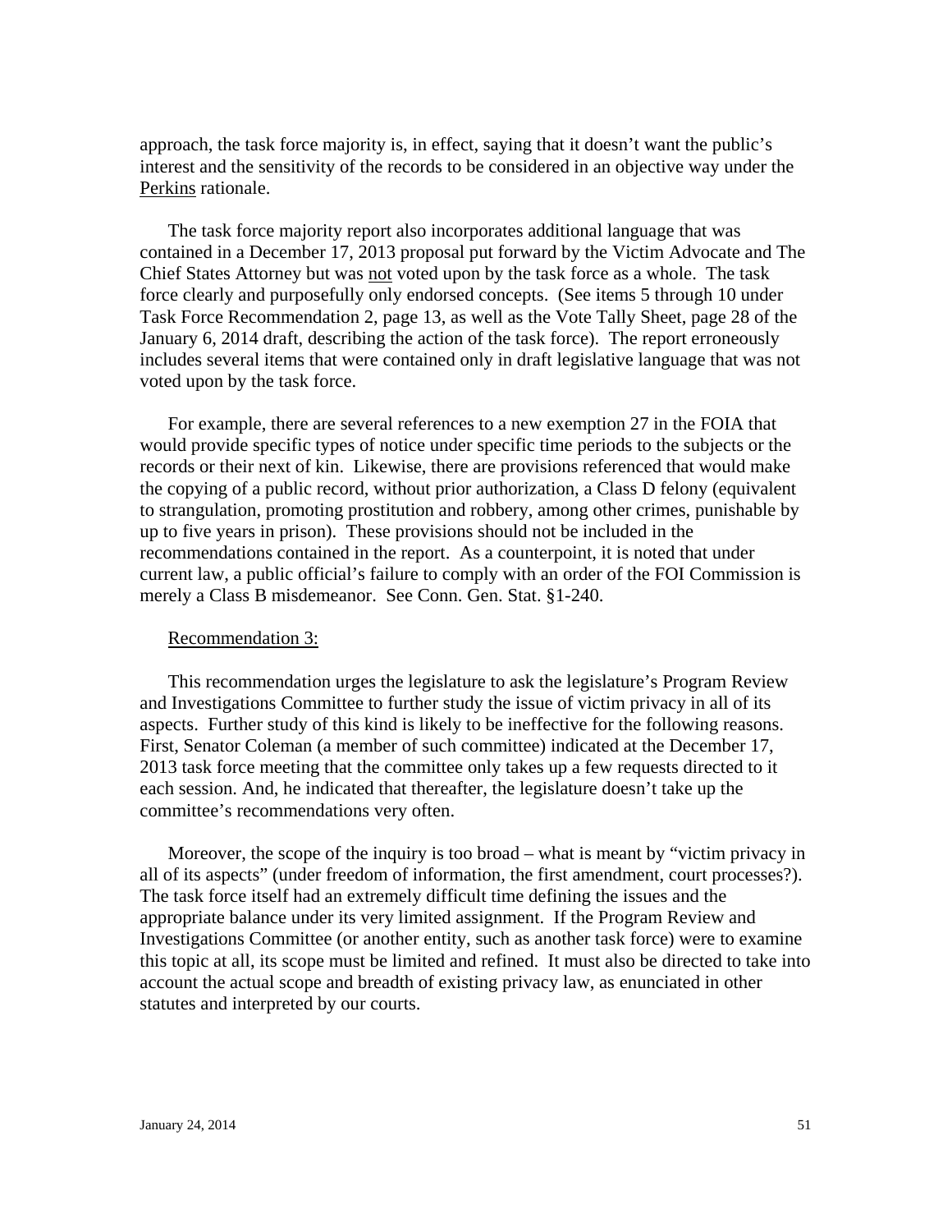approach, the task force majority is, in effect, saying that it doesn't want the public's interest and the sensitivity of the records to be considered in an objective way under the Perkins rationale.

The task force majority report also incorporates additional language that was contained in a December 17, 2013 proposal put forward by the Victim Advocate and The Chief States Attorney but was not voted upon by the task force as a whole. The task force clearly and purposefully only endorsed concepts. (See items 5 through 10 under Task Force Recommendation 2, page 13, as well as the Vote Tally Sheet, page 28 of the January 6, 2014 draft, describing the action of the task force). The report erroneously includes several items that were contained only in draft legislative language that was not voted upon by the task force.

For example, there are several references to a new exemption 27 in the FOIA that would provide specific types of notice under specific time periods to the subjects or the records or their next of kin. Likewise, there are provisions referenced that would make the copying of a public record, without prior authorization, a Class D felony (equivalent to strangulation, promoting prostitution and robbery, among other crimes, punishable by up to five years in prison). These provisions should not be included in the recommendations contained in the report. As a counterpoint, it is noted that under current law, a public official's failure to comply with an order of the FOI Commission is merely a Class B misdemeanor. See Conn. Gen. Stat. §1-240.

Recommendation 3:

This recommendation urges the legislature to ask the legislature's Program Review and Investigations Committee to further study the issue of victim privacy in all of its aspects. Further study of this kind is likely to be ineffective for the following reasons. First, Senator Coleman (a member of such committee) indicated at the December 17, 2013 task force meeting that the committee only takes up a few requests directed to it each session. And, he indicated that thereafter, the legislature doesn't take up the committee's recommendations very often.

Moreover, the scope of the inquiry is too broad – what is meant by "victim privacy in all of its aspects" (under freedom of information, the first amendment, court processes?). The task force itself had an extremely difficult time defining the issues and the appropriate balance under its very limited assignment. If the Program Review and Investigations Committee (or another entity, such as another task force) were to examine this topic at all, its scope must be limited and refined. It must also be directed to take into account the actual scope and breadth of existing privacy law, as enunciated in other statutes and interpreted by our courts.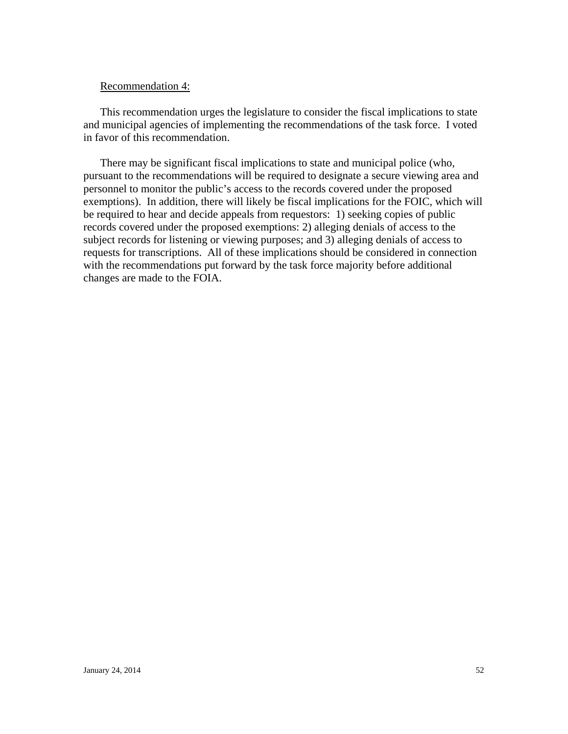<u>Recommendation 4:</u>

This recommendation urges the legislature to consider the fiscal implications to state and municipal agencies of implementing the recommendations of the task force. I voted in favor of this recommendation.

There may be significant fiscal implications to state and municipal police (who, pursuant to the recommendations will be required to designate a secure viewing area and personnel to monitor the public's access to the records covered under the proposed exemptions). In addition, there will likely be fiscal implications for the FOIC, which will be required to hear and decide appeals from requestors: 1) seeking copies of public records covered under the proposed exemptions: 2) alleging denials of access to the subject records for listening or viewing purposes; and 3) alleging denials of access to requests for transcriptions. All of these implications should be considered in connection with the recommendations put forward by the task force majority before additional changes are made to the FOIA.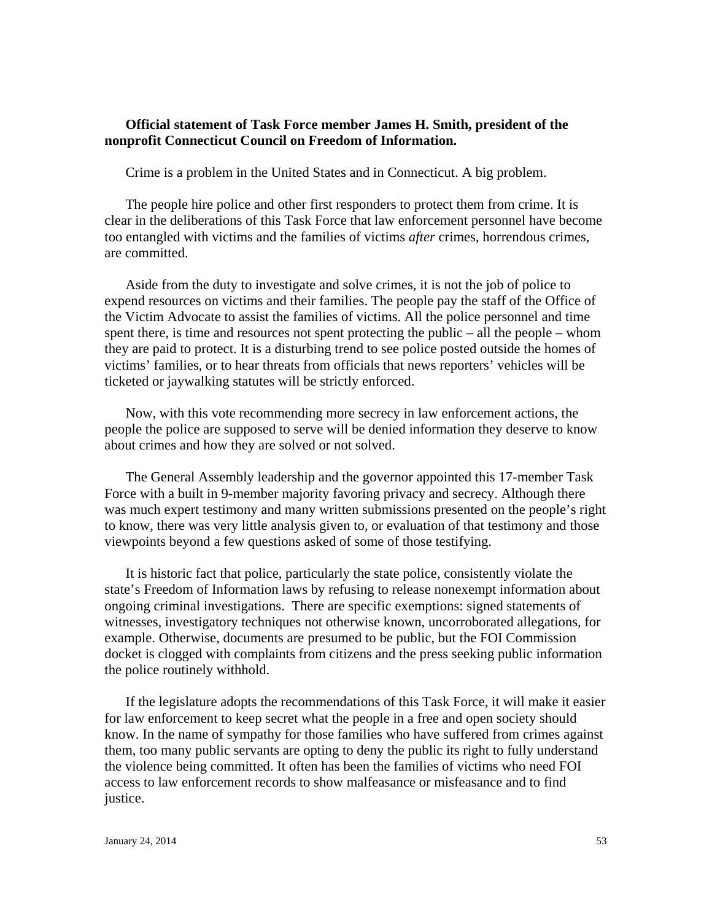**Official statement of Task Force member James H. Smith, president of the nonprofit Connecticut Council on Freedom of Information.**

Crime is a problem in the United States and in Connecticut. A big problem.

The people hire police and other first responders to protect them from crime. It is clear in the deliberations of this Task Force that law enforcement personnel have become too entangled with victims and the families of victims *after* crimes, horrendous crimes, are committed.

Aside from the duty to investigate and solve crimes, it is not the job of police to expend resources on victims and their families. The people pay the staff of the Office of the Victim Advocate to assist the families of victims. All the police personnel and time spent there, is time and resources not spent protecting the public – all the people – whom they are paid to protect. It is a disturbing trend to see police posted outside the homes of victims' families, or to hear threats from officials that news reporters' vehicles will be ticketed or jaywalking statutes will be strictly enforced.

Now, with this vote recommending more secrecy in law enforcement actions, the people the police are supposed to serve will be denied information they deserve to know about crimes and how they are solved or not solved.

The General Assembly leadership and the governor appointed this 17-member Task Force with a built in 9-member majority favoring privacy and secrecy. Although there was much expert testimony and many written submissions presented on the people's right to know, there was very little analysis given to, or evaluation of that testimony and those viewpoints beyond a few questions asked of some of those testifying.

It is historic fact that police, particularly the state police, consistently violate the state's Freedom of Information laws by refusing to release nonexempt information about ongoing criminal investigations. There are specific exemptions: signed statements of witnesses, investigatory techniques not otherwise known, uncorroborated allegations, for example. Otherwise, documents are presumed to be public, but the FOI Commission docket is clogged with complaints from citizens and the press seeking public information the police routinely withhold.

If the legislature adopts the recommendations of this Task Force, it will make it easier for law enforcement to keep secret what the people in a free and open society should know. In the name of sympathy for those families who have suffered from crimes against them, too many public servants are opting to deny the public its right to fully understand the violence being committed. It often has been the families of victims who need FOI access to law enforcement records to show malfeasance or misfeasance and to find justice.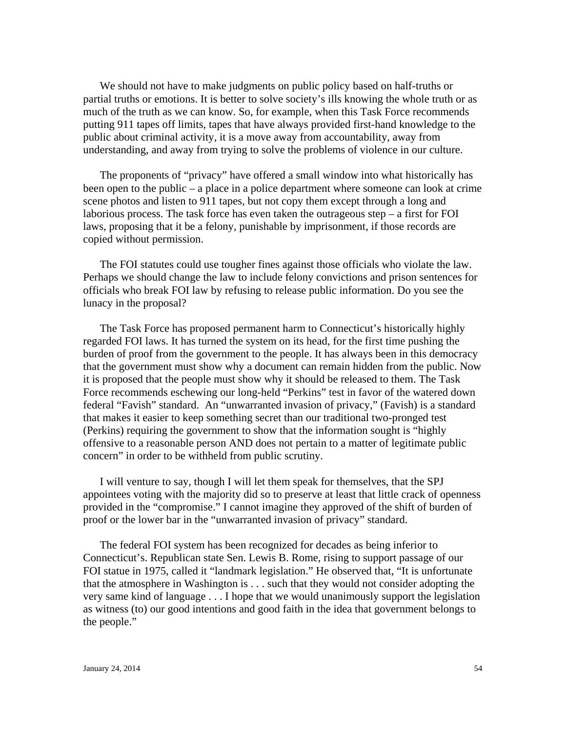We should not have to make judgments on public policy based on half-truths or partial truths or emotions. It is better to solve society's ills knowing the whole truth or as much of the truth as we can know. So, for example, when this Task Force recommends putting 911 tapes off limits, tapes that have always provided first-hand knowledge to the public about criminal activity, it is a move away from accountability, away from understanding, and away from trying to solve the problems of violence in our culture.

The proponents of "privacy" have offered a small window into what historically has been open to the public – a place in a police department where someone can look at crime scene photos and listen to 911 tapes, but not copy them except through a long and laborious process. The task force has even taken the outrageous step – a first for FOI laws, proposing that it be a felony, punishable by imprisonment, if those records are copied without permission.

The FOI statutes could use tougher fines against those officials who violate the law. Perhaps we should change the law to include felony convictions and prison sentences for officials who break FOI law by refusing to release public information. Do you see the lunacy in the proposal?

The Task Force has proposed permanent harm to Connecticut's historically highly regarded FOI laws. It has turned the system on its head, for the first time pushing the burden of proof from the government to the people. It has always been in this democracy that the government must show why a document can remain hidden from the public. Now it is proposed that the people must show why it should be released to them. The Task Force recommends eschewing our long-held "Perkins" test in favor of the watered down federal "Favish" standard. An "unwarranted invasion of privacy," (Favish) is a standard that makes it easier to keep something secret than our traditional two-pronged test (Perkins) requiring the government to show that the information sought is "highly offensive to a reasonable person AND does not pertain to a matter of legitimate public concern" in order to be withheld from public scrutiny.

I will venture to say, though I will let them speak for themselves, that the SPJ appointees voting with the majority did so to preserve at least that little crack of openness provided in the "compromise." I cannot imagine they approved of the shift of burden of proof or the lower bar in the "unwarranted invasion of privacy" standard.

The federal FOI system has been recognized for decades as being inferior to Connecticut's. Republican state Sen. Lewis B. Rome, rising to support passage of our FOI statue in 1975, called it "landmark legislation." He observed that, "It is unfortunate that the atmosphere in Washington is . . . such that they would not consider adopting the very same kind of language . . . I hope that we would unanimously support the legislation as witness (to) our good intentions and good faith in the idea that government belongs to the people."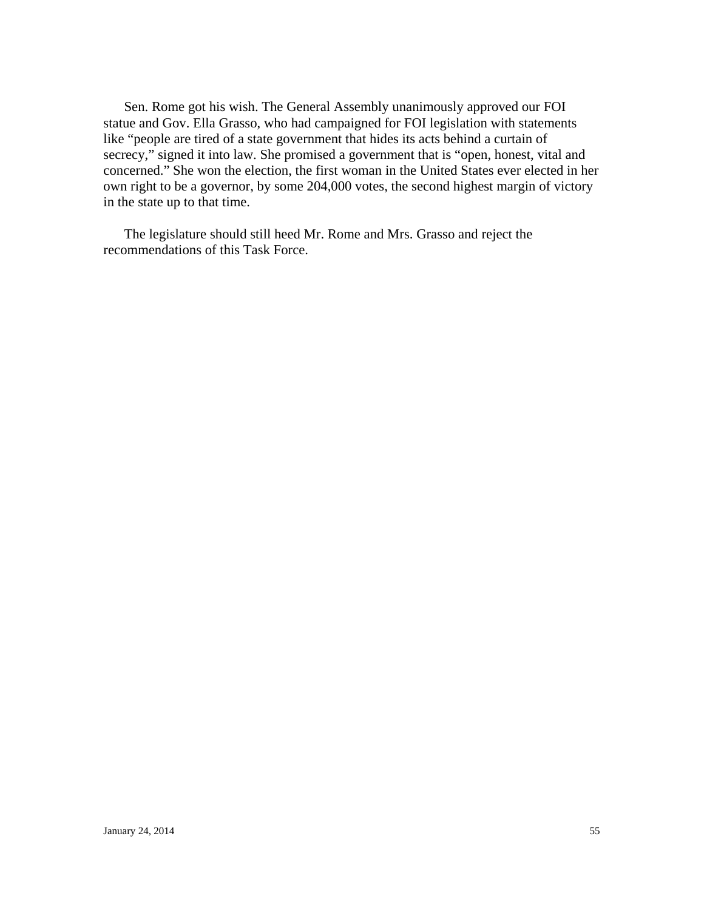Sen. Rome got his wish. The General Assembly unanimously approved our FOI statue and Gov. Ella Grasso, who had campaigned for FOI legislation with statements like "people are tired of a state government that hides its acts behind a curtain of secrecy," signed it into law. She promised a government that is "open, honest, vital and concerned." She won the election, the first woman in the United States ever elected in her own right to be a governor, by some 204,000 votes, the second highest margin of victory in the state up to that time.

The legislature should still heed Mr. Rome and Mrs. Grasso and reject the recommendations of this Task Force.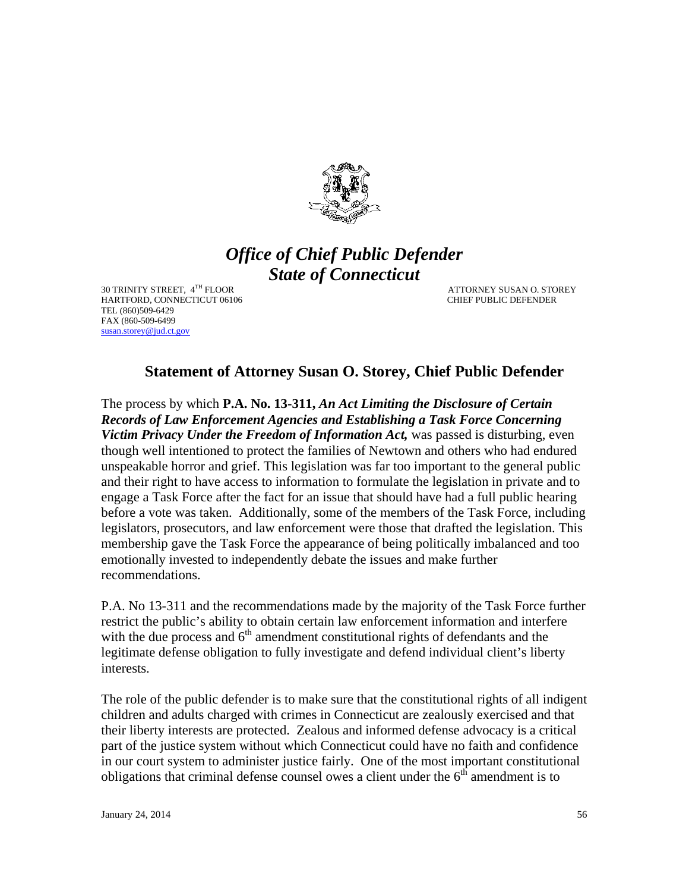# *Office of Chief Public Defender*
# *State of Connecticut*

30 TRINITY STREET, 4TH FLOOR
HARTFORD, CONNECTICUT 06106
TEL (860)509-6429
FAX (860-509-6499
susan.storey@jud.ct.gov

ATTORNEY SUSAN O. STOREY
CHIEF PUBLIC DEFENDER

## Statement of Attorney Susan O. Storey, Chief Public Defender

The process by which **P.A. No. 13-311,** ***An Act Limiting the Disclosure of Certain Records of Law Enforcement Agencies and Establishing a Task Force Concerning Victim Privacy Under the Freedom of Information Act,*** was passed is disturbing, even though well intentioned to protect the families of Newtown and others who had endured unspeakable horror and grief. This legislation was far too important to the general public and their right to have access to information to formulate the legislation in private and to engage a Task Force after the fact for an issue that should have had a full public hearing before a vote was taken. Additionally, some of the members of the Task Force, including legislators, prosecutors, and law enforcement were those that drafted the legislation. This membership gave the Task Force the appearance of being politically imbalanced and too emotionally invested to independently debate the issues and make further recommendations.

P.A. No 13-311 and the recommendations made by the majority of the Task Force further restrict the public's ability to obtain certain law enforcement information and interfere with the due process and 6th amendment constitutional rights of defendants and the legitimate defense obligation to fully investigate and defend individual client's liberty interests.

The role of the public defender is to make sure that the constitutional rights of all indigent children and adults charged with crimes in Connecticut are zealously exercised and that their liberty interests are protected. Zealous and informed defense advocacy is a critical part of the justice system without which Connecticut could have no faith and confidence in our court system to administer justice fairly. One of the most important constitutional obligations that criminal defense counsel owes a client under the 6th amendment is to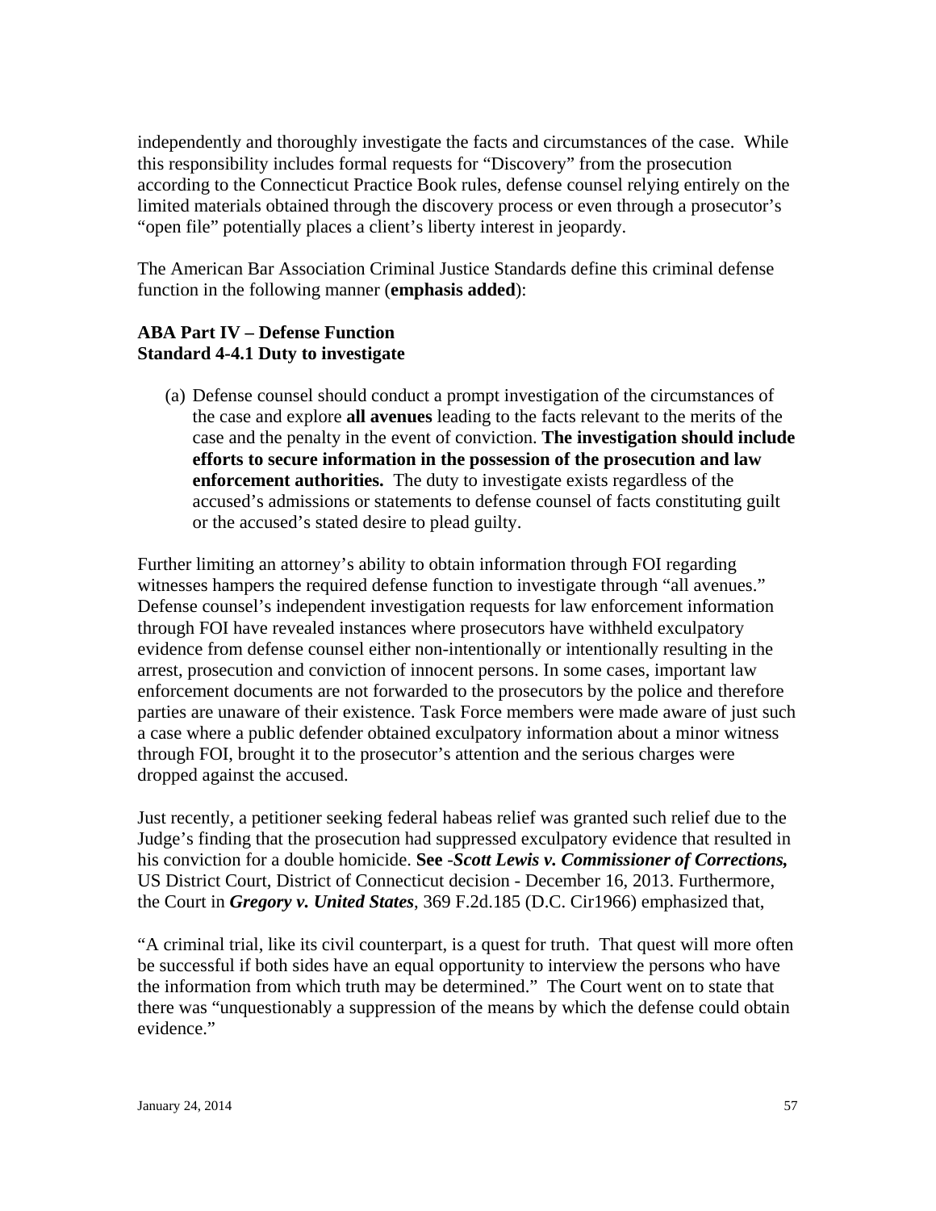independently and thoroughly investigate the facts and circumstances of the case. While this responsibility includes formal requests for "Discovery" from the prosecution according to the Connecticut Practice Book rules, defense counsel relying entirely on the limited materials obtained through the discovery process or even through a prosecutor's "open file" potentially places a client's liberty interest in jeopardy.

The American Bar Association Criminal Justice Standards define this criminal defense function in the following manner (**emphasis added**):

**ABA Part IV – Defense Function**
**Standard 4-4.1 Duty to investigate**

(a) Defense counsel should conduct a prompt investigation of the circumstances of the case and explore **all avenues** leading to the facts relevant to the merits of the case and the penalty in the event of conviction. **The investigation should include efforts to secure information in the possession of the prosecution and law enforcement authorities.** The duty to investigate exists regardless of the accused's admissions or statements to defense counsel of facts constituting guilt or the accused's stated desire to plead guilty.

Further limiting an attorney's ability to obtain information through FOI regarding witnesses hampers the required defense function to investigate through "all avenues." Defense counsel's independent investigation requests for law enforcement information through FOI have revealed instances where prosecutors have withheld exculpatory evidence from defense counsel either non-intentionally or intentionally resulting in the arrest, prosecution and conviction of innocent persons. In some cases, important law enforcement documents are not forwarded to the prosecutors by the police and therefore parties are unaware of their existence. Task Force members were made aware of just such a case where a public defender obtained exculpatory information about a minor witness through FOI, brought it to the prosecutor's attention and the serious charges were dropped against the accused.

Just recently, a petitioner seeking federal habeas relief was granted such relief due to the Judge's finding that the prosecution had suppressed exculpatory evidence that resulted in his conviction for a double homicide. **See** -***Scott Lewis v. Commissioner of Corrections,*** US District Court, District of Connecticut decision - December 16, 2013. Furthermore, the Court in ***Gregory v. United States***, 369 F.2d.185 (D.C. Cir1966) emphasized that,

"A criminal trial, like its civil counterpart, is a quest for truth. That quest will more often be successful if both sides have an equal opportunity to interview the persons who have the information from which truth may be determined." The Court went on to state that there was "unquestionably a suppression of the means by which the defense could obtain evidence."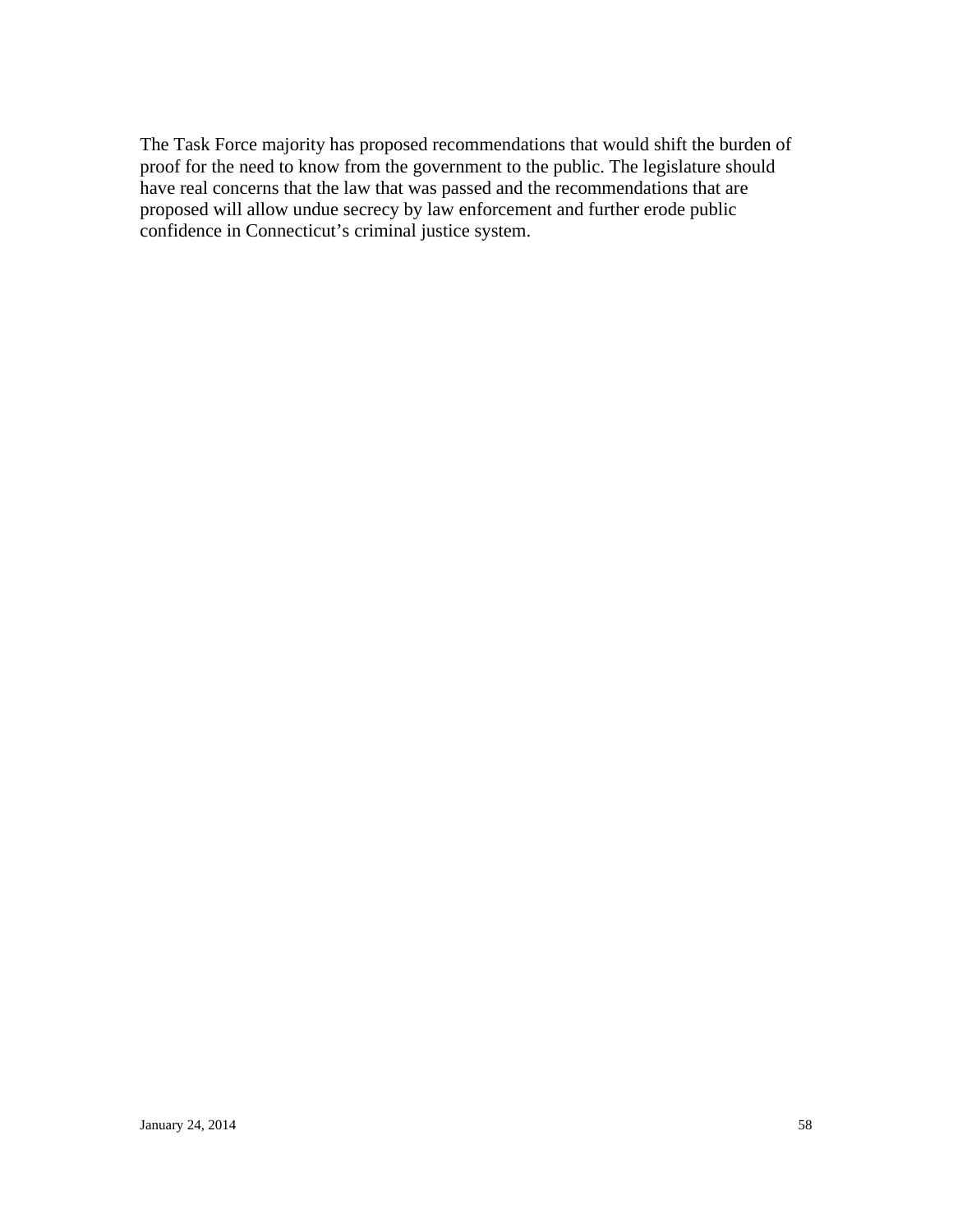The Task Force majority has proposed recommendations that would shift the burden of proof for the need to know from the government to the public. The legislature should have real concerns that the law that was passed and the recommendations that are proposed will allow undue secrecy by law enforcement and further erode public confidence in Connecticut's criminal justice system.